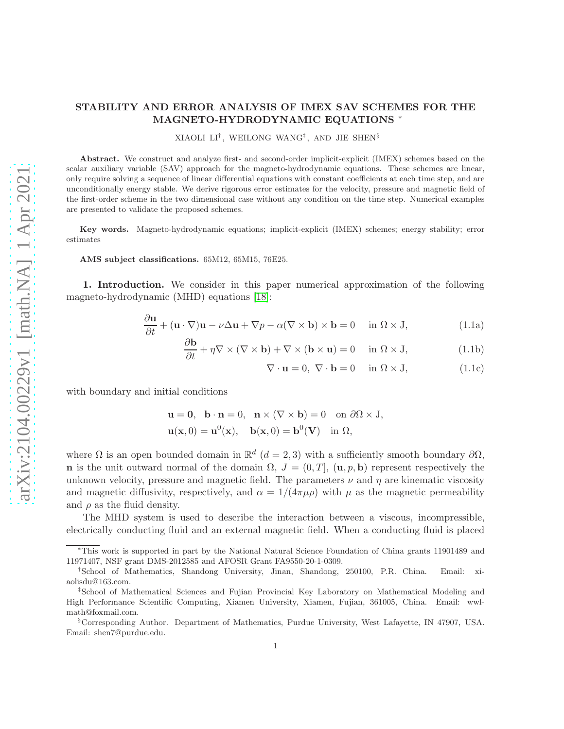# STABILITY AND ERROR ANALYSIS OF IMEX SAV SCHEMES FOR THE MAGNETO-HYDRODYNAMIC EQUATIONS [*]

XIAOLI LI[†], WEILONG WANG[‡], AND JIE SHEN[§]

**Abstract.** We construct and analyze first- and second-order implicit-explicit (IMEX) schemes based on the scalar auxiliary variable (SAV) approach for the magneto-hydrodynamic equations. These schemes are linear, only require solving a sequence of linear differential equations with constant coefficients at each time step, and are unconditionally energy stable. We derive rigorous error estimates for the velocity, pressure and magnetic field of the first-order scheme in the two dimensional case without any condition on the time step. Numerical examples are presented to validate the proposed schemes.

**Key words.** Magneto-hydrodynamic equations; implicit-explicit (IMEX) schemes; energy stability; error estimates

**AMS subject classifications.** 65M12, 65M15, 76E25.

**1. Introduction.** We consider in this paper numerical approximation of the following magneto-hydrodynamic (MHD) equations [18]:

$$\frac{\partial \mathbf{u}}{\partial t} + (\mathbf{u}\cdot\nabla)\mathbf{u} - \nu\Delta\mathbf{u} + \nabla p - \alpha(\nabla\times\mathbf{b})\times\mathbf{b} = 0 \quad \text{in } \Omega\times \mathrm{J}, \tag{1.1a}$$

$$\frac{\partial \mathbf{b}}{\partial t} + \eta\nabla\times(\nabla\times\mathbf{b}) + \nabla\times(\mathbf{b}\times\mathbf{u}) = 0 \quad \text{in } \Omega\times \mathrm{J}, \tag{1.1b}$$

$$\nabla\cdot\mathbf{u} = 0,\ \nabla\cdot\mathbf{b} = 0 \quad \text{in } \Omega\times \mathrm{J}, \tag{1.1c}$$

with boundary and initial conditions

$$\mathbf{u} = \mathbf{0},\quad \mathbf{b}\cdot\mathbf{n} = 0,\quad \mathbf{n}\times(\nabla\times\mathbf{b}) = 0 \quad \text{on } \partial\Omega\times \mathrm{J},$$
$$\mathbf{u}(\mathbf{x},0) = \mathbf{u}^0(\mathbf{x}),\quad \mathbf{b}(\mathbf{x},0) = \mathbf{b}^0(\mathbf{V}) \quad \text{in } \Omega,$$

where $\Omega$ is an open bounded domain in $\mathbb{R}^d$ $(d = 2,3)$ with a sufficiently smooth boundary $\partial\Omega$, $\mathbf{n}$ is the unit outward normal of the domain $\Omega$, $J = (0,T]$, $(\mathbf{u}, p, \mathbf{b})$ represent respectively the unknown velocity, pressure and magnetic field. The parameters $\nu$ and $\eta$ are kinematic viscosity and magnetic diffusivity, respectively, and $\alpha = 1/(4\pi\mu\rho)$ with $\mu$ as the magnetic permeability and $\rho$ as the fluid density.

The MHD system is used to describe the interaction between a viscous, incompressible, electrically conducting fluid and an external magnetic field. When a conducting fluid is placed

---

[*]This work is supported in part by the National Natural Science Foundation of China grants 11901489 and 11971407, NSF grant DMS-2012585 and AFOSR Grant FA9550-20-1-0309.

[†]School of Mathematics, Shandong University, Jinan, Shandong, 250100, P.R. China. Email: xiaolisdu@163.com.

[‡]School of Mathematical Sciences and Fujian Provincial Key Laboratory on Mathematical Modeling and High Performance Scientific Computing, Xiamen University, Xiamen, Fujian, 361005, China. Email: wwlmath@foxmail.com.

[§]Corresponding Author. Department of Mathematics, Purdue University, West Lafayette, IN 47907, USA. Email: shen7@purdue.edu.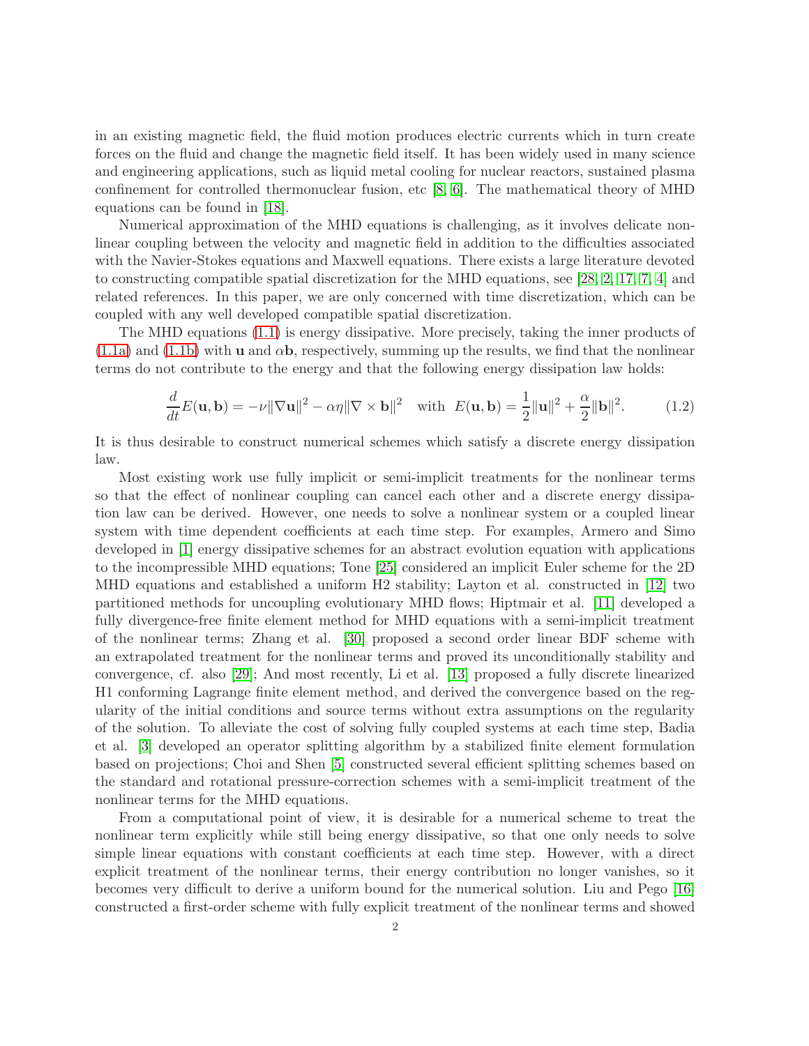in an existing magnetic field, the fluid motion produces electric currents which in turn create forces on the fluid and change the magnetic field itself. It has been widely used in many science and engineering applications, such as liquid metal cooling for nuclear reactors, sustained plasma confinement for controlled thermonuclear fusion, etc [8, 6]. The mathematical theory of MHD equations can be found in [18].

Numerical approximation of the MHD equations is challenging, as it involves delicate nonlinear coupling between the velocity and magnetic field in addition to the difficulties associated with the Navier-Stokes equations and Maxwell equations. There exists a large literature devoted to constructing compatible spatial discretization for the MHD equations, see [28, 2, 17, 7, 4] and related references. In this paper, we are only concerned with time discretization, which can be coupled with any well developed compatible spatial discretization.

The MHD equations (1.1) is energy dissipative. More precisely, taking the inner products of (1.1a) and (1.1b) with $\mathbf{u}$ and $\alpha\mathbf{b}$, respectively, summing up the results, we find that the nonlinear terms do not contribute to the energy and that the following energy dissipation law holds:

$$\frac{d}{dt}E(\mathbf{u}, \mathbf{b}) = -\nu\|\nabla\mathbf{u}\|^2 - \alpha\eta\|\nabla\times\mathbf{b}\|^2 \quad \text{with} \;\; E(\mathbf{u}, \mathbf{b}) = \frac{1}{2}\|\mathbf{u}\|^2 + \frac{\alpha}{2}\|\mathbf{b}\|^2. \tag{1.2}$$

It is thus desirable to construct numerical schemes which satisfy a discrete energy dissipation law.

Most existing work use fully implicit or semi-implicit treatments for the nonlinear terms so that the effect of nonlinear coupling can cancel each other and a discrete energy dissipation law can be derived. However, one needs to solve a nonlinear system or a coupled linear system with time dependent coefficients at each time step. For examples, Armero and Simo developed in [1] energy dissipative schemes for an abstract evolution equation with applications to the incompressible MHD equations; Tone [25] considered an implicit Euler scheme for the 2D MHD equations and established a uniform H2 stability; Layton et al. constructed in [12] two partitioned methods for uncoupling evolutionary MHD flows; Hiptmair et al. [11] developed a fully divergence-free finite element method for MHD equations with a semi-implicit treatment of the nonlinear terms; Zhang et al. [30] proposed a second order linear BDF scheme with an extrapolated treatment for the nonlinear terms and proved its unconditionally stability and convergence, cf. also [29]; And most recently, Li et al. [13] proposed a fully discrete linearized H1 conforming Lagrange finite element method, and derived the convergence based on the regularity of the initial conditions and source terms without extra assumptions on the regularity of the solution. To alleviate the cost of solving fully coupled systems at each time step, Badia et al. [3] developed an operator splitting algorithm by a stabilized finite element formulation based on projections; Choi and Shen [5] constructed several efficient splitting schemes based on the standard and rotational pressure-correction schemes with a semi-implicit treatment of the nonlinear terms for the MHD equations.

From a computational point of view, it is desirable for a numerical scheme to treat the nonlinear term explicitly while still being energy dissipative, so that one only needs to solve simple linear equations with constant coefficients at each time step. However, with a direct explicit treatment of the nonlinear terms, their energy contribution no longer vanishes, so it becomes very difficult to derive a uniform bound for the numerical solution. Liu and Pego [16] constructed a first-order scheme with fully explicit treatment of the nonlinear terms and showed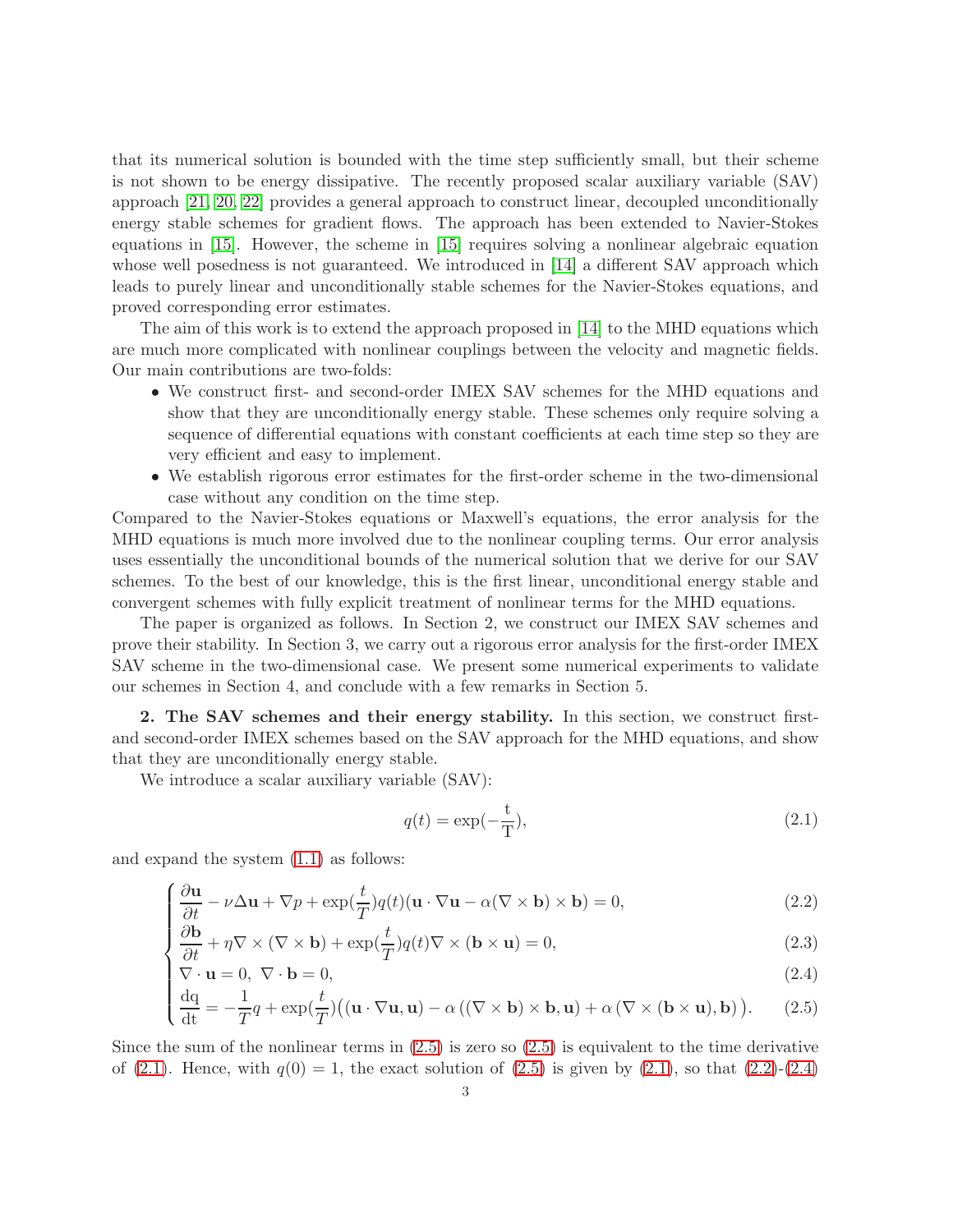that its numerical solution is bounded with the time step sufficiently small, but their scheme is not shown to be energy dissipative. The recently proposed scalar auxiliary variable (SAV) approach [21, 20, 22] provides a general approach to construct linear, decoupled unconditionally energy stable schemes for gradient flows. The approach has been extended to Navier-Stokes equations in [15]. However, the scheme in [15] requires solving a nonlinear algebraic equation whose well posedness is not guaranteed. We introduced in [14] a different SAV approach which leads to purely linear and unconditionally stable schemes for the Navier-Stokes equations, and proved corresponding error estimates.

The aim of this work is to extend the approach proposed in [14] to the MHD equations which are much more complicated with nonlinear couplings between the velocity and magnetic fields. Our main contributions are two-folds:

- We construct first- and second-order IMEX SAV schemes for the MHD equations and show that they are unconditionally energy stable. These schemes only require solving a sequence of differential equations with constant coefficients at each time step so they are very efficient and easy to implement.
- We establish rigorous error estimates for the first-order scheme in the two-dimensional case without any condition on the time step.

Compared to the Navier-Stokes equations or Maxwell's equations, the error analysis for the MHD equations is much more involved due to the nonlinear coupling terms. Our error analysis uses essentially the unconditional bounds of the numerical solution that we derive for our SAV schemes. To the best of our knowledge, this is the first linear, unconditional energy stable and convergent schemes with fully explicit treatment of nonlinear terms for the MHD equations.

The paper is organized as follows. In Section 2, we construct our IMEX SAV schemes and prove their stability. In Section 3, we carry out a rigorous error analysis for the first-order IMEX SAV scheme in the two-dimensional case. We present some numerical experiments to validate our schemes in Section 4, and conclude with a few remarks in Section 5.

**2. The SAV schemes and their energy stability.** In this section, we construct first- and second-order IMEX schemes based on the SAV approach for the MHD equations, and show that they are unconditionally energy stable.

We introduce a scalar auxiliary variable (SAV):

$$q(t) = \exp(-\frac{\mathrm{t}}{\mathrm{T}}), \tag{2.1}$$

and expand the system (1.1) as follows:

$$\begin{cases} \dfrac{\partial \mathbf{u}}{\partial t} - \nu\Delta\mathbf{u} + \nabla p + \exp(\dfrac{t}{T})q(t)(\mathbf{u}\cdot\nabla\mathbf{u} - \alpha(\nabla\times\mathbf{b})\times\mathbf{b}) = 0, & (2.2)\\[2mm] \dfrac{\partial \mathbf{b}}{\partial t} + \eta\nabla\times(\nabla\times\mathbf{b}) + \exp(\dfrac{t}{T})q(t)\nabla\times(\mathbf{b}\times\mathbf{u}) = 0, & (2.3)\\[2mm] \nabla\cdot\mathbf{u} = 0,\ \nabla\cdot\mathbf{b} = 0, & (2.4)\\[2mm] \dfrac{\mathrm{dq}}{\mathrm{dt}} = -\dfrac{1}{T}q + \exp(\dfrac{t}{T})\big((\mathbf{u}\cdot\nabla\mathbf{u},\mathbf{u}) - \alpha\left((\nabla\times\mathbf{b})\times\mathbf{b},\mathbf{u}\right) + \alpha\left(\nabla\times(\mathbf{b}\times\mathbf{u}),\mathbf{b}\right)\big). & (2.5) \end{cases}$$

Since the sum of the nonlinear terms in (2.5) is zero so (2.5) is equivalent to the time derivative of (2.1). Hence, with $q(0) = 1$, the exact solution of (2.5) is given by (2.1), so that (2.2)-(2.4)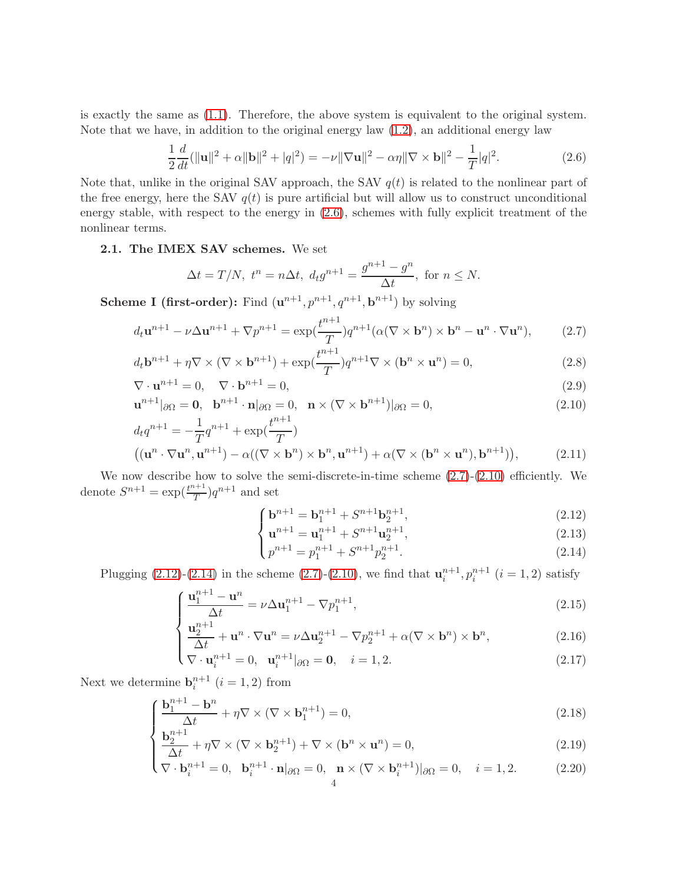is exactly the same as (1.1). Therefore, the above system is equivalent to the original system. Note that we have, in addition to the original energy law (1.2), an additional energy law

$$\frac{1}{2}\frac{d}{dt}(\|\mathbf{u}\|^2 + \alpha\|\mathbf{b}\|^2 + |q|^2) = -\nu\|\nabla \mathbf{u}\|^2 - \alpha\eta\|\nabla \times \mathbf{b}\|^2 - \frac{1}{T}|q|^2. \tag{2.6}$$

Note that, unlike in the original SAV approach, the SAV $q(t)$ is related to the nonlinear part of the free energy, here the SAV $q(t)$ is pure artificial but will allow us to construct unconditional energy stable, with respect to the energy in (2.6), schemes with fully explicit treatment of the nonlinear terms.

**2.1. The IMEX SAV schemes.** We set

$$\Delta t = T/N,\ t^n = n\Delta t,\ d_t g^{n+1} = \frac{g^{n+1} - g^n}{\Delta t},\ \text{for } n \le N.$$

**Scheme I (first-order):** Find $(\mathbf{u}^{n+1}, p^{n+1}, q^{n+1}, \mathbf{b}^{n+1})$ by solving

$$d_t\mathbf{u}^{n+1} - \nu\Delta\mathbf{u}^{n+1} + \nabla p^{n+1} = \exp(\frac{t^{n+1}}{T})q^{n+1}(\alpha(\nabla \times \mathbf{b}^n) \times \mathbf{b}^n - \mathbf{u}^n \cdot \nabla\mathbf{u}^n), \tag{2.7}$$

$$d_t\mathbf{b}^{n+1} + \eta\nabla \times (\nabla \times \mathbf{b}^{n+1}) + \exp(\frac{t^{n+1}}{T})q^{n+1}\nabla \times (\mathbf{b}^n \times \mathbf{u}^n) = 0, \tag{2.8}$$

$$\nabla \cdot \mathbf{u}^{n+1} = 0, \quad \nabla \cdot \mathbf{b}^{n+1} = 0, \tag{2.9}$$

$$\mathbf{u}^{n+1}|_{\partial\Omega} = \mathbf{0}, \quad \mathbf{b}^{n+1} \cdot \mathbf{n}|_{\partial\Omega} = 0, \quad \mathbf{n} \times (\nabla \times \mathbf{b}^{n+1})|_{\partial\Omega} = 0, \tag{2.10}$$

$$d_t q^{n+1} = -\frac{1}{T}q^{n+1} + \exp(\frac{t^{n+1}}{T})\big((\mathbf{u}^n \cdot \nabla\mathbf{u}^n, \mathbf{u}^{n+1}) - \alpha((\nabla \times \mathbf{b}^n) \times \mathbf{b}^n, \mathbf{u}^{n+1}) + \alpha(\nabla \times (\mathbf{b}^n \times \mathbf{u}^n), \mathbf{b}^{n+1})\big), \tag{2.11}$$

We now describe how to solve the semi-discrete-in-time scheme (2.7)-(2.10) efficiently. We denote $S^{n+1} = \exp(\frac{t^{n+1}}{T})q^{n+1}$ and set

$$\begin{cases} \mathbf{b}^{n+1} = \mathbf{b}_1^{n+1} + S^{n+1}\mathbf{b}_2^{n+1}, & (2.12) \\ \mathbf{u}^{n+1} = \mathbf{u}_1^{n+1} + S^{n+1}\mathbf{u}_2^{n+1}, & (2.13) \\ p^{n+1} = p_1^{n+1} + S^{n+1}p_2^{n+1}. & (2.14) \end{cases}$$

Plugging (2.12)-(2.14) in the scheme (2.7)-(2.10), we find that $\mathbf{u}_i^{n+1}, p_i^{n+1}$ $(i = 1, 2)$ satisfy

$$\begin{cases} \dfrac{\mathbf{u}_1^{n+1} - \mathbf{u}^n}{\Delta t} = \nu\Delta\mathbf{u}_1^{n+1} - \nabla p_1^{n+1}, & (2.15) \\ \dfrac{\mathbf{u}_2^{n+1}}{\Delta t} + \mathbf{u}^n \cdot \nabla\mathbf{u}^n = \nu\Delta\mathbf{u}_2^{n+1} - \nabla p_2^{n+1} + \alpha(\nabla \times \mathbf{b}^n) \times \mathbf{b}^n, & (2.16) \\ \nabla \cdot \mathbf{u}_i^{n+1} = 0, \quad \mathbf{u}_i^{n+1}|_{\partial\Omega} = \mathbf{0}, \quad i = 1, 2. & (2.17) \end{cases}$$

Next we determine $\mathbf{b}_i^{n+1}$ $(i = 1, 2)$ from

$$\begin{cases} \dfrac{\mathbf{b}_1^{n+1} - \mathbf{b}^n}{\Delta t} + \eta\nabla \times (\nabla \times \mathbf{b}_1^{n+1}) = 0, & (2.18) \\ \dfrac{\mathbf{b}_2^{n+1}}{\Delta t} + \eta\nabla \times (\nabla \times \mathbf{b}_2^{n+1}) + \nabla \times (\mathbf{b}^n \times \mathbf{u}^n) = 0, & (2.19) \\ \nabla \cdot \mathbf{b}_i^{n+1} = 0, \quad \mathbf{b}_i^{n+1} \cdot \mathbf{n}|_{\partial\Omega} = 0, \quad \mathbf{n} \times (\nabla \times \mathbf{b}_i^{n+1})|_{\partial\Omega} = 0, \quad i = 1, 2. & (2.20) \end{cases}$$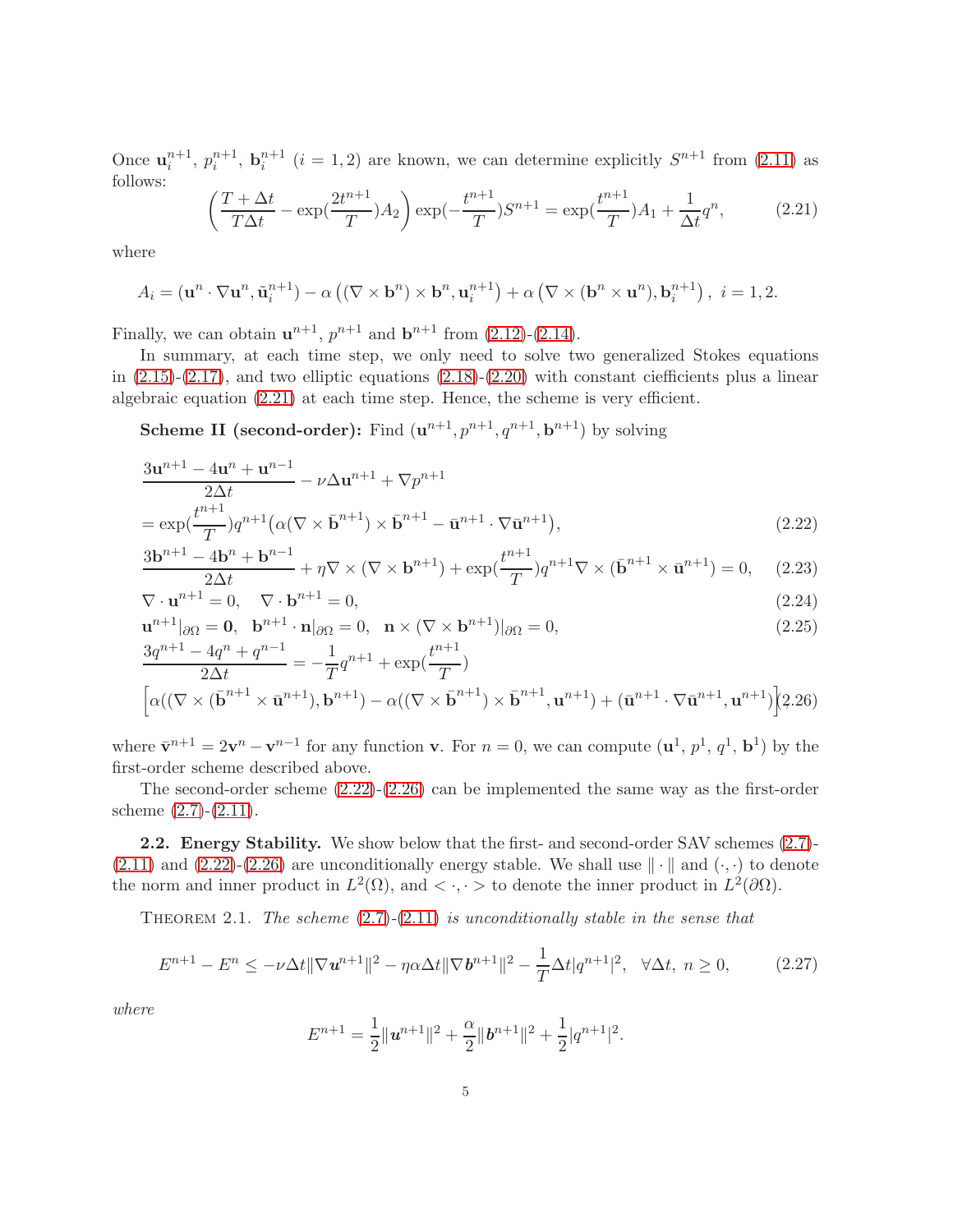Once $\mathbf{u}_i^{n+1}$, $p_i^{n+1}$, $\mathbf{b}_i^{n+1}$ $(i = 1, 2)$ are known, we can determine explicitly $S^{n+1}$ from (2.11) as follows:

$$
\left(\frac{T+\Delta t}{T\Delta t} - \exp(\frac{2t^{n+1}}{T})A_2\right)\exp(-\frac{t^{n+1}}{T})S^{n+1} = \exp(\frac{t^{n+1}}{T})A_1 + \frac{1}{\Delta t}q^n, \tag{2.21}
$$

where

$$
A_i = (\mathbf{u}^n \cdot \nabla \mathbf{u}^n, \tilde{\mathbf{u}}_i^{n+1}) - \alpha\left((\nabla \times \mathbf{b}^n)\times \mathbf{b}^n, \mathbf{u}_i^{n+1}\right) + \alpha\left(\nabla \times (\mathbf{b}^n \times \mathbf{u}^n), \mathbf{b}_i^{n+1}\right),\ i = 1, 2.
$$

Finally, we can obtain $\mathbf{u}^{n+1}$, $p^{n+1}$ and $\mathbf{b}^{n+1}$ from (2.12)-(2.14).

In summary, at each time step, we only need to solve two generalized Stokes equations in (2.15)-(2.17), and two elliptic equations (2.18)-(2.20) with constant ciefficients plus a linear algebraic equation (2.21) at each time step. Hence, the scheme is very efficient.

**Scheme II (second-order):** Find $(\mathbf{u}^{n+1}, p^{n+1}, q^{n+1}, \mathbf{b}^{n+1})$ by solving

$$
\begin{aligned}
&\frac{3\mathbf{u}^{n+1} - 4\mathbf{u}^n + \mathbf{u}^{n-1}}{2\Delta t} - \nu\Delta \mathbf{u}^{n+1} + \nabla p^{n+1} \\
&= \exp(\frac{t^{n+1}}{T})q^{n+1}\big(\alpha(\nabla \times \bar{\mathbf{b}}^{n+1}) \times \bar{\mathbf{b}}^{n+1} - \bar{\mathbf{u}}^{n+1}\cdot \nabla \bar{\mathbf{u}}^{n+1}\big),
\end{aligned} \tag{2.22}
$$

$$
\frac{3\mathbf{b}^{n+1} - 4\mathbf{b}^n + \mathbf{b}^{n-1}}{2\Delta t} + \eta \nabla \times (\nabla \times \mathbf{b}^{n+1}) + \exp(\frac{t^{n+1}}{T})q^{n+1}\nabla \times (\bar{\mathbf{b}}^{n+1} \times \bar{\mathbf{u}}^{n+1}) = 0, \tag{2.23}
$$

$$
\nabla \cdot \mathbf{u}^{n+1} = 0, \quad \nabla \cdot \mathbf{b}^{n+1} = 0, \tag{2.24}
$$

$$
\mathbf{u}^{n+1}|_{\partial\Omega} = \mathbf{0}, \quad \mathbf{b}^{n+1}\cdot \mathbf{n}|_{\partial\Omega} = 0, \quad \mathbf{n} \times (\nabla \times \mathbf{b}^{n+1})|_{\partial\Omega} = 0, \tag{2.25}
$$

$$
\begin{aligned}
&\frac{3q^{n+1} - 4q^n + q^{n-1}}{2\Delta t} = -\frac{1}{T}q^{n+1} + \exp(\frac{t^{n+1}}{T}) \\
&\Big[\alpha((\nabla \times (\bar{\mathbf{b}}^{n+1} \times \bar{\mathbf{u}}^{n+1}), \mathbf{b}^{n+1}) - \alpha((\nabla \times \bar{\mathbf{b}}^{n+1}) \times \bar{\mathbf{b}}^{n+1}, \mathbf{u}^{n+1}) + (\bar{\mathbf{u}}^{n+1}\cdot \nabla \bar{\mathbf{u}}^{n+1}, \mathbf{u}^{n+1})\Big],
\end{aligned} \tag{2.26}
$$

where $\bar{\mathbf{v}}^{n+1} = 2\mathbf{v}^n - \mathbf{v}^{n-1}$ for any function $\mathbf{v}$. For $n = 0$, we can compute ($\mathbf{u}^1$, $p^1$, $q^1$, $\mathbf{b}^1$) by the first-order scheme described above.

The second-order scheme (2.22)-(2.26) can be implemented the same way as the first-order scheme (2.7)-(2.11).

**2.2. Energy Stability.** We show below that the first- and second-order SAV schemes (2.7)-(2.11) and (2.22)-(2.26) are unconditionally energy stable. We shall use $\|\cdot\|$ and $(\cdot,\cdot)$ to denote the norm and inner product in $L^2(\Omega)$, and $<\cdot,\cdot>$ to denote the inner product in $L^2(\partial\Omega)$.

THEOREM 2.1. *The scheme (2.7)-(2.11) is unconditionally stable in the sense that*

$$
E^{n+1} - E^n \le -\nu\Delta t\|\nabla \boldsymbol{u}^{n+1}\|^2 - \eta\alpha\Delta t\|\nabla \boldsymbol{b}^{n+1}\|^2 - \frac{1}{T}\Delta t|q^{n+1}|^2, \quad \forall \Delta t,\ n \ge 0, \tag{2.27}
$$

*where*

$$
E^{n+1} = \frac{1}{2}\|\boldsymbol{u}^{n+1}\|^2 + \frac{\alpha}{2}\|\boldsymbol{b}^{n+1}\|^2 + \frac{1}{2}|q^{n+1}|^2.
$$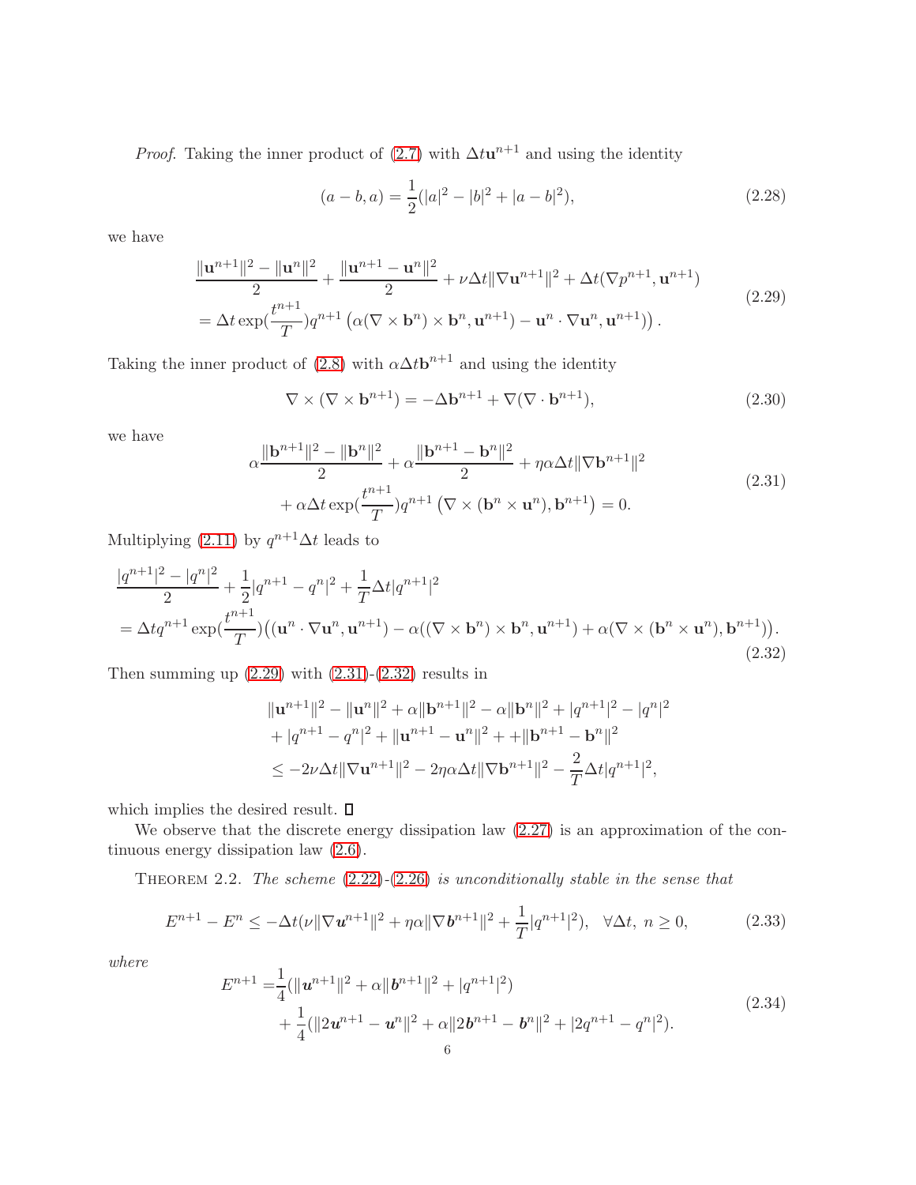*Proof*. Taking the inner product of (2.7) with $\Delta t \mathbf{u}^{n+1}$ and using the identity

$$
(a-b, a) = \frac{1}{2}(|a|^2 - |b|^2 + |a-b|^2), \tag{2.28}
$$

we have

$$
\begin{aligned}
&\frac{\|\mathbf{u}^{n+1}\|^2 - \|\mathbf{u}^n\|^2}{2} + \frac{\|\mathbf{u}^{n+1} - \mathbf{u}^n\|^2}{2} + \nu \Delta t \|\nabla \mathbf{u}^{n+1}\|^2 + \Delta t (\nabla p^{n+1}, \mathbf{u}^{n+1}) \\
&= \Delta t \exp(\frac{t^{n+1}}{T}) q^{n+1} \left( \alpha (\nabla \times \mathbf{b}^n) \times \mathbf{b}^n, \mathbf{u}^{n+1}) - \mathbf{u}^n \cdot \nabla \mathbf{u}^n, \mathbf{u}^{n+1}) \right).
\end{aligned} \tag{2.29}
$$

Taking the inner product of (2.8) with $\alpha \Delta t \mathbf{b}^{n+1}$ and using the identity

$$
\nabla \times (\nabla \times \mathbf{b}^{n+1}) = -\Delta \mathbf{b}^{n+1} + \nabla (\nabla \cdot \mathbf{b}^{n+1}), \tag{2.30}
$$

we have

$$
\begin{aligned}
&\alpha \frac{\|\mathbf{b}^{n+1}\|^2 - \|\mathbf{b}^n\|^2}{2} + \alpha \frac{\|\mathbf{b}^{n+1} - \mathbf{b}^n\|^2}{2} + \eta \alpha \Delta t \|\nabla \mathbf{b}^{n+1}\|^2 \\
&+ \alpha \Delta t \exp(\frac{t^{n+1}}{T}) q^{n+1} \left( \nabla \times (\mathbf{b}^n \times \mathbf{u}^n), \mathbf{b}^{n+1} \right) = 0.
\end{aligned} \tag{2.31}
$$

Multiplying (2.11) by $q^{n+1} \Delta t$ leads to

$$
\begin{aligned}
&\frac{|q^{n+1}|^2 - |q^n|^2}{2} + \frac{1}{2}|q^{n+1} - q^n|^2 + \frac{1}{T}\Delta t |q^{n+1}|^2 \\
&= \Delta t q^{n+1} \exp(\frac{t^{n+1}}{T}) \big( (\mathbf{u}^n \cdot \nabla \mathbf{u}^n, \mathbf{u}^{n+1}) - \alpha ((\nabla \times \mathbf{b}^n) \times \mathbf{b}^n, \mathbf{u}^{n+1}) + \alpha (\nabla \times (\mathbf{b}^n \times \mathbf{u}^n), \mathbf{b}^{n+1}) \big).
\end{aligned} \tag{2.32}
$$

Then summing up (2.29) with (2.31)-(2.32) results in

$$
\begin{aligned}
&\|\mathbf{u}^{n+1}\|^2 - \|\mathbf{u}^n\|^2 + \alpha \|\mathbf{b}^{n+1}\|^2 - \alpha \|\mathbf{b}^n\|^2 + |q^{n+1}|^2 - |q^n|^2 \\
&+ |q^{n+1} - q^n|^2 + \|\mathbf{u}^{n+1} - \mathbf{u}^n\|^2 + + \|\mathbf{b}^{n+1} - \mathbf{b}^n\|^2 \\
&\leq -2\nu \Delta t \|\nabla \mathbf{u}^{n+1}\|^2 - 2\eta \alpha \Delta t \|\nabla \mathbf{b}^{n+1}\|^2 - \frac{2}{T}\Delta t |q^{n+1}|^2,
\end{aligned}
$$

which implies the desired result. ∎

We observe that the discrete energy dissipation law (2.27) is an approximation of the continuous energy dissipation law (2.6).

THEOREM 2.2. *The scheme (2.22)-(2.26) is unconditionally stable in the sense that*

$$
E^{n+1} - E^n \leq -\Delta t (\nu \|\nabla \boldsymbol{u}^{n+1}\|^2 + \eta \alpha \|\nabla \boldsymbol{b}^{n+1}\|^2 + \frac{1}{T}|q^{n+1}|^2), \quad \forall \Delta t, \ n \geq 0, \tag{2.33}
$$

*where*

$$
\begin{aligned}
E^{n+1} =& \frac{1}{4}(\|\boldsymbol{u}^{n+1}\|^2 + \alpha \|\boldsymbol{b}^{n+1}\|^2 + |q^{n+1}|^2) \\
&+ \frac{1}{4}(\|2\boldsymbol{u}^{n+1} - \boldsymbol{u}^n\|^2 + \alpha \|2\boldsymbol{b}^{n+1} - \boldsymbol{b}^n\|^2 + |2q^{n+1} - q^n|^2).
\end{aligned} \tag{2.34}
$$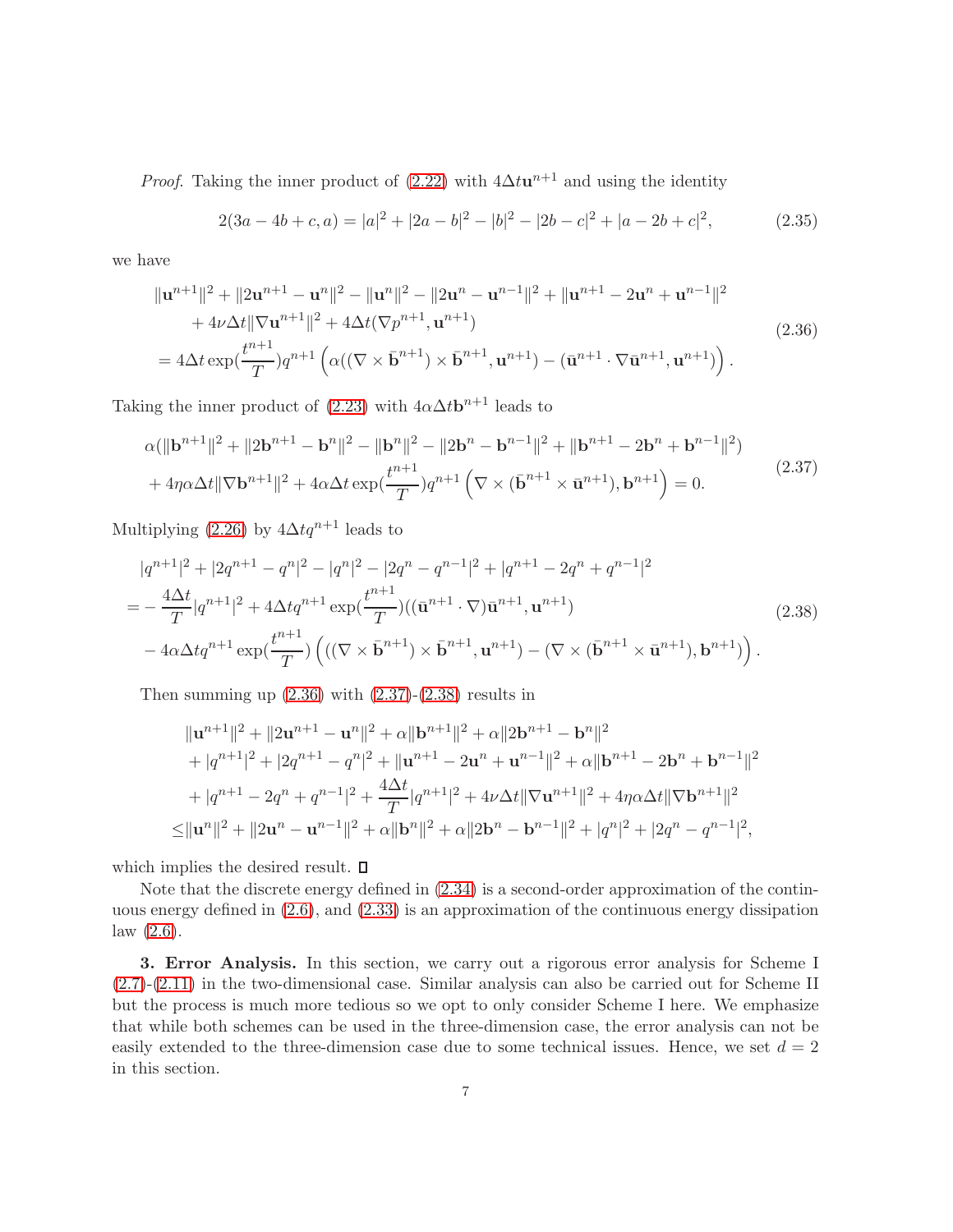*Proof*. Taking the inner product of (2.22) with $4\Delta t \mathbf{u}^{n+1}$ and using the identity

$$2(3a-4b+c,a) = |a|^2 + |2a-b|^2 - |b|^2 - |2b-c|^2 + |a-2b+c|^2, \tag{2.35}$$

we have

$$\begin{aligned}
&\|\mathbf{u}^{n+1}\|^2 + \|2\mathbf{u}^{n+1}-\mathbf{u}^n\|^2 - \|\mathbf{u}^n\|^2 - \|2\mathbf{u}^n - \mathbf{u}^{n-1}\|^2 + \|\mathbf{u}^{n+1} - 2\mathbf{u}^n + \mathbf{u}^{n-1}\|^2 \\
&\quad + 4\nu\Delta t\|\nabla \mathbf{u}^{n+1}\|^2 + 4\Delta t(\nabla p^{n+1}, \mathbf{u}^{n+1}) \\
&= 4\Delta t \exp(\frac{t^{n+1}}{T}) q^{n+1}\left(\alpha((\nabla\times\bar{\mathbf{b}}^{n+1})\times\bar{\mathbf{b}}^{n+1}, \mathbf{u}^{n+1}) - (\bar{\mathbf{u}}^{n+1}\cdot\nabla\bar{\mathbf{u}}^{n+1}, \mathbf{u}^{n+1})\right).
\end{aligned} \tag{2.36}$$

Taking the inner product of (2.23) with $4\alpha\Delta t\mathbf{b}^{n+1}$ leads to

$$\begin{aligned}
&\alpha(\|\mathbf{b}^{n+1}\|^2 + \|2\mathbf{b}^{n+1}-\mathbf{b}^n\|^2 - \|\mathbf{b}^n\|^2 - \|2\mathbf{b}^n - \mathbf{b}^{n-1}\|^2 + \|\mathbf{b}^{n+1} - 2\mathbf{b}^n + \mathbf{b}^{n-1}\|^2) \\
&+ 4\eta\alpha\Delta t\|\nabla\mathbf{b}^{n+1}\|^2 + 4\alpha\Delta t\exp(\frac{t^{n+1}}{T})q^{n+1}\left(\nabla\times(\bar{\mathbf{b}}^{n+1}\times\bar{\mathbf{u}}^{n+1}), \mathbf{b}^{n+1}\right) = 0.
\end{aligned} \tag{2.37}$$

Multiplying (2.26) by $4\Delta t q^{n+1}$ leads to

$$\begin{aligned}
&|q^{n+1}|^2 + |2q^{n+1}-q^n|^2 - |q^n|^2 - |2q^n - q^{n-1}|^2 + |q^{n+1} - 2q^n + q^{n-1}|^2 \\
=& -\frac{4\Delta t}{T}|q^{n+1}|^2 + 4\Delta t q^{n+1}\exp(\frac{t^{n+1}}{T})((\bar{\mathbf{u}}^{n+1}\cdot\nabla)\bar{\mathbf{u}}^{n+1}, \mathbf{u}^{n+1}) \\
&- 4\alpha\Delta t q^{n+1}\exp(\frac{t^{n+1}}{T})\left(((\nabla\times\bar{\mathbf{b}}^{n+1})\times\bar{\mathbf{b}}^{n+1}, \mathbf{u}^{n+1}) - (\nabla\times(\bar{\mathbf{b}}^{n+1}\times\bar{\mathbf{u}}^{n+1}), \mathbf{b}^{n+1})\right).
\end{aligned} \tag{2.38}$$

Then summing up (2.36) with (2.37)-(2.38) results in

$$\begin{aligned}
&\|\mathbf{u}^{n+1}\|^2 + \|2\mathbf{u}^{n+1}-\mathbf{u}^n\|^2 + \alpha\|\mathbf{b}^{n+1}\|^2 + \alpha\|2\mathbf{b}^{n+1}-\mathbf{b}^n\|^2 \\
&+ |q^{n+1}|^2 + |2q^{n+1}-q^n|^2 + \|\mathbf{u}^{n+1}-2\mathbf{u}^n+\mathbf{u}^{n-1}\|^2 + \alpha\|\mathbf{b}^{n+1}-2\mathbf{b}^n+\mathbf{b}^{n-1}\|^2 \\
&+ |q^{n+1}-2q^n+q^{n-1}|^2 + \frac{4\Delta t}{T}|q^{n+1}|^2 + 4\nu\Delta t\|\nabla\mathbf{u}^{n+1}\|^2 + 4\eta\alpha\Delta t\|\nabla\mathbf{b}^{n+1}\|^2 \\
\leq& \|\mathbf{u}^n\|^2 + \|2\mathbf{u}^n-\mathbf{u}^{n-1}\|^2 + \alpha\|\mathbf{b}^n\|^2 + \alpha\|2\mathbf{b}^n-\mathbf{b}^{n-1}\|^2 + |q^n|^2 + |2q^n-q^{n-1}|^2,
\end{aligned}$$

which implies the desired result. ∎

Note that the discrete energy defined in (2.34) is a second-order approximation of the continuous energy defined in (2.6), and (2.33) is an approximation of the continuous energy dissipation law (2.6).

**3. Error Analysis.** In this section, we carry out a rigorous error analysis for Scheme I (2.7)-(2.11) in the two-dimensional case. Similar analysis can also be carried out for Scheme II but the process is much more tedious so we opt to only consider Scheme I here. We emphasize that while both schemes can be used in the three-dimension case, the error analysis can not be easily extended to the three-dimension case due to some technical issues. Hence, we set $d = 2$ in this section.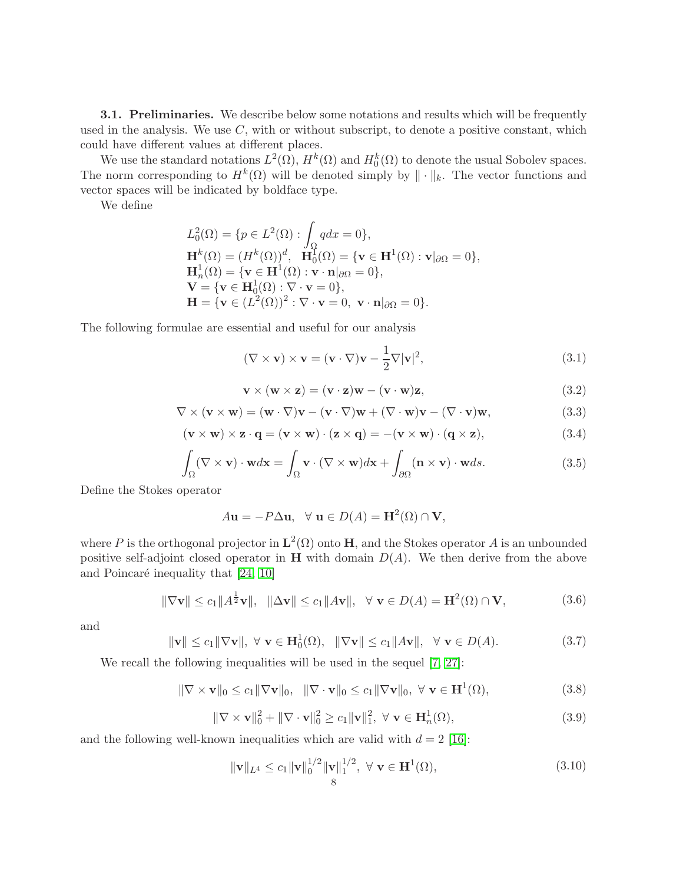**3.1. Preliminaries.** We describe below some notations and results which will be frequently used in the analysis. We use $C$, with or without subscript, to denote a positive constant, which could have different values at different places.

We use the standard notations $L^2(\Omega)$, $H^k(\Omega)$ and $H_0^k(\Omega)$ to denote the usual Sobolev spaces. The norm corresponding to $H^k(\Omega)$ will be denoted simply by $\|\cdot\|_k$. The vector functions and vector spaces will be indicated by boldface type.

We define

$$
\begin{aligned}
&L_0^2(\Omega) = \{p \in L^2(\Omega) : \int_\Omega q dx = 0\}, \\
&\mathbf{H}^k(\Omega) = (H^k(\Omega))^d, \quad \mathbf{H}_0^1(\Omega) = \{\mathbf{v} \in \mathbf{H}^1(\Omega) : \mathbf{v}|_{\partial\Omega} = 0\}, \\
&\mathbf{H}_n^1(\Omega) = \{\mathbf{v} \in \mathbf{H}^1(\Omega) : \mathbf{v}\cdot\mathbf{n}|_{\partial\Omega} = 0\}, \\
&\mathbf{V} = \{\mathbf{v} \in \mathbf{H}_0^1(\Omega) : \nabla\cdot\mathbf{v} = 0\}, \\
&\mathbf{H} = \{\mathbf{v} \in (L^2(\Omega))^2 : \nabla\cdot\mathbf{v} = 0,\ \mathbf{v}\cdot\mathbf{n}|_{\partial\Omega} = 0\}.
\end{aligned}
$$

The following formulae are essential and useful for our analysis

$$
(\nabla\times\mathbf{v})\times\mathbf{v} = (\mathbf{v}\cdot\nabla)\mathbf{v} - \frac{1}{2}\nabla|\mathbf{v}|^2, \tag{3.1}
$$

$$
\mathbf{v}\times(\mathbf{w}\times\mathbf{z}) = (\mathbf{v}\cdot\mathbf{z})\mathbf{w} - (\mathbf{v}\cdot\mathbf{w})\mathbf{z}, \tag{3.2}
$$

$$
\nabla\times(\mathbf{v}\times\mathbf{w}) = (\mathbf{w}\cdot\nabla)\mathbf{v} - (\mathbf{v}\cdot\nabla)\mathbf{w} + (\nabla\cdot\mathbf{w})\mathbf{v} - (\nabla\cdot\mathbf{v})\mathbf{w}, \tag{3.3}
$$

$$
(\mathbf{v}\times\mathbf{w})\times\mathbf{z}\cdot\mathbf{q} = (\mathbf{v}\times\mathbf{w})\cdot(\mathbf{z}\times\mathbf{q}) = -(\mathbf{v}\times\mathbf{w})\cdot(\mathbf{q}\times\mathbf{z}), \tag{3.4}
$$

$$
\int_\Omega (\nabla\times\mathbf{v})\cdot\mathbf{w}d\mathbf{x} = \int_\Omega \mathbf{v}\cdot(\nabla\times\mathbf{w})d\mathbf{x} + \int_{\partial\Omega}(\mathbf{n}\times\mathbf{v})\cdot\mathbf{w}ds. \tag{3.5}
$$

Define the Stokes operator

$$
A\mathbf{u} = -P\Delta\mathbf{u}, \quad \forall\ \mathbf{u} \in D(A) = \mathbf{H}^2(\Omega)\cap\mathbf{V},
$$

where $P$ is the orthogonal projector in $\mathbf{L}^2(\Omega)$ onto $\mathbf{H}$, and the Stokes operator $A$ is an unbounded positive self-adjoint closed operator in $\mathbf{H}$ with domain $D(A)$. We then derive from the above and Poincaré inequality that [24, 10]

$$
\|\nabla\mathbf{v}\| \le c_1\|A^{\frac{1}{2}}\mathbf{v}\|, \quad \|\Delta\mathbf{v}\| \le c_1\|A\mathbf{v}\|, \quad \forall\ \mathbf{v} \in D(A) = \mathbf{H}^2(\Omega)\cap\mathbf{V}, \tag{3.6}
$$

and

$$
\|\mathbf{v}\| \le c_1\|\nabla\mathbf{v}\|,\ \forall\ \mathbf{v} \in \mathbf{H}_0^1(\Omega), \quad \|\nabla\mathbf{v}\| \le c_1\|A\mathbf{v}\|, \quad \forall\ \mathbf{v} \in D(A). \tag{3.7}
$$

We recall the following inequalities will be used in the sequel [7, 27]:

$$
\|\nabla\times\mathbf{v}\|_0 \le c_1\|\nabla\mathbf{v}\|_0, \quad \|\nabla\cdot\mathbf{v}\|_0 \le c_1\|\nabla\mathbf{v}\|_0,\ \forall\ \mathbf{v} \in \mathbf{H}^1(\Omega), \tag{3.8}
$$

$$
\|\nabla\times\mathbf{v}\|_0^2 + \|\nabla\cdot\mathbf{v}\|_0^2 \ge c_1\|\mathbf{v}\|_1^2,\ \forall\ \mathbf{v} \in \mathbf{H}_n^1(\Omega), \tag{3.9}
$$

and the following well-known inequalities which are valid with $d = 2$ [16]:

$$
\|\mathbf{v}\|_{L^4} \le c_1\|\mathbf{v}\|_0^{1/2}\|\mathbf{v}\|_1^{1/2},\ \forall\ \mathbf{v} \in \mathbf{H}^1(\Omega), \tag{3.10}
$$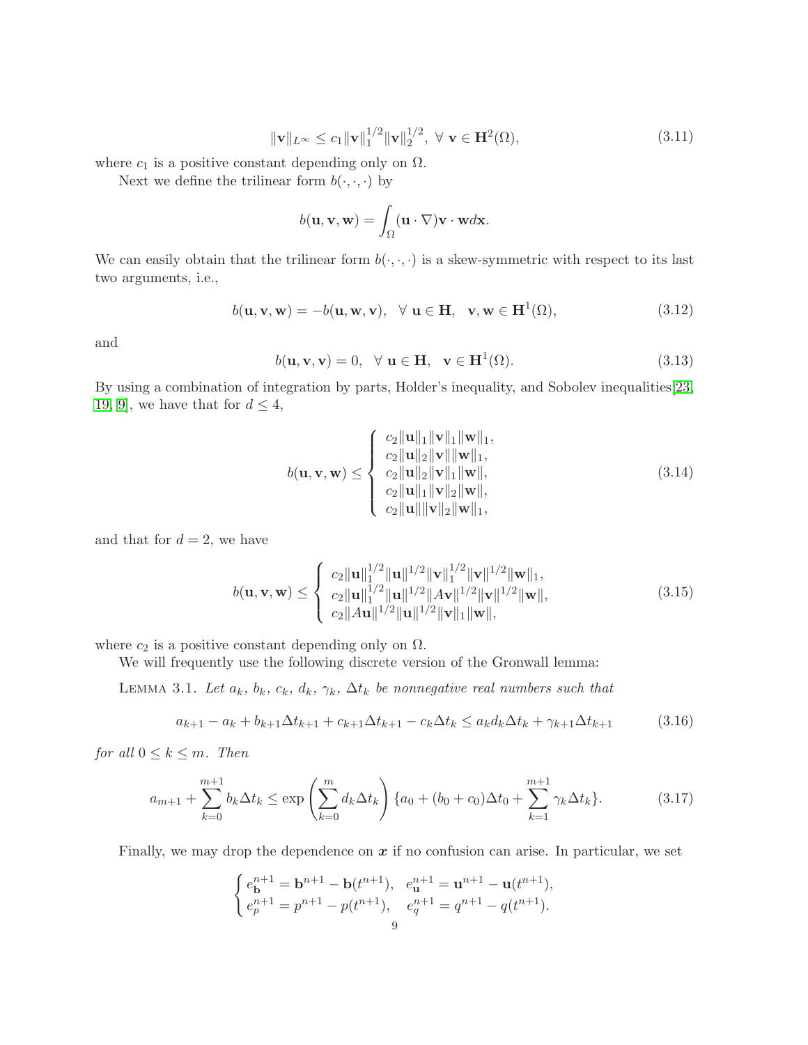$$\|\mathbf{v}\|_{L^\infty} \leq c_1 \|\mathbf{v}\|_1^{1/2} \|\mathbf{v}\|_2^{1/2}, \ \forall \ \mathbf{v} \in \mathbf{H}^2(\Omega), \tag{3.11}$$

where $c_1$ is a positive constant depending only on $\Omega$.

Next we define the trilinear form $b(\cdot,\cdot,\cdot)$ by

$$b(\mathbf{u},\mathbf{v},\mathbf{w}) = \int_\Omega (\mathbf{u} \cdot \nabla)\mathbf{v} \cdot \mathbf{w} d\mathbf{x}.$$

We can easily obtain that the trilinear form $b(\cdot,\cdot,\cdot)$ is a skew-symmetric with respect to its last two arguments, i.e.,

$$b(\mathbf{u},\mathbf{v},\mathbf{w}) = -b(\mathbf{u},\mathbf{w},\mathbf{v}), \ \ \forall \ \mathbf{u} \in \mathbf{H}, \ \ \mathbf{v},\mathbf{w} \in \mathbf{H}^1(\Omega), \tag{3.12}$$

and

$$b(\mathbf{u},\mathbf{v},\mathbf{v}) = 0, \ \ \forall \ \mathbf{u} \in \mathbf{H}, \ \ \mathbf{v} \in \mathbf{H}^1(\Omega). \tag{3.13}$$

By using a combination of integration by parts, Holder's inequality, and Sobolev inequalities[23, 19, 9], we have that for $d \leq 4$,

$$b(\mathbf{u},\mathbf{v},\mathbf{w}) \leq \left\{ \begin{array}{l} c_2\|\mathbf{u}\|_1\|\mathbf{v}\|_1\|\mathbf{w}\|_1, \\ c_2\|\mathbf{u}\|_2\|\mathbf{v}\|\|\mathbf{w}\|_1, \\ c_2\|\mathbf{u}\|_2\|\mathbf{v}\|_1\|\mathbf{w}\|, \\ c_2\|\mathbf{u}\|_1\|\mathbf{v}\|_2\|\mathbf{w}\|, \\ c_2\|\mathbf{u}\|\|\mathbf{v}\|_2\|\mathbf{w}\|_1, \end{array} \right. \tag{3.14}$$

and that for $d = 2$, we have

$$b(\mathbf{u},\mathbf{v},\mathbf{w}) \leq \left\{ \begin{array}{l} c_2\|\mathbf{u}\|_1^{1/2}\|\mathbf{u}\|^{1/2}\|\mathbf{v}\|_1^{1/2}\|\mathbf{v}\|^{1/2}\|\mathbf{w}\|_1, \\ c_2\|\mathbf{u}\|_1^{1/2}\|\mathbf{u}\|^{1/2}\|A\mathbf{v}\|^{1/2}\|\mathbf{v}\|^{1/2}\|\mathbf{w}\|, \\ c_2\|A\mathbf{u}\|^{1/2}\|\mathbf{u}\|^{1/2}\|\mathbf{v}\|_1\|\mathbf{w}\|, \end{array} \right. \tag{3.15}$$

where $c_2$ is a positive constant depending only on $\Omega$.

We will frequently use the following discrete version of the Gronwall lemma:

Lemma 3.1. *Let $a_k$, $b_k$, $c_k$, $d_k$, $\gamma_k$, $\Delta t_k$ be nonnegative real numbers such that*

$$a_{k+1} - a_k + b_{k+1}\Delta t_{k+1} + c_{k+1}\Delta t_{k+1} - c_k \Delta t_k \leq a_k d_k \Delta t_k + \gamma_{k+1}\Delta t_{k+1} \tag{3.16}$$

*for all $0 \leq k \leq m$. Then*

$$a_{m+1} + \sum_{k=0}^{m+1} b_k \Delta t_k \leq \exp\left(\sum_{k=0}^{m} d_k \Delta t_k\right) \{a_0 + (b_0 + c_0)\Delta t_0 + \sum_{k=1}^{m+1} \gamma_k \Delta t_k\}. \tag{3.17}$$

Finally, we may drop the dependence on $\boldsymbol{x}$ if no confusion can arise. In particular, we set

$$\left\{ \begin{array}{l} e_{\mathbf{b}}^{n+1} = \mathbf{b}^{n+1} - \mathbf{b}(t^{n+1}), \ \ e_{\mathbf{u}}^{n+1} = \mathbf{u}^{n+1} - \mathbf{u}(t^{n+1}), \\ e_p^{n+1} = p^{n+1} - p(t^{n+1}), \ \ \ e_q^{n+1} = q^{n+1} - q(t^{n+1}). \end{array} \right.$$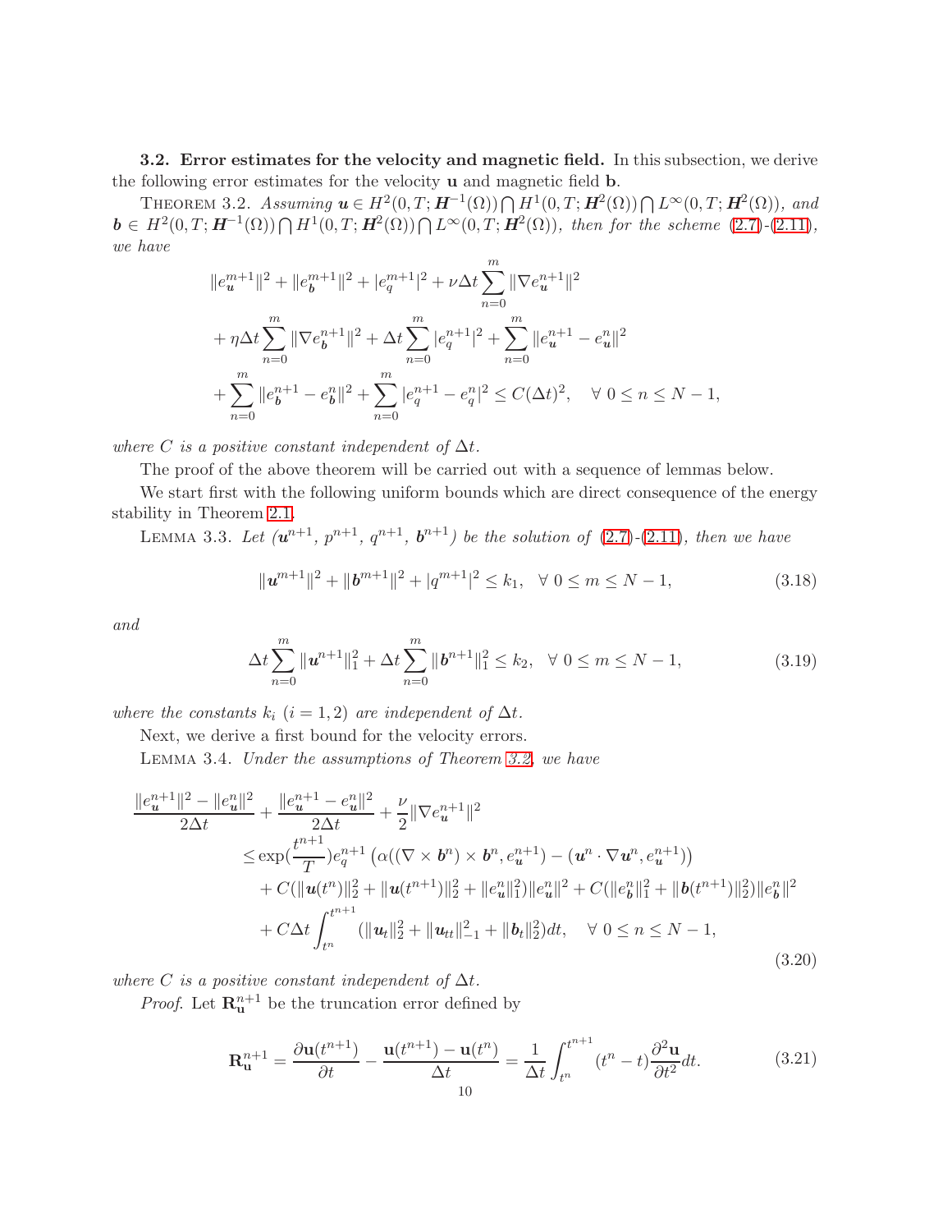**3.2. Error estimates for the velocity and magnetic field.** In this subsection, we derive the following error estimates for the velocity $\mathbf{u}$ and magnetic field $\mathbf{b}$.

THEOREM 3.2. *Assuming $\boldsymbol{u} \in H^2(0,T;\boldsymbol{H}^{-1}(\Omega)) \bigcap H^1(0,T;\boldsymbol{H}^2(\Omega)) \bigcap L^\infty(0,T;\boldsymbol{H}^2(\Omega))$, and $\boldsymbol{b} \in H^2(0,T;\boldsymbol{H}^{-1}(\Omega)) \bigcap H^1(0,T;\boldsymbol{H}^2(\Omega)) \bigcap L^\infty(0,T;\boldsymbol{H}^2(\Omega))$, then for the scheme (2.7)-(2.11), we have*

$$
\begin{aligned}
&\|e_{\boldsymbol{u}}^{m+1}\|^2 + \|e_{\boldsymbol{b}}^{m+1}\|^2 + |e_q^{m+1}|^2 + \nu \Delta t \sum_{n=0}^{m} \|\nabla e_{\boldsymbol{u}}^{n+1}\|^2 \\
&+ \eta \Delta t \sum_{n=0}^{m} \|\nabla e_{\boldsymbol{b}}^{n+1}\|^2 + \Delta t \sum_{n=0}^{m} |e_q^{n+1}|^2 + \sum_{n=0}^{m} \|e_{\boldsymbol{u}}^{n+1} - e_{\boldsymbol{u}}^{n}\|^2 \\
&+ \sum_{n=0}^{m} \|e_{\boldsymbol{b}}^{n+1} - e_{\boldsymbol{b}}^{n}\|^2 + \sum_{n=0}^{m} |e_q^{n+1} - e_q^{n}|^2 \leq C(\Delta t)^2, \quad \forall\ 0 \leq n \leq N-1,
\end{aligned}
$$

*where $C$ is a positive constant independent of $\Delta t$.*

The proof of the above theorem will be carried out with a sequence of lemmas below.

We start first with the following uniform bounds which are direct consequence of the energy stability in Theorem 2.1.

LEMMA 3.3. *Let ($\boldsymbol{u}^{n+1}$, $p^{n+1}$, $q^{n+1}$, $\boldsymbol{b}^{n+1}$) be the solution of (2.7)-(2.11), then we have*

$$
\|\boldsymbol{u}^{m+1}\|^2 + \|\boldsymbol{b}^{m+1}\|^2 + |q^{m+1}|^2 \leq k_1, \quad \forall\ 0 \leq m \leq N-1, \tag{3.18}
$$

*and*

$$
\Delta t \sum_{n=0}^{m} \|\boldsymbol{u}^{n+1}\|_1^2 + \Delta t \sum_{n=0}^{m} \|\boldsymbol{b}^{n+1}\|_1^2 \leq k_2, \quad \forall\ 0 \leq m \leq N-1, \tag{3.19}
$$

*where the constants $k_i$ $(i = 1, 2)$ are independent of $\Delta t$.*

Next, we derive a first bound for the velocity errors.

LEMMA 3.4. *Under the assumptions of Theorem 3.2, we have*

$$
\begin{aligned}
&\frac{\|e_{\boldsymbol{u}}^{n+1}\|^2 - \|e_{\boldsymbol{u}}^{n}\|^2}{2\Delta t} + \frac{\|e_{\boldsymbol{u}}^{n+1} - e_{\boldsymbol{u}}^{n}\|^2}{2\Delta t} + \frac{\nu}{2}\|\nabla e_{\boldsymbol{u}}^{n+1}\|^2 \\
&\quad\leq \exp\left(\frac{t^{n+1}}{T}\right) e_q^{n+1} \left(\alpha((\nabla \times \boldsymbol{b}^n) \times \boldsymbol{b}^n, e_{\boldsymbol{u}}^{n+1}) - (\boldsymbol{u}^n \cdot \nabla \boldsymbol{u}^n, e_{\boldsymbol{u}}^{n+1})\right) \\
&\qquad + C(\|\boldsymbol{u}(t^n)\|_2^2 + \|\boldsymbol{u}(t^{n+1})\|_2^2 + \|e_{\boldsymbol{u}}^n\|_1^2)\|e_{\boldsymbol{u}}^n\|^2 + C(\|e_{\boldsymbol{b}}^n\|_1^2 + \|\boldsymbol{b}(t^{n+1})\|_2^2)\|e_{\boldsymbol{b}}^n\|^2 \\
&\qquad + C\Delta t \int_{t^n}^{t^{n+1}} (\|\boldsymbol{u}_t\|_2^2 + \|\boldsymbol{u}_{tt}\|_{-1}^2 + \|\boldsymbol{b}_t\|_2^2) dt, \quad \forall\ 0 \leq n \leq N-1,
\end{aligned} \tag{3.20}
$$

*where $C$ is a positive constant independent of $\Delta t$.*

*Proof.* Let $\mathbf{R}_{\mathbf{u}}^{n+1}$ be the truncation error defined by

$$
\mathbf{R}_{\mathbf{u}}^{n+1} = \frac{\partial \mathbf{u}(t^{n+1})}{\partial t} - \frac{\mathbf{u}(t^{n+1}) - \mathbf{u}(t^n)}{\Delta t} = \frac{1}{\Delta t} \int_{t^n}^{t^{n+1}} (t^n - t) \frac{\partial^2 \mathbf{u}}{\partial t^2} dt. \tag{3.21}
$$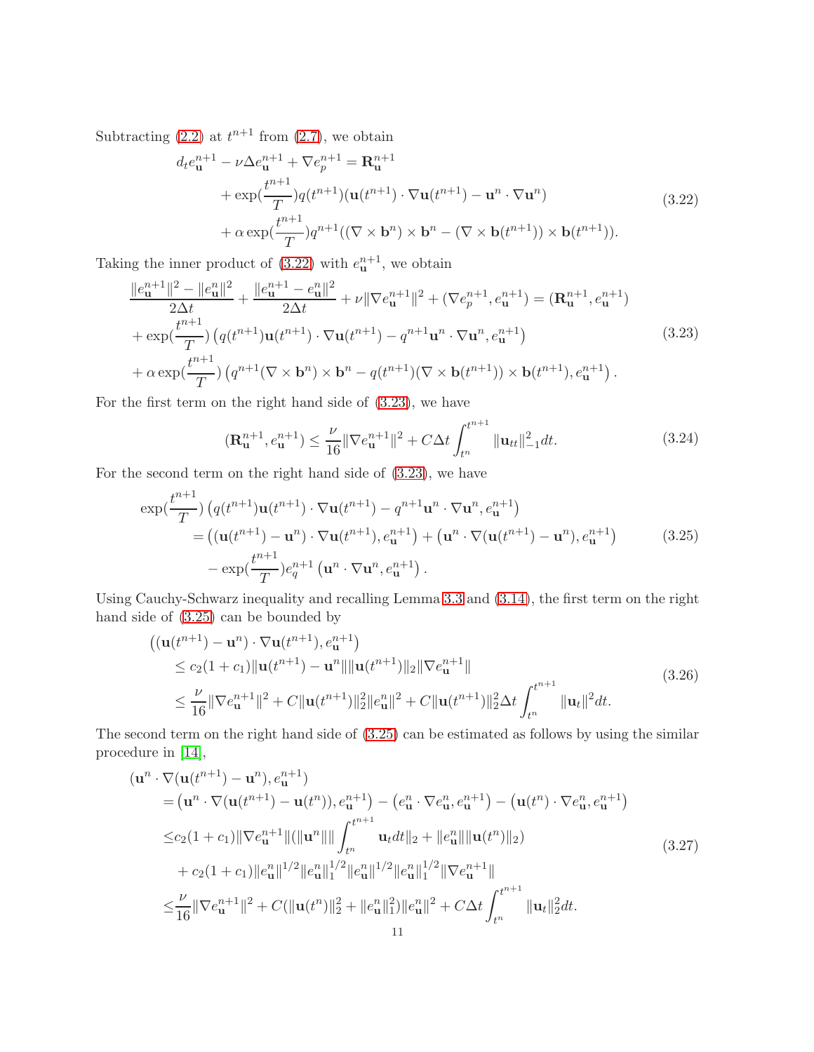Subtracting (2.2) at $t^{n+1}$ from (2.7), we obtain

$$
\begin{aligned}
d_t e_{\mathbf{u}}^{n+1} - \nu \Delta e_{\mathbf{u}}^{n+1} + \nabla e_p^{n+1} = & \mathbf{R}_{\mathbf{u}}^{n+1} \\
& + \exp(\frac{t^{n+1}}{T}) q(t^{n+1}) (\mathbf{u}(t^{n+1}) \cdot \nabla \mathbf{u}(t^{n+1}) - \mathbf{u}^n \cdot \nabla \mathbf{u}^n) \\
& + \alpha \exp(\frac{t^{n+1}}{T}) q^{n+1} ((\nabla \times \mathbf{b}^n) \times \mathbf{b}^n - (\nabla \times \mathbf{b}(t^{n+1})) \times \mathbf{b}(t^{n+1})).
\end{aligned} \tag{3.22}
$$

Taking the inner product of (3.22) with $e_{\mathbf{u}}^{n+1}$, we obtain

$$
\begin{aligned}
& \frac{\|e_{\mathbf{u}}^{n+1}\|^2 - \|e_{\mathbf{u}}^n\|^2}{2\Delta t} + \frac{\|e_{\mathbf{u}}^{n+1} - e_{\mathbf{u}}^n\|^2}{2\Delta t} + \nu \|\nabla e_{\mathbf{u}}^{n+1}\|^2 + (\nabla e_p^{n+1}, e_{\mathbf{u}}^{n+1}) = (\mathbf{R}_{\mathbf{u}}^{n+1}, e_{\mathbf{u}}^{n+1}) \\
& + \exp(\frac{t^{n+1}}{T}) \left( q(t^{n+1}) \mathbf{u}(t^{n+1}) \cdot \nabla \mathbf{u}(t^{n+1}) - q^{n+1} \mathbf{u}^n \cdot \nabla \mathbf{u}^n, e_{\mathbf{u}}^{n+1} \right) \\
& + \alpha \exp(\frac{t^{n+1}}{T}) \left( q^{n+1} (\nabla \times \mathbf{b}^n) \times \mathbf{b}^n - q(t^{n+1}) (\nabla \times \mathbf{b}(t^{n+1})) \times \mathbf{b}(t^{n+1}), e_{\mathbf{u}}^{n+1} \right).
\end{aligned} \tag{3.23}
$$

For the first term on the right hand side of (3.23), we have

$$
(\mathbf{R}_{\mathbf{u}}^{n+1}, e_{\mathbf{u}}^{n+1}) \leq \frac{\nu}{16} \|\nabla e_{\mathbf{u}}^{n+1}\|^2 + C \Delta t \int_{t^n}^{t^{n+1}} \|\mathbf{u}_{tt}\|_{-1}^2 dt. \tag{3.24}
$$

For the second term on the right hand side of (3.23), we have

$$
\begin{aligned}
\exp(\frac{t^{n+1}}{T}) & \left( q(t^{n+1}) \mathbf{u}(t^{n+1}) \cdot \nabla \mathbf{u}(t^{n+1}) - q^{n+1} \mathbf{u}^n \cdot \nabla \mathbf{u}^n, e_{\mathbf{u}}^{n+1} \right) \\
& = \left( (\mathbf{u}(t^{n+1}) - \mathbf{u}^n) \cdot \nabla \mathbf{u}(t^{n+1}), e_{\mathbf{u}}^{n+1} \right) + \left( \mathbf{u}^n \cdot \nabla (\mathbf{u}(t^{n+1}) - \mathbf{u}^n), e_{\mathbf{u}}^{n+1} \right) \\
& \quad - \exp(\frac{t^{n+1}}{T}) e_q^{n+1} \left( \mathbf{u}^n \cdot \nabla \mathbf{u}^n, e_{\mathbf{u}}^{n+1} \right).
\end{aligned} \tag{3.25}
$$

Using Cauchy-Schwarz inequality and recalling Lemma 3.3 and (3.14), the first term on the right hand side of (3.25) can be bounded by

$$
\begin{aligned}
& \left( (\mathbf{u}(t^{n+1}) - \mathbf{u}^n) \cdot \nabla \mathbf{u}(t^{n+1}), e_{\mathbf{u}}^{n+1} \right) \\
& \leq c_2 (1 + c_1) \|\mathbf{u}(t^{n+1}) - \mathbf{u}^n\| \|\mathbf{u}(t^{n+1})\|_2 \|\nabla e_{\mathbf{u}}^{n+1}\| \\
& \leq \frac{\nu}{16} \|\nabla e_{\mathbf{u}}^{n+1}\|^2 + C \|\mathbf{u}(t^{n+1})\|_2^2 \|e_{\mathbf{u}}^n\|^2 + C \|\mathbf{u}(t^{n+1})\|_2^2 \Delta t \int_{t^n}^{t^{n+1}} \|\mathbf{u}_t\|^2 dt.
\end{aligned} \tag{3.26}
$$

The second term on the right hand side of (3.25) can be estimated as follows by using the similar procedure in [14],

$$
\begin{aligned}
& (\mathbf{u}^n \cdot \nabla (\mathbf{u}(t^{n+1}) - \mathbf{u}^n), e_{\mathbf{u}}^{n+1}) \\
& = \left( \mathbf{u}^n \cdot \nabla (\mathbf{u}(t^{n+1}) - \mathbf{u}(t^n)), e_{\mathbf{u}}^{n+1} \right) - \left( e_{\mathbf{u}}^n \cdot \nabla e_{\mathbf{u}}^n, e_{\mathbf{u}}^{n+1} \right) - \left( \mathbf{u}(t^n) \cdot \nabla e_{\mathbf{u}}^n, e_{\mathbf{u}}^{n+1} \right) \\
& \leq c_2 (1 + c_1) \|\nabla e_{\mathbf{u}}^{n+1}\| (\|\mathbf{u}^n\| \| \int_{t^n}^{t^{n+1}} \mathbf{u}_t dt \|_2 + \|e_{\mathbf{u}}^n\| \|\mathbf{u}(t^n)\|_2) \\
& \quad + c_2 (1 + c_1) \|e_{\mathbf{u}}^n\|^{1/2} \|e_{\mathbf{u}}^n\|_1^{1/2} \|e_{\mathbf{u}}^n\|^{1/2} \|e_{\mathbf{u}}^n\|_1^{1/2} \|\nabla e_{\mathbf{u}}^{n+1}\| \\
& \leq \frac{\nu}{16} \|\nabla e_{\mathbf{u}}^{n+1}\|^2 + C (\|\mathbf{u}(t^n)\|_2^2 + \|e_{\mathbf{u}}^n\|_1^2) \|e_{\mathbf{u}}^n\|^2 + C \Delta t \int_{t^n}^{t^{n+1}} \|\mathbf{u}_t\|_2^2 dt.
\end{aligned} \tag{3.27}
$$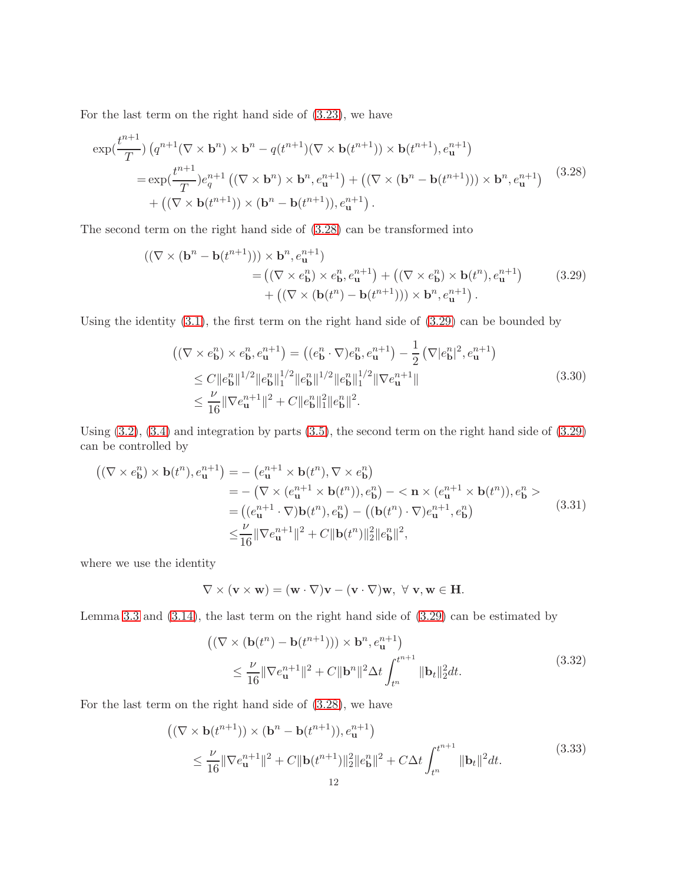For the last term on the right hand side of (3.23), we have

$$
\begin{aligned}
&\exp(\frac{t^{n+1}}{T})\left(q^{n+1}(\nabla\times\mathbf{b}^n)\times\mathbf{b}^n-q(t^{n+1})(\nabla\times\mathbf{b}(t^{n+1}))\times\mathbf{b}(t^{n+1}),e_{\mathbf{u}}^{n+1}\right)\\
&\quad=\exp(\frac{t^{n+1}}{T})e_q^{n+1}\left((\nabla\times\mathbf{b}^n)\times\mathbf{b}^n,e_{\mathbf{u}}^{n+1}\right)+\left((\nabla\times(\mathbf{b}^n-\mathbf{b}(t^{n+1})))\times\mathbf{b}^n,e_{\mathbf{u}}^{n+1}\right)\\
&\quad\quad+\left((\nabla\times\mathbf{b}(t^{n+1}))\times(\mathbf{b}^n-\mathbf{b}(t^{n+1})),e_{\mathbf{u}}^{n+1}\right).
\end{aligned}\tag{3.28}
$$

The second term on the right hand side of (3.28) can be transformed into

$$
\begin{aligned}
&((\nabla\times(\mathbf{b}^n-\mathbf{b}(t^{n+1})))\times\mathbf{b}^n,e_{\mathbf{u}}^{n+1})\\
&\qquad\qquad=\left((\nabla\times e_{\mathbf{b}}^n)\times e_{\mathbf{b}}^n,e_{\mathbf{u}}^{n+1}\right)+\left((\nabla\times e_{\mathbf{b}}^n)\times\mathbf{b}(t^n),e_{\mathbf{u}}^{n+1}\right)\\
&\qquad\qquad\quad+\left((\nabla\times(\mathbf{b}(t^n)-\mathbf{b}(t^{n+1})))\times\mathbf{b}^n,e_{\mathbf{u}}^{n+1}\right).
\end{aligned}\tag{3.29}
$$

Using the identity (3.1), the first term on the right hand side of (3.29) can be bounded by

$$
\begin{aligned}
\left((\nabla\times e_{\mathbf{b}}^n)\times e_{\mathbf{b}}^n,e_{\mathbf{u}}^{n+1}\right)&=\left((e_{\mathbf{b}}^n\cdot\nabla)e_{\mathbf{b}}^n,e_{\mathbf{u}}^{n+1}\right)-\frac{1}{2}\left(\nabla|e_{\mathbf{b}}^n|^2,e_{\mathbf{u}}^{n+1}\right)\\
&\leq C\|e_{\mathbf{b}}^n\|^{1/2}\|e_{\mathbf{b}}^n\|_1^{1/2}\|e_{\mathbf{b}}^n\|^{1/2}\|e_{\mathbf{b}}^n\|_1^{1/2}\|\nabla e_{\mathbf{u}}^{n+1}\|\\
&\leq\frac{\nu}{16}\|\nabla e_{\mathbf{u}}^{n+1}\|^2+C\|e_{\mathbf{b}}^n\|_1^2\|e_{\mathbf{b}}^n\|^2.
\end{aligned}\tag{3.30}
$$

Using (3.2), (3.4) and integration by parts (3.5), the second term on the right hand side of (3.29) can be controlled by

$$
\begin{aligned}
\left((\nabla\times e_{\mathbf{b}}^n)\times\mathbf{b}(t^n),e_{\mathbf{u}}^{n+1}\right)&=-\left(e_{\mathbf{u}}^{n+1}\times\mathbf{b}(t^n),\nabla\times e_{\mathbf{b}}^n\right)\\
&=-\left(\nabla\times(e_{\mathbf{u}}^{n+1}\times\mathbf{b}(t^n)),e_{\mathbf{b}}^n\right)-<\mathbf{n}\times(e_{\mathbf{u}}^{n+1}\times\mathbf{b}(t^n)),e_{\mathbf{b}}^n>\\
&=\left((e_{\mathbf{u}}^{n+1}\cdot\nabla)\mathbf{b}(t^n),e_{\mathbf{b}}^n\right)-\left((\mathbf{b}(t^n)\cdot\nabla)e_{\mathbf{u}}^{n+1},e_{\mathbf{b}}^n\right)\\
&\leq\frac{\nu}{16}\|\nabla e_{\mathbf{u}}^{n+1}\|^2+C\|\mathbf{b}(t^n)\|_2^2\|e_{\mathbf{b}}^n\|^2,
\end{aligned}\tag{3.31}
$$

where we use the identity

$$
\nabla\times(\mathbf{v}\times\mathbf{w})=(\mathbf{w}\cdot\nabla)\mathbf{v}-(\mathbf{v}\cdot\nabla)\mathbf{w},\ \forall\ \mathbf{v},\mathbf{w}\in\mathbf{H}.
$$

Lemma 3.3 and (3.14), the last term on the right hand side of (3.29) can be estimated by

$$
\begin{aligned}
&\left((\nabla\times(\mathbf{b}(t^n)-\mathbf{b}(t^{n+1})))\times\mathbf{b}^n,e_{\mathbf{u}}^{n+1}\right)\\
&\qquad\leq\frac{\nu}{16}\|\nabla e_{\mathbf{u}}^{n+1}\|^2+C\|\mathbf{b}^n\|^2\Delta t\int_{t^n}^{t^{n+1}}\|\mathbf{b}_t\|_2^2dt.
\end{aligned}\tag{3.32}
$$

For the last term on the right hand side of (3.28), we have

$$
\begin{aligned}
&\left((\nabla\times\mathbf{b}(t^{n+1}))\times(\mathbf{b}^n-\mathbf{b}(t^{n+1})),e_{\mathbf{u}}^{n+1}\right)\\
&\qquad\leq\frac{\nu}{16}\|\nabla e_{\mathbf{u}}^{n+1}\|^2+C\|\mathbf{b}(t^{n+1})\|_2^2\|e_{\mathbf{b}}^n\|^2+C\Delta t\int_{t^n}^{t^{n+1}}\|\mathbf{b}_t\|^2dt.
\end{aligned}\tag{3.33}
$$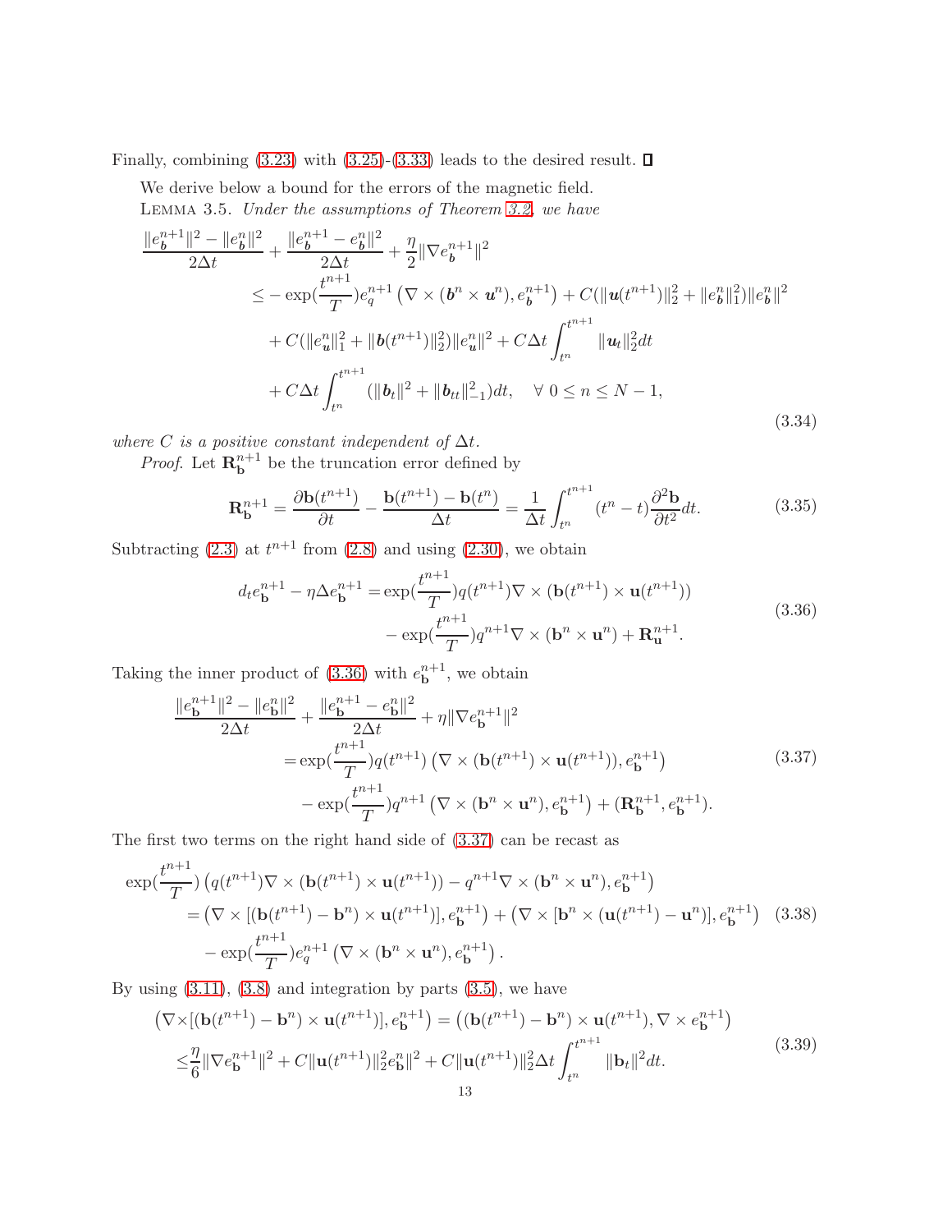Finally, combining (3.23) with (3.25)-(3.33) leads to the desired result. ∎

We derive below a bound for the errors of the magnetic field.

LEMMA 3.5. *Under the assumptions of Theorem 3.2, we have*

$$
\begin{aligned}
&\frac{\|e_{\boldsymbol{b}}^{n+1}\|^2-\|e_{\boldsymbol{b}}^{n}\|^2}{2\Delta t}+\frac{\|e_{\boldsymbol{b}}^{n+1}-e_{\boldsymbol{b}}^{n}\|^2}{2\Delta t}+\frac{\eta}{2}\|\nabla e_{\boldsymbol{b}}^{n+1}\|^2\\
&\qquad\leq-\exp(\frac{t^{n+1}}{T})e_q^{n+1}\left(\nabla\times(\boldsymbol{b}^n\times\boldsymbol{u}^n),e_{\boldsymbol{b}}^{n+1}\right)+C(\|\boldsymbol{u}(t^{n+1})\|_2^2+\|e_{\boldsymbol{b}}^n\|_1^2)\|e_{\boldsymbol{b}}^n\|^2\\
&\qquad\quad+C(\|e_{\boldsymbol{u}}^n\|_1^2+\|\boldsymbol{b}(t^{n+1})\|_2^2)\|e_{\boldsymbol{u}}^n\|^2+C\Delta t\int_{t^n}^{t^{n+1}}\|\boldsymbol{u}_t\|_2^2dt\\
&\qquad\quad+C\Delta t\int_{t^n}^{t^{n+1}}(\|\boldsymbol{b}_t\|^2+\|\boldsymbol{b}_{tt}\|_{-1}^2)dt,\quad\forall\ 0\leq n\leq N-1,
\end{aligned}
\tag{3.34}
$$

*where $C$ is a positive constant independent of $\Delta t$.*

*Proof*. Let $\mathbf{R}_{\mathbf{b}}^{n+1}$ be the truncation error defined by

$$
\mathbf{R}_{\mathbf{b}}^{n+1}=\frac{\partial\mathbf{b}(t^{n+1})}{\partial t}-\frac{\mathbf{b}(t^{n+1})-\mathbf{b}(t^n)}{\Delta t}=\frac{1}{\Delta t}\int_{t^n}^{t^{n+1}}(t^n-t)\frac{\partial^2\mathbf{b}}{\partial t^2}dt. \tag{3.35}
$$

Subtracting (2.3) at $t^{n+1}$ from (2.8) and using (2.30), we obtain

$$
\begin{aligned}
d_te_{\mathbf{b}}^{n+1}-\eta\Delta e_{\mathbf{b}}^{n+1}=&\exp(\frac{t^{n+1}}{T})q(t^{n+1})\nabla\times(\mathbf{b}(t^{n+1})\times\mathbf{u}(t^{n+1}))\\
&-\exp(\frac{t^{n+1}}{T})q^{n+1}\nabla\times(\mathbf{b}^n\times\mathbf{u}^n)+\mathbf{R}_{\mathbf{u}}^{n+1}.
\end{aligned}
\tag{3.36}
$$

Taking the inner product of (3.36) with $e_{\mathbf{b}}^{n+1}$, we obtain

$$
\begin{aligned}
\frac{\|e_{\mathbf{b}}^{n+1}\|^2-\|e_{\mathbf{b}}^{n}\|^2}{2\Delta t}&+\frac{\|e_{\mathbf{b}}^{n+1}-e_{\mathbf{b}}^{n}\|^2}{2\Delta t}+\eta\|\nabla e_{\mathbf{b}}^{n+1}\|^2\\
&=\exp(\frac{t^{n+1}}{T})q(t^{n+1})\left(\nabla\times(\mathbf{b}(t^{n+1})\times\mathbf{u}(t^{n+1})),e_{\mathbf{b}}^{n+1}\right)\\
&\quad-\exp(\frac{t^{n+1}}{T})q^{n+1}\left(\nabla\times(\mathbf{b}^n\times\mathbf{u}^n),e_{\mathbf{b}}^{n+1}\right)+(\mathbf{R}_{\mathbf{b}}^{n+1},e_{\mathbf{b}}^{n+1}).
\end{aligned}
\tag{3.37}
$$

The first two terms on the right hand side of (3.37) can be recast as

$$
\begin{aligned}
\exp(\frac{t^{n+1}}{T})&\left(q(t^{n+1})\nabla\times(\mathbf{b}(t^{n+1})\times\mathbf{u}(t^{n+1}))-q^{n+1}\nabla\times(\mathbf{b}^n\times\mathbf{u}^n),e_{\mathbf{b}}^{n+1}\right)\\
&=\left(\nabla\times[(\mathbf{b}(t^{n+1})-\mathbf{b}^n)\times\mathbf{u}(t^{n+1})],e_{\mathbf{b}}^{n+1}\right)+\left(\nabla\times[\mathbf{b}^n\times(\mathbf{u}(t^{n+1})-\mathbf{u}^n)],e_{\mathbf{b}}^{n+1}\right)\\
&\quad-\exp(\frac{t^{n+1}}{T})e_q^{n+1}\left(\nabla\times(\mathbf{b}^n\times\mathbf{u}^n),e_{\mathbf{b}}^{n+1}\right).
\end{aligned}
\tag{3.38}
$$

By using (3.11), (3.8) and integration by parts (3.5), we have

$$
\begin{aligned}
\left(\nabla\times[(\mathbf{b}(t^{n+1})-\mathbf{b}^n)\times\mathbf{u}(t^{n+1})],e_{\mathbf{b}}^{n+1}\right)&=\left((\mathbf{b}(t^{n+1})-\mathbf{b}^n)\times\mathbf{u}(t^{n+1}),\nabla\times e_{\mathbf{b}}^{n+1}\right)\\
\leq\frac{\eta}{6}\|\nabla e_{\mathbf{b}}^{n+1}\|^2+C\|\mathbf{u}(t^{n+1})\|_2^2&\|e_{\mathbf{b}}^n\|^2+C\|\mathbf{u}(t^{n+1})\|_2^2\Delta t\int_{t^n}^{t^{n+1}}\|\mathbf{b}_t\|^2dt.
\end{aligned}
\tag{3.39}
$$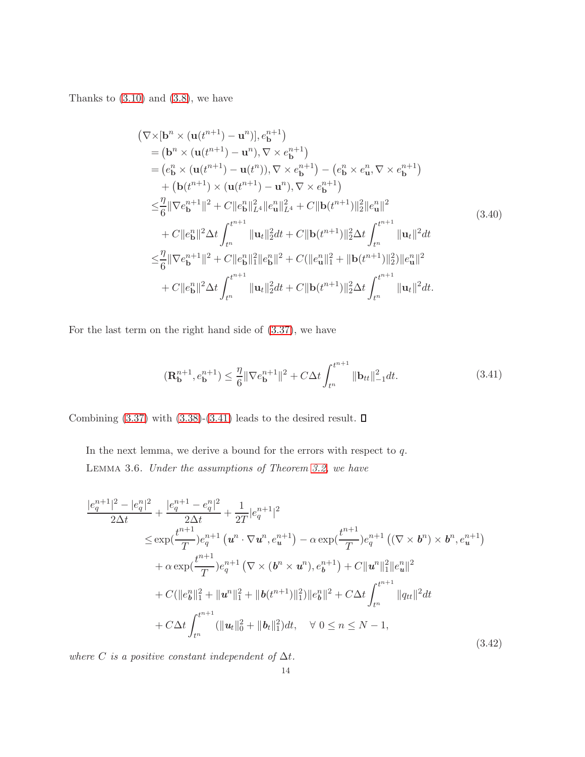Thanks to (3.10) and (3.8), we have

$$
\begin{aligned}
&\left(\nabla\times[\mathbf{b}^n \times (\mathbf{u}(t^{n+1}) - \mathbf{u}^n)], e_{\mathbf{b}}^{n+1}\right) \\
&\quad= \left(\mathbf{b}^n \times (\mathbf{u}(t^{n+1}) - \mathbf{u}^n), \nabla \times e_{\mathbf{b}}^{n+1}\right) \\
&\quad= \left(e_{\mathbf{b}}^n \times (\mathbf{u}(t^{n+1}) - \mathbf{u}(t^n)), \nabla \times e_{\mathbf{b}}^{n+1}\right) - \left(e_{\mathbf{b}}^n \times e_{\mathbf{u}}^n, \nabla \times e_{\mathbf{b}}^{n+1}\right) \\
&\qquad+ \left(\mathbf{b}(t^{n+1}) \times (\mathbf{u}(t^{n+1}) - \mathbf{u}^n), \nabla \times e_{\mathbf{b}}^{n+1}\right) \\
&\quad\leq \frac{\eta}{6}\|\nabla e_{\mathbf{b}}^{n+1}\|^2 + C\|e_{\mathbf{b}}^n\|_{L^4}^2\|e_{\mathbf{u}}^n\|_{L^4}^2 + C\|\mathbf{b}(t^{n+1})\|_2^2\|e_{\mathbf{u}}^n\|^2 \\
&\qquad+ C\|e_{\mathbf{b}}^n\|^2\Delta t\int_{t^n}^{t^{n+1}}\|\mathbf{u}_t\|_2^2 dt + C\|\mathbf{b}(t^{n+1})\|_2^2\Delta t\int_{t^n}^{t^{n+1}}\|\mathbf{u}_t\|^2 dt \\
&\quad\leq \frac{\eta}{6}\|\nabla e_{\mathbf{b}}^{n+1}\|^2 + C\|e_{\mathbf{b}}^n\|_1^2\|e_{\mathbf{b}}^n\|^2 + C(\|e_{\mathbf{u}}^n\|_1^2 + \|\mathbf{b}(t^{n+1})\|_2^2)\|e_{\mathbf{u}}^n\|^2 \\
&\qquad+ C\|e_{\mathbf{b}}^n\|^2\Delta t\int_{t^n}^{t^{n+1}}\|\mathbf{u}_t\|_2^2 dt + C\|\mathbf{b}(t^{n+1})\|_2^2\Delta t\int_{t^n}^{t^{n+1}}\|\mathbf{u}_t\|^2 dt.
\end{aligned}
\tag{3.40}
$$

For the last term on the right hand side of (3.37), we have

$$
(\mathbf{R}_{\mathbf{b}}^{n+1}, e_{\mathbf{b}}^{n+1}) \leq \frac{\eta}{6}\|\nabla e_{\mathbf{b}}^{n+1}\|^2 + C\Delta t\int_{t^n}^{t^{n+1}}\|\mathbf{b}_{tt}\|_{-1}^2 dt. \tag{3.41}
$$

Combining (3.37) with (3.38)-(3.41) leads to the desired result. $\square$

In the next lemma, we derive a bound for the errors with respect to $q$.

Lemma 3.6. *Under the assumptions of Theorem 3.2, we have*

$$
\begin{aligned}
&\frac{|e_q^{n+1}|^2 - |e_q^n|^2}{2\Delta t} + \frac{|e_q^{n+1} - e_q^n|^2}{2\Delta t} + \frac{1}{2T}|e_q^{n+1}|^2 \\
&\quad\leq \exp(\frac{t^{n+1}}{T})e_q^{n+1}\left(\boldsymbol{u}^n\cdot\nabla\boldsymbol{u}^n, e_{\boldsymbol{u}}^{n+1}\right) - \alpha\exp(\frac{t^{n+1}}{T})e_q^{n+1}\left((\nabla\times\boldsymbol{b}^n)\times\boldsymbol{b}^n, e_{\boldsymbol{u}}^{n+1}\right) \\
&\qquad+ \alpha\exp(\frac{t^{n+1}}{T})e_q^{n+1}\left(\nabla\times(\boldsymbol{b}^n\times\boldsymbol{u}^n), e_{\boldsymbol{b}}^{n+1}\right) + C\|\boldsymbol{u}^n\|_1^2\|e_{\boldsymbol{u}}^n\|^2 \\
&\qquad+ C(\|e_{\boldsymbol{b}}^n\|_1^2 + \|\boldsymbol{u}^n\|_1^2 + \|\boldsymbol{b}(t^{n+1})\|_1^2)\|e_{\boldsymbol{b}}^n\|^2 + C\Delta t\int_{t^n}^{t^{n+1}}\|q_{tt}\|^2 dt \\
&\qquad+ C\Delta t\int_{t^n}^{t^{n+1}}(\|\boldsymbol{u}_t\|_0^2 + \|\boldsymbol{b}_t\|_1^2)dt, \quad \forall\ 0\leq n\leq N-1,
\end{aligned}
\tag{3.42}
$$

*where $C$ is a positive constant independent of $\Delta t$.*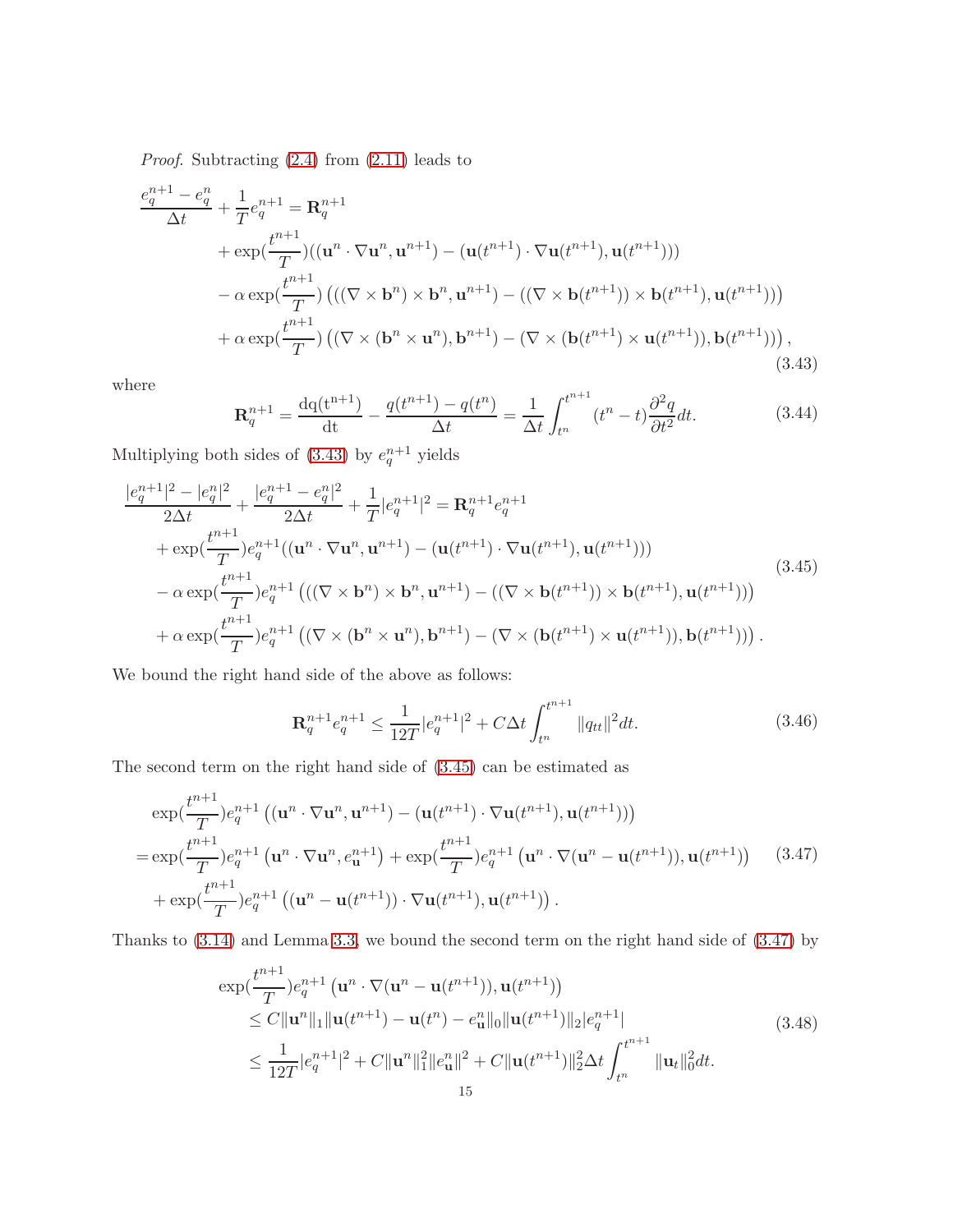*Proof.* Subtracting (2.4) from (2.11) leads to

$$
\begin{aligned}
\frac{e_q^{n+1}-e_q^n}{\Delta t}+\frac{1}{T}e_q^{n+1}=&\,\mathbf{R}_q^{n+1}\\
&+\exp(\frac{t^{n+1}}{T})((\mathbf{u}^n\cdot\nabla\mathbf{u}^n,\mathbf{u}^{n+1})-(\mathbf{u}(t^{n+1})\cdot\nabla\mathbf{u}(t^{n+1}),\mathbf{u}(t^{n+1})))\\
&-\alpha\exp(\frac{t^{n+1}}{T})\left(((\nabla\times\mathbf{b}^n)\times\mathbf{b}^n,\mathbf{u}^{n+1})-((\nabla\times\mathbf{b}(t^{n+1}))\times\mathbf{b}(t^{n+1}),\mathbf{u}(t^{n+1}))\right)\\
&+\alpha\exp(\frac{t^{n+1}}{T})\left((\nabla\times(\mathbf{b}^n\times\mathbf{u}^n),\mathbf{b}^{n+1})-(\nabla\times(\mathbf{b}(t^{n+1})\times\mathbf{u}(t^{n+1})),\mathbf{b}(t^{n+1}))\right),
\end{aligned}
\tag{3.43}
$$

where

$$
\mathbf{R}_q^{n+1}=\frac{\mathrm{dq(t^{n+1})}}{\mathrm{dt}}-\frac{q(t^{n+1})-q(t^n)}{\Delta t}=\frac{1}{\Delta t}\int_{t^n}^{t^{n+1}}(t^n-t)\frac{\partial^2 q}{\partial t^2}dt.
\tag{3.44}
$$

Multiplying both sides of (3.43) by $e_q^{n+1}$ yields

$$
\begin{aligned}
&\frac{|e_q^{n+1}|^2-|e_q^n|^2}{2\Delta t}+\frac{|e_q^{n+1}-e_q^n|^2}{2\Delta t}+\frac{1}{T}|e_q^{n+1}|^2=\mathbf{R}_q^{n+1}e_q^{n+1}\\
&+\exp(\frac{t^{n+1}}{T})e_q^{n+1}((\mathbf{u}^n\cdot\nabla\mathbf{u}^n,\mathbf{u}^{n+1})-(\mathbf{u}(t^{n+1})\cdot\nabla\mathbf{u}(t^{n+1}),\mathbf{u}(t^{n+1})))\\
&-\alpha\exp(\frac{t^{n+1}}{T})e_q^{n+1}\left(((\nabla\times\mathbf{b}^n)\times\mathbf{b}^n,\mathbf{u}^{n+1})-((\nabla\times\mathbf{b}(t^{n+1}))\times\mathbf{b}(t^{n+1}),\mathbf{u}(t^{n+1}))\right)\\
&+\alpha\exp(\frac{t^{n+1}}{T})e_q^{n+1}\left((\nabla\times(\mathbf{b}^n\times\mathbf{u}^n),\mathbf{b}^{n+1})-(\nabla\times(\mathbf{b}(t^{n+1})\times\mathbf{u}(t^{n+1})),\mathbf{b}(t^{n+1}))\right).
\end{aligned}
\tag{3.45}
$$

We bound the right hand side of the above as follows:

$$
\mathbf{R}_q^{n+1}e_q^{n+1}\le\frac{1}{12T}|e_q^{n+1}|^2+C\Delta t\int_{t^n}^{t^{n+1}}\|q_{tt}\|^2dt.
\tag{3.46}
$$

The second term on the right hand side of (3.45) can be estimated as

$$
\begin{aligned}
&\exp(\frac{t^{n+1}}{T})e_q^{n+1}\left((\mathbf{u}^n\cdot\nabla\mathbf{u}^n,\mathbf{u}^{n+1})-(\mathbf{u}(t^{n+1})\cdot\nabla\mathbf{u}(t^{n+1}),\mathbf{u}(t^{n+1}))\right)\\
=&\exp(\frac{t^{n+1}}{T})e_q^{n+1}\left(\mathbf{u}^n\cdot\nabla\mathbf{u}^n,e_{\mathbf{u}}^{n+1}\right)+\exp(\frac{t^{n+1}}{T})e_q^{n+1}\left(\mathbf{u}^n\cdot\nabla(\mathbf{u}^n-\mathbf{u}(t^{n+1})),\mathbf{u}(t^{n+1})\right)\\
&+\exp(\frac{t^{n+1}}{T})e_q^{n+1}\left((\mathbf{u}^n-\mathbf{u}(t^{n+1}))\cdot\nabla\mathbf{u}(t^{n+1}),\mathbf{u}(t^{n+1})\right).
\end{aligned}
\tag{3.47}
$$

Thanks to (3.14) and Lemma 3.3, we bound the second term on the right hand side of (3.47) by

$$
\begin{aligned}
&\exp(\frac{t^{n+1}}{T})e_q^{n+1}\left(\mathbf{u}^n\cdot\nabla(\mathbf{u}^n-\mathbf{u}(t^{n+1})),\mathbf{u}(t^{n+1})\right)\\
&\quad\le C\|\mathbf{u}^n\|_1\|\mathbf{u}(t^{n+1})-\mathbf{u}(t^n)-e_{\mathbf{u}}^n\|_0\|\mathbf{u}(t^{n+1})\|_2|e_q^{n+1}|\\
&\quad\le\frac{1}{12T}|e_q^{n+1}|^2+C\|\mathbf{u}^n\|_1^2\|e_{\mathbf{u}}^n\|^2+C\|\mathbf{u}(t^{n+1})\|_2^2\Delta t\int_{t^n}^{t^{n+1}}\|\mathbf{u}_t\|_0^2dt.
\end{aligned}
\tag{3.48}
$$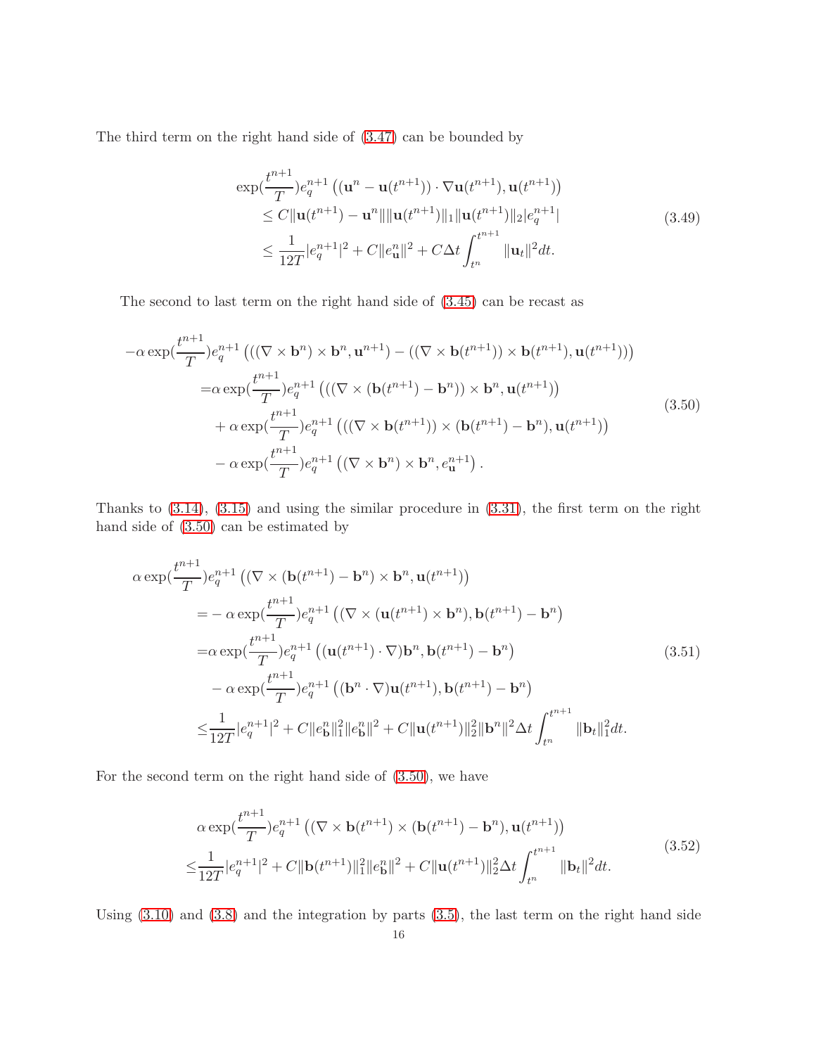The third term on the right hand side of (3.47) can be bounded by

$$
\begin{aligned}
&\exp(\frac{t^{n+1}}{T})e_q^{n+1}\left((\mathbf{u}^n-\mathbf{u}(t^{n+1}))\cdot\nabla\mathbf{u}(t^{n+1}),\mathbf{u}(t^{n+1})\right)\\
&\leq C\|\mathbf{u}(t^{n+1})-\mathbf{u}^n\|\|\mathbf{u}(t^{n+1})\|_1\|\mathbf{u}(t^{n+1})\|_2|e_q^{n+1}|\\
&\leq \frac{1}{12T}|e_q^{n+1}|^2+C\|e_{\mathbf{u}}^n\|^2+C\Delta t\int_{t^n}^{t^{n+1}}\|\mathbf{u}_t\|^2dt.
\end{aligned}
\tag{3.49}
$$

The second to last term on the right hand side of (3.45) can be recast as

$$
\begin{aligned}
-\alpha\exp(\frac{t^{n+1}}{T})&e_q^{n+1}\left(((\nabla\times\mathbf{b}^n)\times\mathbf{b}^n,\mathbf{u}^{n+1})-((\nabla\times\mathbf{b}(t^{n+1}))\times\mathbf{b}(t^{n+1}),\mathbf{u}(t^{n+1}))\right)\\
=&\alpha\exp(\frac{t^{n+1}}{T})e_q^{n+1}\left(((\nabla\times(\mathbf{b}(t^{n+1})-\mathbf{b}^n))\times\mathbf{b}^n,\mathbf{u}(t^{n+1})\right)\\
&+\alpha\exp(\frac{t^{n+1}}{T})e_q^{n+1}\left(((\nabla\times\mathbf{b}(t^{n+1}))\times(\mathbf{b}(t^{n+1})-\mathbf{b}^n),\mathbf{u}(t^{n+1})\right)\\
&-\alpha\exp(\frac{t^{n+1}}{T})e_q^{n+1}\left((\nabla\times\mathbf{b}^n)\times\mathbf{b}^n,e_{\mathbf{u}}^{n+1}\right).
\end{aligned}
\tag{3.50}
$$

Thanks to (3.14), (3.15) and using the similar procedure in (3.31), the first term on the right hand side of (3.50) can be estimated by

$$
\begin{aligned}
\alpha\exp(\frac{t^{n+1}}{T})&e_q^{n+1}\left(\nabla\times(\mathbf{b}(t^{n+1})-\mathbf{b}^n)\times\mathbf{b}^n,\mathbf{u}(t^{n+1})\right)\\
=&-\alpha\exp(\frac{t^{n+1}}{T})e_q^{n+1}\left((\nabla\times(\mathbf{u}(t^{n+1})\times\mathbf{b}^n),\mathbf{b}(t^{n+1})-\mathbf{b}^n\right)\\
=&\alpha\exp(\frac{t^{n+1}}{T})e_q^{n+1}\left((\mathbf{u}(t^{n+1})\cdot\nabla)\mathbf{b}^n,\mathbf{b}(t^{n+1})-\mathbf{b}^n\right)\\
&-\alpha\exp(\frac{t^{n+1}}{T})e_q^{n+1}\left((\mathbf{b}^n\cdot\nabla)\mathbf{u}(t^{n+1}),\mathbf{b}(t^{n+1})-\mathbf{b}^n\right)\\
\leq&\frac{1}{12T}|e_q^{n+1}|^2+C\|e_{\mathbf{b}}^n\|_1^2\|e_{\mathbf{b}}^n\|^2+C\|\mathbf{u}(t^{n+1})\|_2^2\|\mathbf{b}^n\|^2\Delta t\int_{t^n}^{t^{n+1}}\|\mathbf{b}_t\|_1^2dt.
\end{aligned}
\tag{3.51}
$$

For the second term on the right hand side of (3.50), we have

$$
\begin{aligned}
&\alpha\exp(\frac{t^{n+1}}{T})e_q^{n+1}\left(\nabla\times\mathbf{b}(t^{n+1})\times(\mathbf{b}(t^{n+1})-\mathbf{b}^n),\mathbf{u}(t^{n+1})\right)\\
\leq&\frac{1}{12T}|e_q^{n+1}|^2+C\|\mathbf{b}(t^{n+1})\|_1^2\|e_{\mathbf{b}}^n\|^2+C\|\mathbf{u}(t^{n+1})\|_2^2\Delta t\int_{t^n}^{t^{n+1}}\|\mathbf{b}_t\|^2dt.
\end{aligned}
\tag{3.52}
$$

Using (3.10) and (3.8) and the integration by parts (3.5), the last term on the right hand side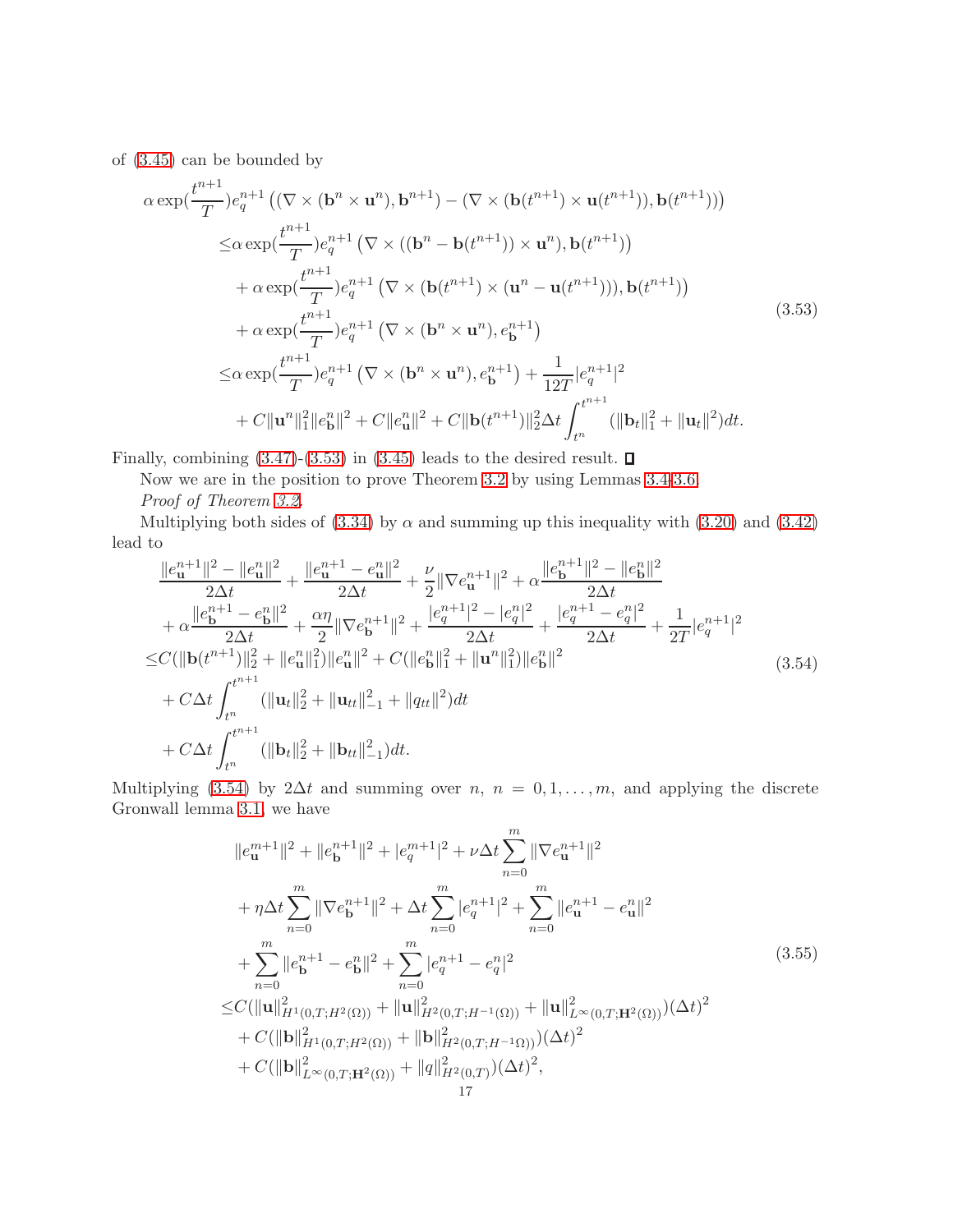of (3.45) can be bounded by

$$
\begin{aligned}
&\alpha \exp(\frac{t^{n+1}}{T}) e_q^{n+1} \left( (\nabla \times (\mathbf{b}^n \times \mathbf{u}^n), \mathbf{b}^{n+1}) - (\nabla \times (\mathbf{b}(t^{n+1}) \times \mathbf{u}(t^{n+1})), \mathbf{b}(t^{n+1})) \right) \\
\leq & \alpha \exp(\frac{t^{n+1}}{T}) e_q^{n+1} \left( \nabla \times ((\mathbf{b}^n - \mathbf{b}(t^{n+1})) \times \mathbf{u}^n), \mathbf{b}(t^{n+1}) \right) \\
& + \alpha \exp(\frac{t^{n+1}}{T}) e_q^{n+1} \left( \nabla \times (\mathbf{b}(t^{n+1}) \times (\mathbf{u}^n - \mathbf{u}(t^{n+1}))), \mathbf{b}(t^{n+1}) \right) \\
& + \alpha \exp(\frac{t^{n+1}}{T}) e_q^{n+1} \left( \nabla \times (\mathbf{b}^n \times \mathbf{u}^n), e_{\mathbf{b}}^{n+1} \right) \\
\leq & \alpha \exp(\frac{t^{n+1}}{T}) e_q^{n+1} \left( \nabla \times (\mathbf{b}^n \times \mathbf{u}^n), e_{\mathbf{b}}^{n+1} \right) + \frac{1}{12T} |e_q^{n+1}|^2 \\
& + C \|\mathbf{u}^n\|_1^2 \|e_{\mathbf{b}}^n\|^2 + C \|e_{\mathbf{u}}^n\|^2 + C \|\mathbf{b}(t^{n+1})\|_2^2 \Delta t \int_{t^n}^{t^{n+1}} (\|\mathbf{b}_t\|_1^2 + \|\mathbf{u}_t\|^2) dt.
\end{aligned}
\tag{3.53}
$$

Finally, combining (3.47)-(3.53) in (3.45) leads to the desired result. ∎

Now we are in the position to prove Theorem 3.2 by using Lemmas 3.4-3.6.

*Proof of Theorem 3.2.*

Multiplying both sides of (3.34) by $\alpha$ and summing up this inequality with (3.20) and (3.42) lead to

$$
\begin{aligned}
& \frac{\|e_{\mathbf{u}}^{n+1}\|^2 - \|e_{\mathbf{u}}^n\|^2}{2\Delta t} + \frac{\|e_{\mathbf{u}}^{n+1} - e_{\mathbf{u}}^n\|^2}{2\Delta t} + \frac{\nu}{2} \|\nabla e_{\mathbf{u}}^{n+1}\|^2 + \alpha \frac{\|e_{\mathbf{b}}^{n+1}\|^2 - \|e_{\mathbf{b}}^n\|^2}{2\Delta t} \\
& + \alpha \frac{\|e_{\mathbf{b}}^{n+1} - e_{\mathbf{b}}^n\|^2}{2\Delta t} + \frac{\alpha\eta}{2} \|\nabla e_{\mathbf{b}}^{n+1}\|^2 + \frac{|e_q^{n+1}|^2 - |e_q^n|^2}{2\Delta t} + \frac{|e_q^{n+1} - e_q^n|^2}{2\Delta t} + \frac{1}{2T} |e_q^{n+1}|^2 \\
\leq & C (\|\mathbf{b}(t^{n+1})\|_2^2 + \|e_{\mathbf{u}}^n\|_1^2) \|e_{\mathbf{u}}^n\|^2 + C (\|e_{\mathbf{b}}^n\|_1^2 + \|\mathbf{u}^n\|_1^2) \|e_{\mathbf{b}}^n\|^2 \\
& + C \Delta t \int_{t^n}^{t^{n+1}} (\|\mathbf{u}_t\|_2^2 + \|\mathbf{u}_{tt}\|_{-1}^2 + \|q_{tt}\|^2) dt \\
& + C \Delta t \int_{t^n}^{t^{n+1}} (\|\mathbf{b}_t\|_2^2 + \|\mathbf{b}_{tt}\|_{-1}^2) dt.
\end{aligned}
\tag{3.54}
$$

Multiplying (3.54) by $2\Delta t$ and summing over $n$, $n = 0, 1, \ldots, m$, and applying the discrete Gronwall lemma 3.1, we have

$$
\begin{aligned}
& \|e_{\mathbf{u}}^{m+1}\|^2 + \|e_{\mathbf{b}}^{n+1}\|^2 + |e_q^{m+1}|^2 + \nu \Delta t \sum_{n=0}^{m} \|\nabla e_{\mathbf{u}}^{n+1}\|^2 \\
& + \eta \Delta t \sum_{n=0}^{m} \|\nabla e_{\mathbf{b}}^{n+1}\|^2 + \Delta t \sum_{n=0}^{m} |e_q^{n+1}|^2 + \sum_{n=0}^{m} \|e_{\mathbf{u}}^{n+1} - e_{\mathbf{u}}^n\|^2 \\
& + \sum_{n=0}^{m} \|e_{\mathbf{b}}^{n+1} - e_{\mathbf{b}}^n\|^2 + \sum_{n=0}^{m} |e_q^{n+1} - e_q^n|^2 \\
\leq & C (\|\mathbf{u}\|_{H^1(0,T;H^2(\Omega))}^2 + \|\mathbf{u}\|_{H^2(0,T;H^{-1}(\Omega))}^2 + \|\mathbf{u}\|_{L^\infty(0,T;\mathbf{H}^2(\Omega))}^2) (\Delta t)^2 \\
& + C (\|\mathbf{b}\|_{H^1(0,T;H^2(\Omega))}^2 + \|\mathbf{b}\|_{H^2(0,T;H^{-1}(\Omega))}^2) (\Delta t)^2 \\
& + C (\|\mathbf{b}\|_{L^\infty(0,T;\mathbf{H}^2(\Omega))}^2 + \|q\|_{H^2(0,T)}^2) (\Delta t)^2,
\end{aligned}
\tag{3.55}
$$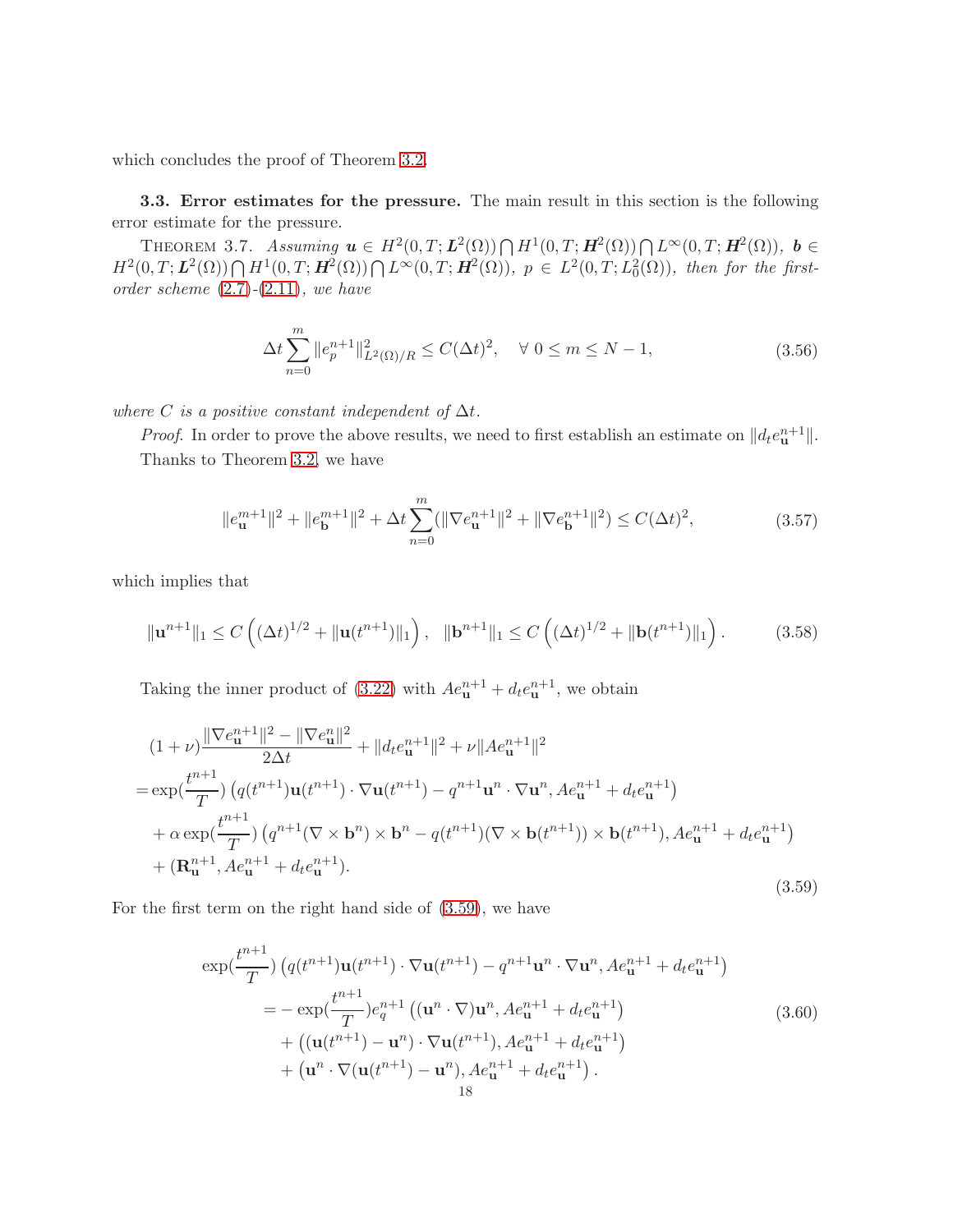which concludes the proof of Theorem 3.2.

**3.3. Error estimates for the pressure.** The main result in this section is the following error estimate for the pressure.

THEOREM 3.7. *Assuming $\boldsymbol{u} \in H^2(0,T;\boldsymbol{L}^2(\Omega)) \bigcap H^1(0,T;\boldsymbol{H}^2(\Omega)) \bigcap L^\infty(0,T;\boldsymbol{H}^2(\Omega))$, $\boldsymbol{b} \in H^2(0,T;\boldsymbol{L}^2(\Omega)) \bigcap H^1(0,T;\boldsymbol{H}^2(\Omega)) \bigcap L^\infty(0,T;\boldsymbol{H}^2(\Omega))$, $p \in L^2(0,T;L_0^2(\Omega))$, then for the first-order scheme (2.7)-(2.11), we have*

$$\Delta t \sum_{n=0}^{m} \|e_p^{n+1}\|^2_{L^2(\Omega)/R} \leq C(\Delta t)^2, \quad \forall\ 0 \leq m \leq N-1, \tag{3.56}$$

*where $C$ is a positive constant independent of $\Delta t$.*

*Proof*. In order to prove the above results, we need to first establish an estimate on $\|d_t e_{\mathbf{u}}^{n+1}\|$.

Thanks to Theorem 3.2, we have

$$\|e_{\mathbf{u}}^{m+1}\|^2 + \|e_{\mathbf{b}}^{m+1}\|^2 + \Delta t \sum_{n=0}^{m} (\|\nabla e_{\mathbf{u}}^{n+1}\|^2 + \|\nabla e_{\mathbf{b}}^{n+1}\|^2) \leq C(\Delta t)^2, \tag{3.57}$$

which implies that

$$\|\mathbf{u}^{n+1}\|_1 \leq C\left((\Delta t)^{1/2} + \|\mathbf{u}(t^{n+1})\|_1\right), \quad \|\mathbf{b}^{n+1}\|_1 \leq C\left((\Delta t)^{1/2} + \|\mathbf{b}(t^{n+1})\|_1\right). \tag{3.58}$$

Taking the inner product of (3.22) with $Ae_{\mathbf{u}}^{n+1} + d_t e_{\mathbf{u}}^{n+1}$, we obtain

$$\begin{aligned}
&(1+\nu)\frac{\|\nabla e_{\mathbf{u}}^{n+1}\|^2 - \|\nabla e_{\mathbf{u}}^{n}\|^2}{2\Delta t} + \|d_t e_{\mathbf{u}}^{n+1}\|^2 + \nu \|Ae_{\mathbf{u}}^{n+1}\|^2 \\
=& \exp(\frac{t^{n+1}}{T})\left(q(t^{n+1})\mathbf{u}(t^{n+1}) \cdot \nabla \mathbf{u}(t^{n+1}) - q^{n+1}\mathbf{u}^n \cdot \nabla \mathbf{u}^n, Ae_{\mathbf{u}}^{n+1} + d_t e_{\mathbf{u}}^{n+1}\right) \\
&+ \alpha \exp(\frac{t^{n+1}}{T})\left(q^{n+1}(\nabla \times \mathbf{b}^n) \times \mathbf{b}^n - q(t^{n+1})(\nabla \times \mathbf{b}(t^{n+1})) \times \mathbf{b}(t^{n+1}), Ae_{\mathbf{u}}^{n+1} + d_t e_{\mathbf{u}}^{n+1}\right) \\
&+ (\mathbf{R}_{\mathbf{u}}^{n+1}, Ae_{\mathbf{u}}^{n+1} + d_t e_{\mathbf{u}}^{n+1}).
\end{aligned} \tag{3.59}$$

For the first term on the right hand side of (3.59), we have

$$\begin{aligned}
\exp(\frac{t^{n+1}}{T})&\left(q(t^{n+1})\mathbf{u}(t^{n+1}) \cdot \nabla \mathbf{u}(t^{n+1}) - q^{n+1}\mathbf{u}^n \cdot \nabla \mathbf{u}^n, Ae_{\mathbf{u}}^{n+1} + d_t e_{\mathbf{u}}^{n+1}\right) \\
&= -\exp(\frac{t^{n+1}}{T}) e_q^{n+1}\left((\mathbf{u}^n \cdot \nabla)\mathbf{u}^n, Ae_{\mathbf{u}}^{n+1} + d_t e_{\mathbf{u}}^{n+1}\right) \\
&\quad + \left((\mathbf{u}(t^{n+1}) - \mathbf{u}^n) \cdot \nabla \mathbf{u}(t^{n+1}), Ae_{\mathbf{u}}^{n+1} + d_t e_{\mathbf{u}}^{n+1}\right) \\
&\quad + \left(\mathbf{u}^n \cdot \nabla(\mathbf{u}(t^{n+1}) - \mathbf{u}^n), Ae_{\mathbf{u}}^{n+1} + d_t e_{\mathbf{u}}^{n+1}\right).
\end{aligned} \tag{3.60}$$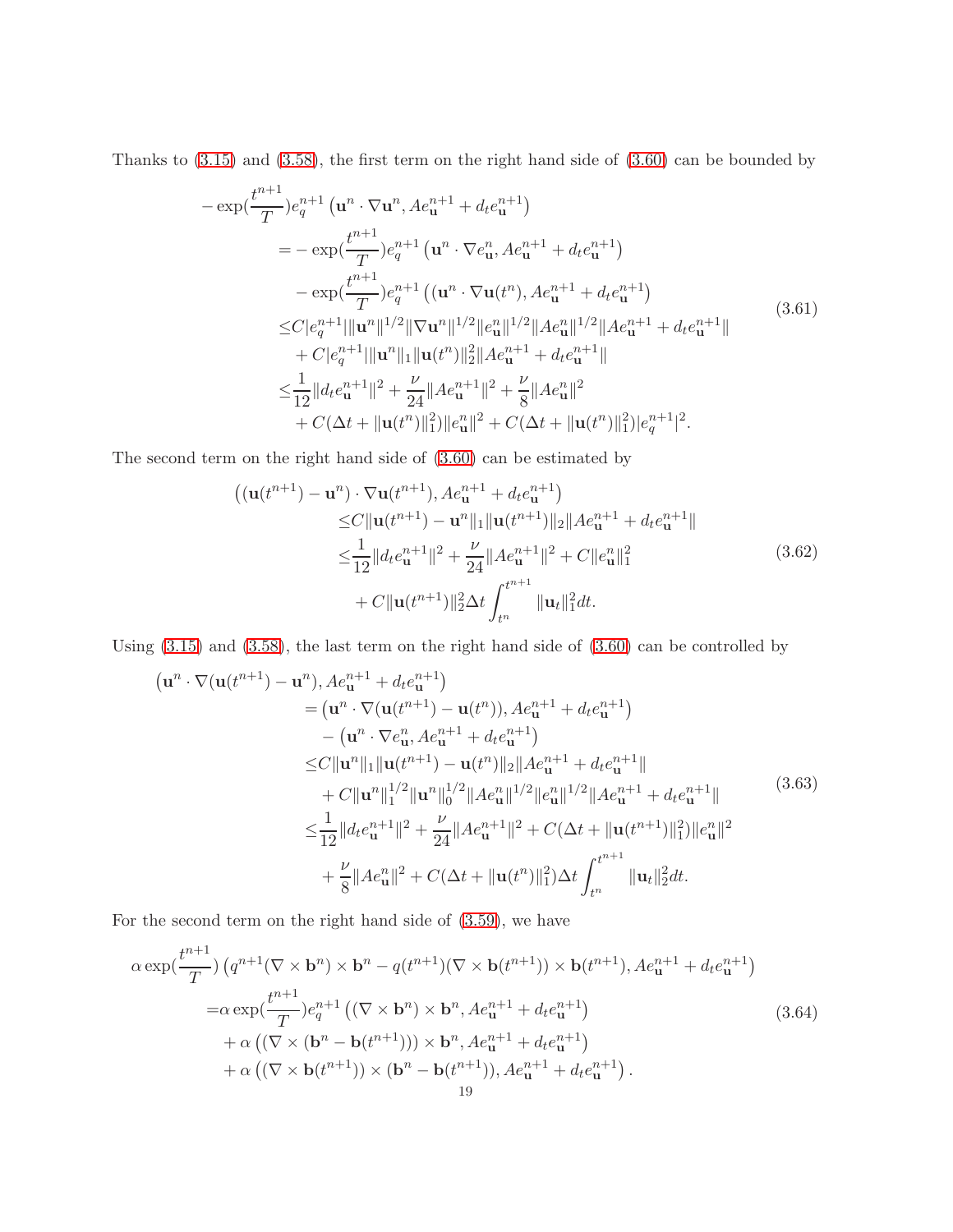Thanks to (3.15) and (3.58), the first term on the right hand side of (3.60) can be bounded by

$$
\begin{aligned}
-\exp(\frac{t^{n+1}}{T})&e_q^{n+1}\left(\mathbf{u}^n\cdot\nabla\mathbf{u}^n, Ae_{\mathbf{u}}^{n+1}+d_te_{\mathbf{u}}^{n+1}\right)\\
=&-\exp(\frac{t^{n+1}}{T})e_q^{n+1}\left(\mathbf{u}^n\cdot\nabla e_{\mathbf{u}}^n, Ae_{\mathbf{u}}^{n+1}+d_te_{\mathbf{u}}^{n+1}\right)\\
&-\exp(\frac{t^{n+1}}{T})e_q^{n+1}\left((\mathbf{u}^n\cdot\nabla\mathbf{u}(t^n), Ae_{\mathbf{u}}^{n+1}+d_te_{\mathbf{u}}^{n+1}\right)\\
\leq& C|e_q^{n+1}|\|\mathbf{u}^n\|^{1/2}\|\nabla\mathbf{u}^n\|^{1/2}\|e_{\mathbf{u}}^n\|^{1/2}\|Ae_{\mathbf{u}}^n\|^{1/2}\|Ae_{\mathbf{u}}^{n+1}+d_te_{\mathbf{u}}^{n+1}\|\\
&+C|e_q^{n+1}|\|\mathbf{u}^n\|_1\|\mathbf{u}(t^n)\|_2^2\|Ae_{\mathbf{u}}^{n+1}+d_te_{\mathbf{u}}^{n+1}\|\\
\leq&\frac{1}{12}\|d_te_{\mathbf{u}}^{n+1}\|^2+\frac{\nu}{24}\|Ae_{\mathbf{u}}^{n+1}\|^2+\frac{\nu}{8}\|Ae_{\mathbf{u}}^n\|^2\\
&+C(\Delta t+\|\mathbf{u}(t^n)\|_1^2)\|e_{\mathbf{u}}^n\|^2+C(\Delta t+\|\mathbf{u}(t^n)\|_1^2)|e_q^{n+1}|^2.
\end{aligned}
\tag{3.61}
$$

The second term on the right hand side of (3.60) can be estimated by

$$
\begin{aligned}
\big((\mathbf{u}(t^{n+1})-\mathbf{u}^n)\cdot\nabla\mathbf{u}(t^{n+1}),& Ae_{\mathbf{u}}^{n+1}+d_te_{\mathbf{u}}^{n+1}\big)\\
\leq& C\|\mathbf{u}(t^{n+1})-\mathbf{u}^n\|_1\|\mathbf{u}(t^{n+1})\|_2\|Ae_{\mathbf{u}}^{n+1}+d_te_{\mathbf{u}}^{n+1}\|\\
\leq&\frac{1}{12}\|d_te_{\mathbf{u}}^{n+1}\|^2+\frac{\nu}{24}\|Ae_{\mathbf{u}}^{n+1}\|^2+C\|e_{\mathbf{u}}^n\|_1^2\\
&+C\|\mathbf{u}(t^{n+1})\|_2^2\Delta t\int_{t^n}^{t^{n+1}}\|\mathbf{u}_t\|_1^2dt.
\end{aligned}
\tag{3.62}
$$

Using (3.15) and (3.58), the last term on the right hand side of (3.60) can be controlled by

$$
\begin{aligned}
\big(\mathbf{u}^n\cdot\nabla(\mathbf{u}(t^{n+1})-\mathbf{u}^n),& Ae_{\mathbf{u}}^{n+1}+d_te_{\mathbf{u}}^{n+1}\big)\\
=&\left(\mathbf{u}^n\cdot\nabla(\mathbf{u}(t^{n+1})-\mathbf{u}(t^n)), Ae_{\mathbf{u}}^{n+1}+d_te_{\mathbf{u}}^{n+1}\right)\\
&-\left(\mathbf{u}^n\cdot\nabla e_{\mathbf{u}}^n, Ae_{\mathbf{u}}^{n+1}+d_te_{\mathbf{u}}^{n+1}\right)\\
\leq& C\|\mathbf{u}^n\|_1\|\mathbf{u}(t^{n+1})-\mathbf{u}(t^n)\|_2\|Ae_{\mathbf{u}}^{n+1}+d_te_{\mathbf{u}}^{n+1}\|\\
&+C\|\mathbf{u}^n\|_1^{1/2}\|\mathbf{u}^n\|_0^{1/2}\|Ae_{\mathbf{u}}^n\|^{1/2}\|e_{\mathbf{u}}^n\|^{1/2}\|Ae_{\mathbf{u}}^{n+1}+d_te_{\mathbf{u}}^{n+1}\|\\
\leq&\frac{1}{12}\|d_te_{\mathbf{u}}^{n+1}\|^2+\frac{\nu}{24}\|Ae_{\mathbf{u}}^{n+1}\|^2+C(\Delta t+\|\mathbf{u}(t^{n+1})\|_1^2)\|e_{\mathbf{u}}^n\|^2\\
&+\frac{\nu}{8}\|Ae_{\mathbf{u}}^n\|^2+C(\Delta t+\|\mathbf{u}(t^n)\|_1^2)\Delta t\int_{t^n}^{t^{n+1}}\|\mathbf{u}_t\|_2^2dt.
\end{aligned}
\tag{3.63}
$$

For the second term on the right hand side of (3.59), we have

$$
\begin{aligned}
\alpha\exp(\frac{t^{n+1}}{T})&\left(q^{n+1}(\nabla\times\mathbf{b}^n)\times\mathbf{b}^n-q(t^{n+1})(\nabla\times\mathbf{b}(t^{n+1}))\times\mathbf{b}(t^{n+1}), Ae_{\mathbf{u}}^{n+1}+d_te_{\mathbf{u}}^{n+1}\right)\\
=&\alpha\exp(\frac{t^{n+1}}{T})e_q^{n+1}\left((\nabla\times\mathbf{b}^n)\times\mathbf{b}^n, Ae_{\mathbf{u}}^{n+1}+d_te_{\mathbf{u}}^{n+1}\right)\\
&+\alpha\left((\nabla\times(\mathbf{b}^n-\mathbf{b}(t^{n+1})))\times\mathbf{b}^n, Ae_{\mathbf{u}}^{n+1}+d_te_{\mathbf{u}}^{n+1}\right)\\
&+\alpha\left((\nabla\times\mathbf{b}(t^{n+1}))\times(\mathbf{b}^n-\mathbf{b}(t^{n+1})), Ae_{\mathbf{u}}^{n+1}+d_te_{\mathbf{u}}^{n+1}\right).
\end{aligned}
\tag{3.64}
$$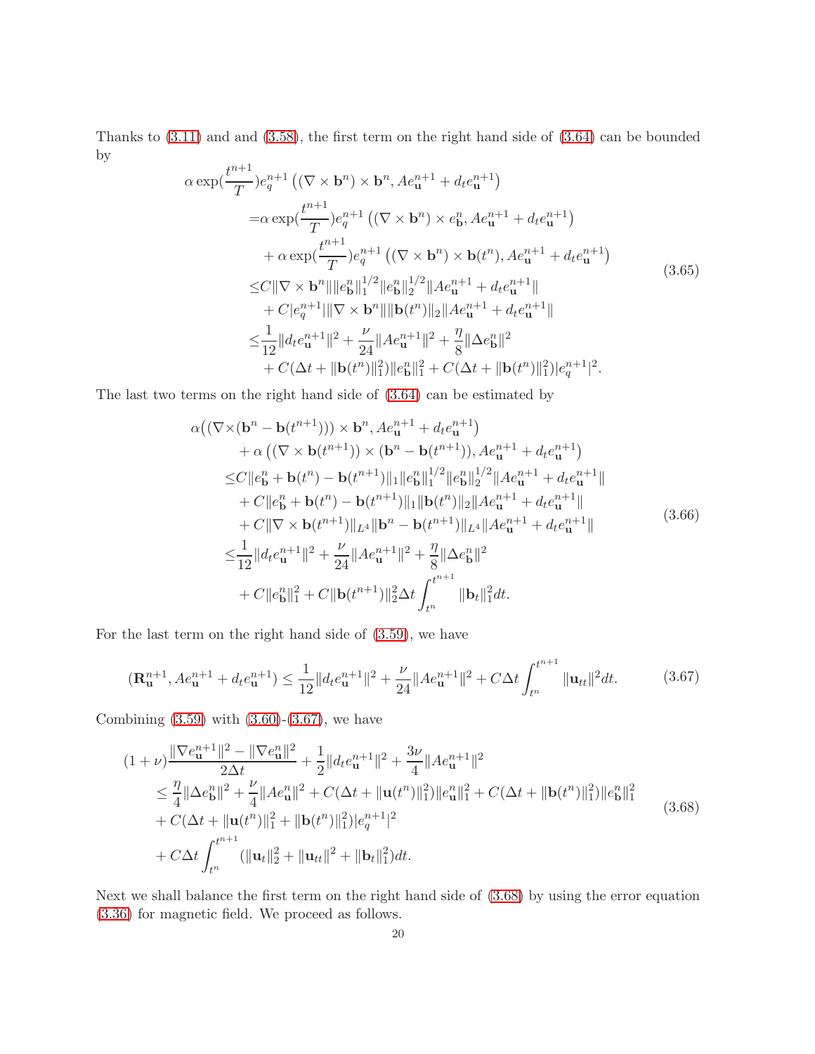Thanks to (3.11) and and (3.58), the first term on the right hand side of (3.64) can be bounded by

$$
\begin{aligned}
\alpha \exp(\frac{t^{n+1}}{T}) e_q^{n+1} & \left( (\nabla \times \mathbf{b}^n) \times \mathbf{b}^n, A e_{\mathbf{u}}^{n+1} + d_t e_{\mathbf{u}}^{n+1} \right) \\
=& \alpha \exp(\frac{t^{n+1}}{T}) e_q^{n+1} \left( (\nabla \times \mathbf{b}^n) \times e_{\mathbf{b}}^n, A e_{\mathbf{u}}^{n+1} + d_t e_{\mathbf{u}}^{n+1} \right) \\
& + \alpha \exp(\frac{t^{n+1}}{T}) e_q^{n+1} \left( (\nabla \times \mathbf{b}^n) \times \mathbf{b}(t^n), A e_{\mathbf{u}}^{n+1} + d_t e_{\mathbf{u}}^{n+1} \right) \\
\leq & C \| \nabla \times \mathbf{b}^n \| \| e_{\mathbf{b}}^n \|_1^{1/2} \| e_{\mathbf{b}}^n \|_2^{1/2} \| A e_{\mathbf{u}}^{n+1} + d_t e_{\mathbf{u}}^{n+1} \| \\
& + C | e_q^{n+1} | \| \nabla \times \mathbf{b}^n \| \| \mathbf{b}(t^n) \|_2 \| A e_{\mathbf{u}}^{n+1} + d_t e_{\mathbf{u}}^{n+1} \| \\
\leq & \frac{1}{12} \| d_t e_{\mathbf{u}}^{n+1} \|^2 + \frac{\nu}{24} \| A e_{\mathbf{u}}^{n+1} \|^2 + \frac{\eta}{8} \| \Delta e_{\mathbf{b}}^n \|^2 \\
& + C(\Delta t + \| \mathbf{b}(t^n) \|_1^2) \| e_{\mathbf{b}}^n \|_1^2 + C(\Delta t + \| \mathbf{b}(t^n) \|_1^2) | e_q^{n+1} |^2.
\end{aligned} \tag{3.65}
$$

The last two terms on the right hand side of (3.64) can be estimated by

$$
\begin{aligned}
\alpha \big( (\nabla \times & (\mathbf{b}^n - \mathbf{b}(t^{n+1}))) \times \mathbf{b}^n, A e_{\mathbf{u}}^{n+1} + d_t e_{\mathbf{u}}^{n+1} \big) \\
& + \alpha \left( (\nabla \times \mathbf{b}(t^{n+1})) \times (\mathbf{b}^n - \mathbf{b}(t^{n+1})), A e_{\mathbf{u}}^{n+1} + d_t e_{\mathbf{u}}^{n+1} \right) \\
\leq & C \| e_{\mathbf{b}}^n + \mathbf{b}(t^n) - \mathbf{b}(t^{n+1}) \|_1 \| e_{\mathbf{b}}^n \|_1^{1/2} \| e_{\mathbf{b}}^n \|_2^{1/2} \| A e_{\mathbf{u}}^{n+1} + d_t e_{\mathbf{u}}^{n+1} \| \\
& + C \| e_{\mathbf{b}}^n + \mathbf{b}(t^n) - \mathbf{b}(t^{n+1}) \|_1 \| \mathbf{b}(t^n) \|_2 \| A e_{\mathbf{u}}^{n+1} + d_t e_{\mathbf{u}}^{n+1} \| \\
& + C \| \nabla \times \mathbf{b}(t^{n+1}) \|_{L^4} \| \mathbf{b}^n - \mathbf{b}(t^{n+1}) \|_{L^4} \| A e_{\mathbf{u}}^{n+1} + d_t e_{\mathbf{u}}^{n+1} \| \\
\leq & \frac{1}{12} \| d_t e_{\mathbf{u}}^{n+1} \|^2 + \frac{\nu}{24} \| A e_{\mathbf{u}}^{n+1} \|^2 + \frac{\eta}{8} \| \Delta e_{\mathbf{b}}^n \|^2 \\
& + C \| e_{\mathbf{b}}^n \|_1^2 + C \| \mathbf{b}(t^{n+1}) \|_2^2 \Delta t \int_{t^n}^{t^{n+1}} \| \mathbf{b}_t \|_1^2 dt.
\end{aligned} \tag{3.66}
$$

For the last term on the right hand side of (3.59), we have

$$
(\mathbf{R}_{\mathbf{u}}^{n+1}, A e_{\mathbf{u}}^{n+1} + d_t e_{\mathbf{u}}^{n+1}) \leq \frac{1}{12} \| d_t e_{\mathbf{u}}^{n+1} \|^2 + \frac{\nu}{24} \| A e_{\mathbf{u}}^{n+1} \|^2 + C \Delta t \int_{t^n}^{t^{n+1}} \| \mathbf{u}_{tt} \|^2 dt. \tag{3.67}
$$

Combining (3.59) with (3.60)-(3.67), we have

$$
\begin{aligned}
(1+\nu) & \frac{\| \nabla e_{\mathbf{u}}^{n+1} \|^2 - \| \nabla e_{\mathbf{u}}^n \|^2}{2 \Delta t} + \frac{1}{2} \| d_t e_{\mathbf{u}}^{n+1} \|^2 + \frac{3\nu}{4} \| A e_{\mathbf{u}}^{n+1} \|^2 \\
& \leq \frac{\eta}{4} \| \Delta e_{\mathbf{b}}^n \|^2 + \frac{\nu}{4} \| A e_{\mathbf{u}}^n \|^2 + C(\Delta t + \| \mathbf{u}(t^n) \|_1^2) \| e_{\mathbf{u}}^n \|_1^2 + C(\Delta t + \| \mathbf{b}(t^n) \|_1^2) \| e_{\mathbf{b}}^n \|_1^2 \\
& + C(\Delta t + \| \mathbf{u}(t^n) \|_1^2 + \| \mathbf{b}(t^n) \|_1^2) | e_q^{n+1} |^2 \\
& + C \Delta t \int_{t^n}^{t^{n+1}} (\| \mathbf{u}_t \|_2^2 + \| \mathbf{u}_{tt} \|^2 + \| \mathbf{b}_t \|_1^2) dt.
\end{aligned} \tag{3.68}
$$

Next we shall balance the first term on the right hand side of (3.68) by using the error equation (3.36) for magnetic field. We proceed as follows.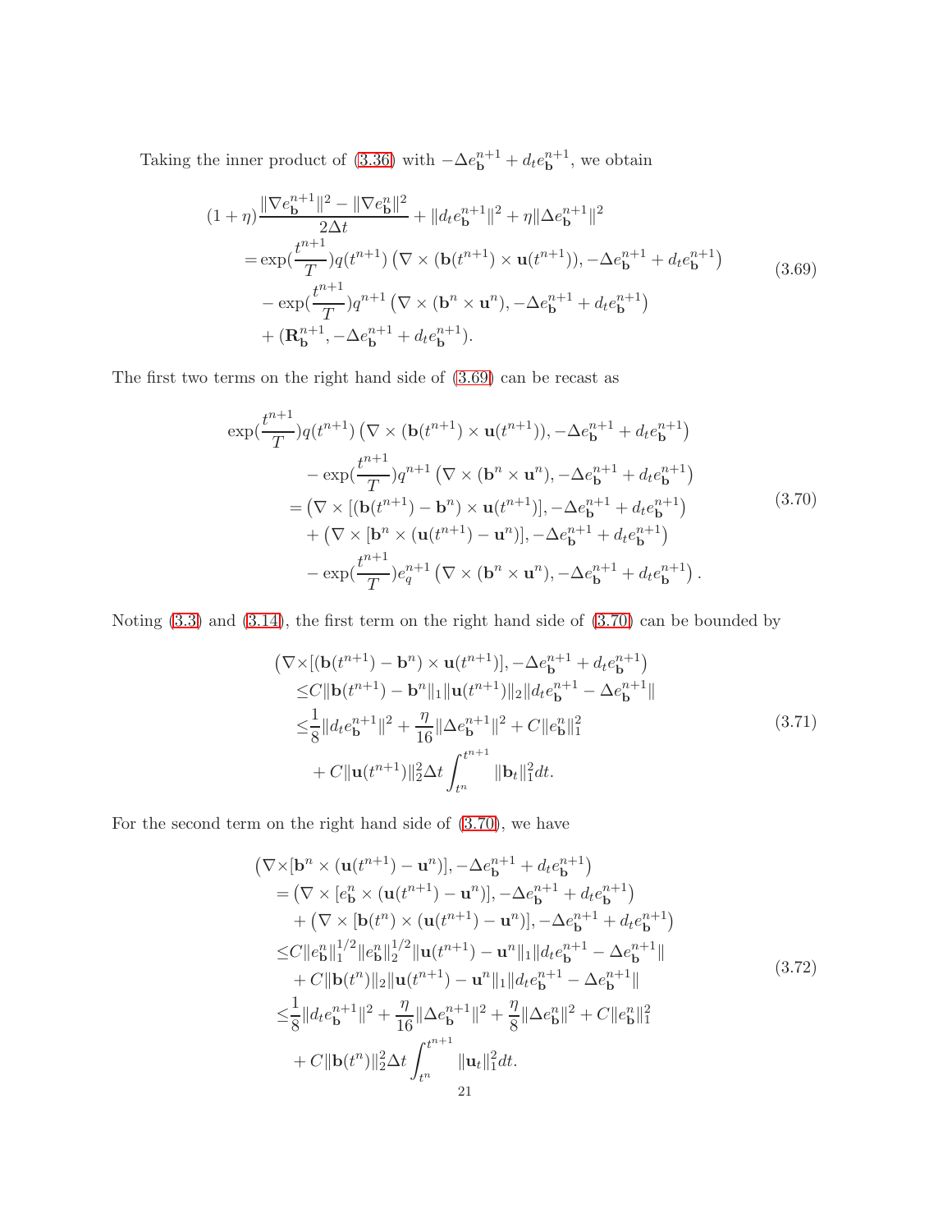Taking the inner product of (3.36) with $-\Delta e_{\mathbf{b}}^{n+1} + d_t e_{\mathbf{b}}^{n+1}$, we obtain

$$
\begin{aligned}
&(1+\eta)\frac{\|\nabla e_{\mathbf{b}}^{n+1}\|^2 - \|\nabla e_{\mathbf{b}}^{n}\|^2}{2\Delta t} + \|d_t e_{\mathbf{b}}^{n+1}\|^2 + \eta\|\Delta e_{\mathbf{b}}^{n+1}\|^2 \\
&\quad= \exp(\frac{t^{n+1}}{T}) q(t^{n+1}) \left(\nabla\times(\mathbf{b}(t^{n+1})\times\mathbf{u}(t^{n+1})), -\Delta e_{\mathbf{b}}^{n+1} + d_t e_{\mathbf{b}}^{n+1}\right) \\
&\qquad - \exp(\frac{t^{n+1}}{T}) q^{n+1} \left(\nabla\times(\mathbf{b}^n\times\mathbf{u}^n), -\Delta e_{\mathbf{b}}^{n+1} + d_t e_{\mathbf{b}}^{n+1}\right) \\
&\qquad + (\mathbf{R}_{\mathbf{b}}^{n+1}, -\Delta e_{\mathbf{b}}^{n+1} + d_t e_{\mathbf{b}}^{n+1}).
\end{aligned}
\tag{3.69}
$$

The first two terms on the right hand side of (3.69) can be recast as

$$
\begin{aligned}
&\exp(\frac{t^{n+1}}{T}) q(t^{n+1}) \left(\nabla\times(\mathbf{b}(t^{n+1})\times\mathbf{u}(t^{n+1})), -\Delta e_{\mathbf{b}}^{n+1} + d_t e_{\mathbf{b}}^{n+1}\right) \\
&\qquad - \exp(\frac{t^{n+1}}{T}) q^{n+1} \left(\nabla\times(\mathbf{b}^n\times\mathbf{u}^n), -\Delta e_{\mathbf{b}}^{n+1} + d_t e_{\mathbf{b}}^{n+1}\right) \\
&\quad= \left(\nabla\times[(\mathbf{b}(t^{n+1}) - \mathbf{b}^n)\times\mathbf{u}(t^{n+1})], -\Delta e_{\mathbf{b}}^{n+1} + d_t e_{\mathbf{b}}^{n+1}\right) \\
&\qquad + \left(\nabla\times[\mathbf{b}^n\times(\mathbf{u}(t^{n+1}) - \mathbf{u}^n)], -\Delta e_{\mathbf{b}}^{n+1} + d_t e_{\mathbf{b}}^{n+1}\right) \\
&\qquad - \exp(\frac{t^{n+1}}{T}) e_q^{n+1} \left(\nabla\times(\mathbf{b}^n\times\mathbf{u}^n), -\Delta e_{\mathbf{b}}^{n+1} + d_t e_{\mathbf{b}}^{n+1}\right).
\end{aligned}
\tag{3.70}
$$

Noting (3.3) and (3.14), the first term on the right hand side of (3.70) can be bounded by

$$
\begin{aligned}
&\left(\nabla\times[(\mathbf{b}(t^{n+1}) - \mathbf{b}^n)\times\mathbf{u}(t^{n+1})], -\Delta e_{\mathbf{b}}^{n+1} + d_t e_{\mathbf{b}}^{n+1}\right) \\
&\quad\le C\|\mathbf{b}(t^{n+1}) - \mathbf{b}^n\|_1 \|\mathbf{u}(t^{n+1})\|_2 \|d_t e_{\mathbf{b}}^{n+1} - \Delta e_{\mathbf{b}}^{n+1}\| \\
&\quad\le \frac{1}{8}\|d_t e_{\mathbf{b}}^{n+1}\|^2 + \frac{\eta}{16}\|\Delta e_{\mathbf{b}}^{n+1}\|^2 + C\|e_{\mathbf{b}}^n\|_1^2 \\
&\qquad + C\|\mathbf{u}(t^{n+1})\|_2^2 \Delta t \int_{t^n}^{t^{n+1}} \|\mathbf{b}_t\|_1^2 dt.
\end{aligned}
\tag{3.71}
$$

For the second term on the right hand side of (3.70), we have

$$
\begin{aligned}
&\left(\nabla\times[\mathbf{b}^n\times(\mathbf{u}(t^{n+1}) - \mathbf{u}^n)], -\Delta e_{\mathbf{b}}^{n+1} + d_t e_{\mathbf{b}}^{n+1}\right) \\
&\quad= \left(\nabla\times[e_{\mathbf{b}}^n\times(\mathbf{u}(t^{n+1}) - \mathbf{u}^n)], -\Delta e_{\mathbf{b}}^{n+1} + d_t e_{\mathbf{b}}^{n+1}\right) \\
&\qquad + \left(\nabla\times[\mathbf{b}(t^n)\times(\mathbf{u}(t^{n+1}) - \mathbf{u}^n)], -\Delta e_{\mathbf{b}}^{n+1} + d_t e_{\mathbf{b}}^{n+1}\right) \\
&\quad\le C\|e_{\mathbf{b}}^n\|_1^{1/2}\|e_{\mathbf{b}}^n\|_2^{1/2}\|\mathbf{u}(t^{n+1}) - \mathbf{u}^n\|_1 \|d_t e_{\mathbf{b}}^{n+1} - \Delta e_{\mathbf{b}}^{n+1}\| \\
&\qquad + C\|\mathbf{b}(t^n)\|_2 \|\mathbf{u}(t^{n+1}) - \mathbf{u}^n\|_1 \|d_t e_{\mathbf{b}}^{n+1} - \Delta e_{\mathbf{b}}^{n+1}\| \\
&\quad\le \frac{1}{8}\|d_t e_{\mathbf{b}}^{n+1}\|^2 + \frac{\eta}{16}\|\Delta e_{\mathbf{b}}^{n+1}\|^2 + \frac{\eta}{8}\|\Delta e_{\mathbf{b}}^{n}\|^2 + C\|e_{\mathbf{b}}^n\|_1^2 \\
&\qquad + C\|\mathbf{b}(t^n)\|_2^2 \Delta t \int_{t^n}^{t^{n+1}} \|\mathbf{u}_t\|_1^2 dt.
\end{aligned}
\tag{3.72}
$$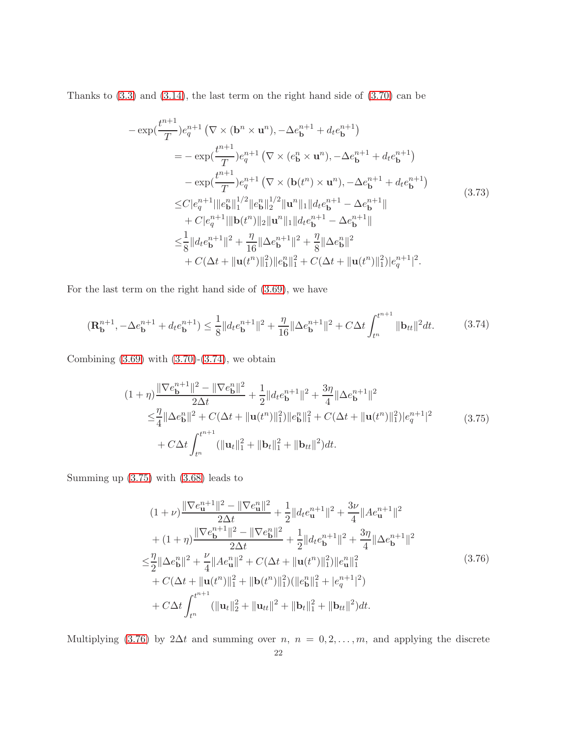Thanks to (3.3) and (3.14), the last term on the right hand side of (3.70) can be

$$
\begin{aligned}
&-\exp(\frac{t^{n+1}}{T})e_q^{n+1}\left(\nabla\times(\mathbf{b}^n\times\mathbf{u}^n),-\Delta e_{\mathbf{b}}^{n+1}+d_te_{\mathbf{b}}^{n+1}\right)\\
&\quad=-\exp(\frac{t^{n+1}}{T})e_q^{n+1}\left(\nabla\times(e_{\mathbf{b}}^n\times\mathbf{u}^n),-\Delta e_{\mathbf{b}}^{n+1}+d_te_{\mathbf{b}}^{n+1}\right)\\
&\qquad-\exp(\frac{t^{n+1}}{T})e_q^{n+1}\left(\nabla\times(\mathbf{b}(t^n)\times\mathbf{u}^n),-\Delta e_{\mathbf{b}}^{n+1}+d_te_{\mathbf{b}}^{n+1}\right)\\
&\quad\leq C|e_q^{n+1}|\|e_{\mathbf{b}}^n\|_1^{1/2}\|e_{\mathbf{b}}^n\|_2^{1/2}\|\mathbf{u}^n\|_1\|d_te_{\mathbf{b}}^{n+1}-\Delta e_{\mathbf{b}}^{n+1}\|\\
&\qquad+C|e_q^{n+1}|\|\mathbf{b}(t^n)\|_2\|\mathbf{u}^n\|_1\|d_te_{\mathbf{b}}^{n+1}-\Delta e_{\mathbf{b}}^{n+1}\|\\
&\quad\leq\frac{1}{8}\|d_te_{\mathbf{b}}^{n+1}\|^2+\frac{\eta}{16}\|\Delta e_{\mathbf{b}}^{n+1}\|^2+\frac{\eta}{8}\|\Delta e_{\mathbf{b}}^n\|^2\\
&\qquad+C(\Delta t+\|\mathbf{u}(t^n)\|_1^2)\|e_{\mathbf{b}}^n\|_1^2+C(\Delta t+\|\mathbf{u}(t^n)\|_1^2)|e_q^{n+1}|^2.
\end{aligned}
\tag{3.73}
$$

For the last term on the right hand side of (3.69), we have

$$
(\mathbf{R}_{\mathbf{b}}^{n+1},-\Delta e_{\mathbf{b}}^{n+1}+d_te_{\mathbf{b}}^{n+1})\leq\frac{1}{8}\|d_te_{\mathbf{b}}^{n+1}\|^2+\frac{\eta}{16}\|\Delta e_{\mathbf{b}}^{n+1}\|^2+C\Delta t\int_{t^n}^{t^{n+1}}\|\mathbf{b}_{tt}\|^2dt. \tag{3.74}
$$

Combining (3.69) with (3.70)-(3.74), we obtain

$$
\begin{aligned}
&(1+\eta)\frac{\|\nabla e_{\mathbf{b}}^{n+1}\|^2-\|\nabla e_{\mathbf{b}}^n\|^2}{2\Delta t}+\frac{1}{2}\|d_te_{\mathbf{b}}^{n+1}\|^2+\frac{3\eta}{4}\|\Delta e_{\mathbf{b}}^{n+1}\|^2\\
&\quad\leq\frac{\eta}{4}\|\Delta e_{\mathbf{b}}^n\|^2+C(\Delta t+\|\mathbf{u}(t^n)\|_1^2)\|e_{\mathbf{b}}^n\|_1^2+C(\Delta t+\|\mathbf{u}(t^n)\|_1^2)|e_q^{n+1}|^2\\
&\qquad+C\Delta t\int_{t^n}^{t^{n+1}}(\|\mathbf{u}_t\|_1^2+\|\mathbf{b}_t\|_1^2+\|\mathbf{b}_{tt}\|^2)dt.
\end{aligned}
\tag{3.75}
$$

Summing up (3.75) with (3.68) leads to

$$
\begin{aligned}
&(1+\nu)\frac{\|\nabla e_{\mathbf{u}}^{n+1}\|^2-\|\nabla e_{\mathbf{u}}^n\|^2}{2\Delta t}+\frac{1}{2}\|d_te_{\mathbf{u}}^{n+1}\|^2+\frac{3\nu}{4}\|Ae_{\mathbf{u}}^{n+1}\|^2\\
&\quad+(1+\eta)\frac{\|\nabla e_{\mathbf{b}}^{n+1}\|^2-\|\nabla e_{\mathbf{b}}^n\|^2}{2\Delta t}+\frac{1}{2}\|d_te_{\mathbf{b}}^{n+1}\|^2+\frac{3\eta}{4}\|\Delta e_{\mathbf{b}}^{n+1}\|^2\\
&\leq\frac{\eta}{2}\|\Delta e_{\mathbf{b}}^n\|^2+\frac{\nu}{4}\|Ae_{\mathbf{u}}^n\|^2+C(\Delta t+\|\mathbf{u}(t^n)\|_1^2)\|e_{\mathbf{u}}^n\|_1^2\\
&\quad+C(\Delta t+\|\mathbf{u}(t^n)\|_1^2+\|\mathbf{b}(t^n)\|_1^2)(\|e_{\mathbf{b}}^n\|_1^2+|e_q^{n+1}|^2)\\
&\quad+C\Delta t\int_{t^n}^{t^{n+1}}(\|\mathbf{u}_t\|_2^2+\|\mathbf{u}_{tt}\|^2+\|\mathbf{b}_t\|_1^2+\|\mathbf{b}_{tt}\|^2)dt.
\end{aligned}
\tag{3.76}
$$

Multiplying (3.76) by $2\Delta t$ and summing over $n$, $n=0,2,\ldots,m$, and applying the discrete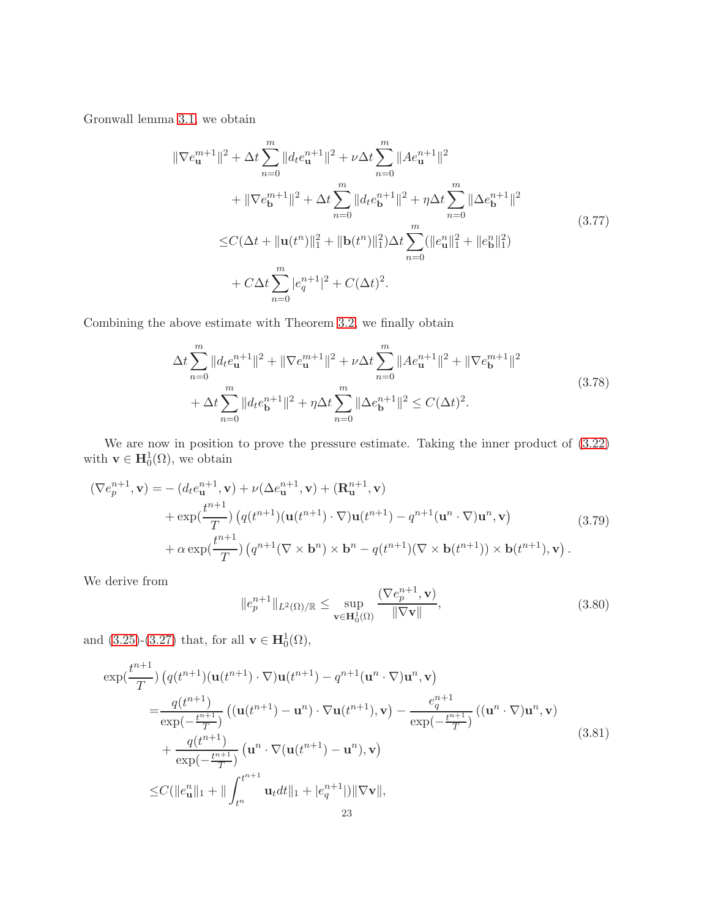Gronwall lemma 3.1, we obtain

$$
\begin{aligned}
&\|\nabla e_{\mathbf{u}}^{m+1}\|^2 + \Delta t \sum_{n=0}^{m} \|d_t e_{\mathbf{u}}^{n+1}\|^2 + \nu \Delta t \sum_{n=0}^{m} \|A e_{\mathbf{u}}^{n+1}\|^2 \\
&\quad + \|\nabla e_{\mathbf{b}}^{m+1}\|^2 + \Delta t \sum_{n=0}^{m} \|d_t e_{\mathbf{b}}^{n+1}\|^2 + \eta \Delta t \sum_{n=0}^{m} \|\Delta e_{\mathbf{b}}^{n+1}\|^2 \\
&\leq C(\Delta t + \|\mathbf{u}(t^n)\|_1^2 + \|\mathbf{b}(t^n)\|_1^2) \Delta t \sum_{n=0}^{m} (\|e_{\mathbf{u}}^{n}\|_1^2 + \|e_{\mathbf{b}}^{n}\|_1^2) \\
&\quad + C \Delta t \sum_{n=0}^{m} |e_q^{n+1}|^2 + C(\Delta t)^2.
\end{aligned}
\tag{3.77}
$$

Combining the above estimate with Theorem 3.2, we finally obtain

$$
\begin{aligned}
&\Delta t \sum_{n=0}^{m} \|d_t e_{\mathbf{u}}^{n+1}\|^2 + \|\nabla e_{\mathbf{u}}^{m+1}\|^2 + \nu \Delta t \sum_{n=0}^{m} \|A e_{\mathbf{u}}^{n+1}\|^2 + \|\nabla e_{\mathbf{b}}^{m+1}\|^2 \\
&\quad + \Delta t \sum_{n=0}^{m} \|d_t e_{\mathbf{b}}^{n+1}\|^2 + \eta \Delta t \sum_{n=0}^{m} \|\Delta e_{\mathbf{b}}^{n+1}\|^2 \leq C(\Delta t)^2.
\end{aligned}
\tag{3.78}
$$

We are now in position to prove the pressure estimate. Taking the inner product of (3.22) with $\mathbf{v} \in \mathbf{H}_0^1(\Omega)$, we obtain

$$
\begin{aligned}
(\nabla e_p^{n+1}, \mathbf{v}) =& -(d_t e_{\mathbf{u}}^{n+1}, \mathbf{v}) + \nu(\Delta e_{\mathbf{u}}^{n+1}, \mathbf{v}) + (\mathbf{R}_{\mathbf{u}}^{n+1}, \mathbf{v}) \\
&+ \exp(\frac{t^{n+1}}{T}) \left( q(t^{n+1})(\mathbf{u}(t^{n+1}) \cdot \nabla)\mathbf{u}(t^{n+1}) - q^{n+1}(\mathbf{u}^n \cdot \nabla)\mathbf{u}^n, \mathbf{v} \right) \\
&+ \alpha \exp(\frac{t^{n+1}}{T}) \left( q^{n+1}(\nabla \times \mathbf{b}^n) \times \mathbf{b}^n - q(t^{n+1})(\nabla \times \mathbf{b}(t^{n+1})) \times \mathbf{b}(t^{n+1}), \mathbf{v} \right).
\end{aligned}
\tag{3.79}
$$

We derive from

$$
\|e_p^{n+1}\|_{L^2(\Omega)/\mathbb{R}} \leq \sup_{\mathbf{v} \in \mathbf{H}_0^1(\Omega)} \frac{(\nabla e_p^{n+1}, \mathbf{v})}{\|\nabla \mathbf{v}\|},
\tag{3.80}
$$

and (3.25)-(3.27) that, for all $\mathbf{v} \in \mathbf{H}_0^1(\Omega)$,

$$
\begin{aligned}
&\exp(\frac{t^{n+1}}{T}) \left( q(t^{n+1})(\mathbf{u}(t^{n+1}) \cdot \nabla)\mathbf{u}(t^{n+1}) - q^{n+1}(\mathbf{u}^n \cdot \nabla)\mathbf{u}^n, \mathbf{v} \right) \\
=& \frac{q(t^{n+1})}{\exp(-\frac{t^{n+1}}{T})} \left( (\mathbf{u}(t^{n+1}) - \mathbf{u}^n) \cdot \nabla \mathbf{u}(t^{n+1}), \mathbf{v} \right) - \frac{e_q^{n+1}}{\exp(-\frac{t^{n+1}}{T})} \left( (\mathbf{u}^n \cdot \nabla)\mathbf{u}^n, \mathbf{v} \right) \\
&+ \frac{q(t^{n+1})}{\exp(-\frac{t^{n+1}}{T})} \left( \mathbf{u}^n \cdot \nabla(\mathbf{u}(t^{n+1}) - \mathbf{u}^n), \mathbf{v} \right) \\
\leq& C(\|e_{\mathbf{u}}^n\|_1 + \|\int_{t^n}^{t^{n+1}} \mathbf{u}_t dt\|_1 + |e_q^{n+1}|) \|\nabla \mathbf{v}\|,
\end{aligned}
\tag{3.81}
$$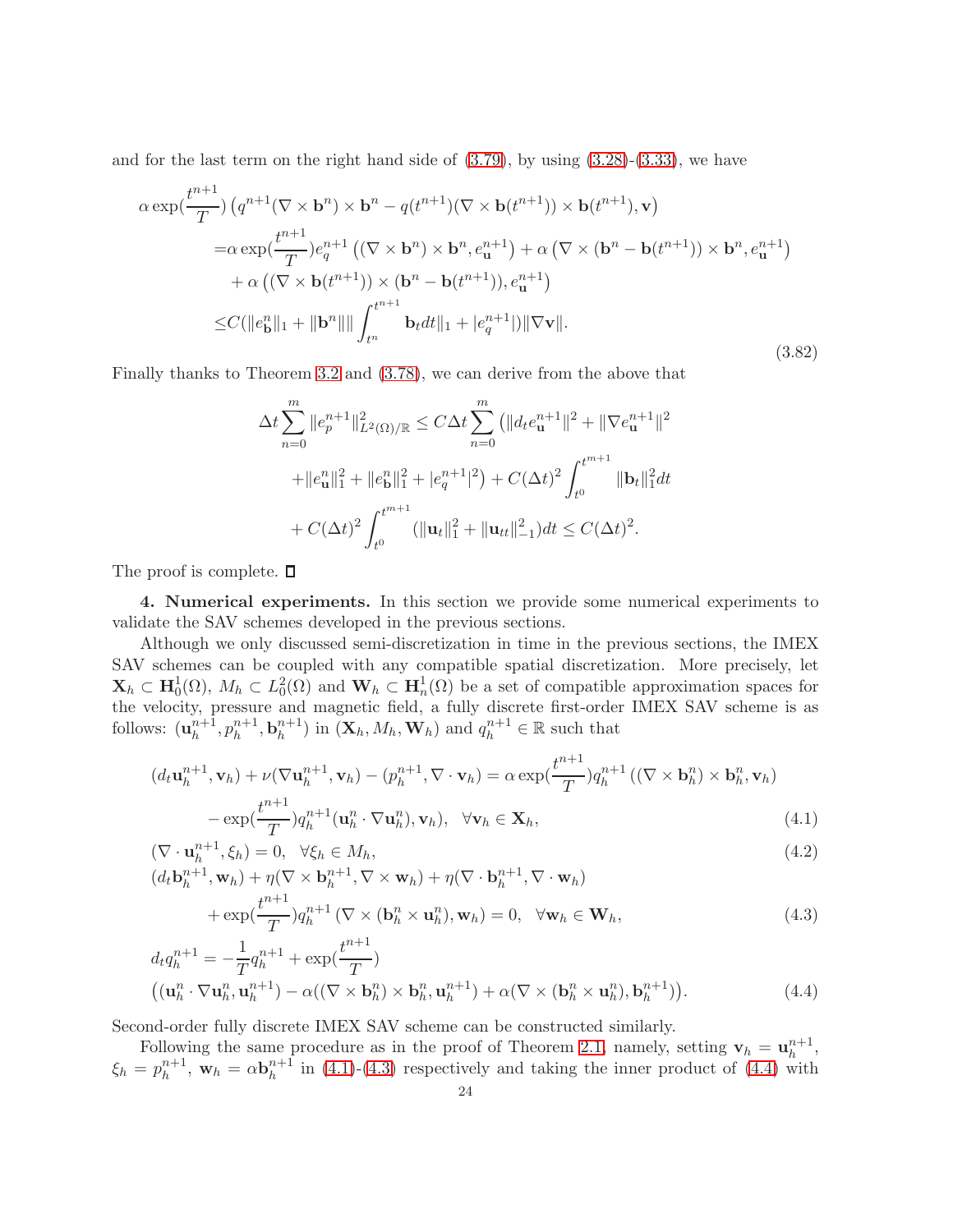and for the last term on the right hand side of (3.79), by using (3.28)-(3.33), we have

$$
\begin{aligned}
&\alpha \exp(\frac{t^{n+1}}{T}) \left(q^{n+1}(\nabla \times \mathbf{b}^n) \times \mathbf{b}^n - q(t^{n+1})(\nabla \times \mathbf{b}(t^{n+1})) \times \mathbf{b}(t^{n+1}), \mathbf{v}\right) \\
&\quad = \alpha \exp(\frac{t^{n+1}}{T}) e_q^{n+1} \left((\nabla \times \mathbf{b}^n) \times \mathbf{b}^n, e_{\mathbf{u}}^{n+1}\right) + \alpha \left(\nabla \times (\mathbf{b}^n - \mathbf{b}(t^{n+1})) \times \mathbf{b}^n, e_{\mathbf{u}}^{n+1}\right) \\
&\qquad + \alpha \left((\nabla \times \mathbf{b}(t^{n+1})) \times (\mathbf{b}^n - \mathbf{b}(t^{n+1})), e_{\mathbf{u}}^{n+1}\right) \\
&\quad \leq C(\|e_{\mathbf{b}}^n\|_1 + \|\mathbf{b}^n\| \| \int_{t^n}^{t^{n+1}} \mathbf{b}_t dt\|_1 + |e_q^{n+1}|) \|\nabla \mathbf{v}\|.
\end{aligned} \tag{3.82}
$$

Finally thanks to Theorem 3.2 and (3.78), we can derive from the above that

$$
\begin{aligned}
\Delta t \sum_{n=0}^{m} \|e_p^{n+1}\|^2_{L^2(\Omega)/\mathbb{R}} \leq & \, C \Delta t \sum_{n=0}^{m} \left(\|d_t e_{\mathbf{u}}^{n+1}\|^2 + \|\nabla e_{\mathbf{u}}^{n+1}\|^2 \right. \\
& \left. + \|e_{\mathbf{u}}^n\|_1^2 + \|e_{\mathbf{b}}^n\|_1^2 + |e_q^{n+1}|^2\right) + C(\Delta t)^2 \int_{t^0}^{t^{m+1}} \|\mathbf{b}_t\|_1^2 dt \\
& + C(\Delta t)^2 \int_{t^0}^{t^{m+1}} (\|\mathbf{u}_t\|_1^2 + \|\mathbf{u}_{tt}\|_{-1}^2) dt \leq C(\Delta t)^2.
\end{aligned}
$$

The proof is complete. □

**4. Numerical experiments.** In this section we provide some numerical experiments to validate the SAV schemes developed in the previous sections.

Although we only discussed semi-discretization in time in the previous sections, the IMEX SAV schemes can be coupled with any compatible spatial discretization. More precisely, let $\mathbf{X}_h \subset \mathbf{H}_0^1(\Omega)$, $M_h \subset L_0^2(\Omega)$ and $\mathbf{W}_h \subset \mathbf{H}_n^1(\Omega)$ be a set of compatible approximation spaces for the velocity, pressure and magnetic field, a fully discrete first-order IMEX SAV scheme is as follows: $(\mathbf{u}_h^{n+1}, p_h^{n+1}, \mathbf{b}_h^{n+1})$ in $(\mathbf{X}_h, M_h, \mathbf{W}_h)$ and $q_h^{n+1} \in \mathbb{R}$ such that

$$
\begin{aligned}
&(d_t \mathbf{u}_h^{n+1}, \mathbf{v}_h) + \nu(\nabla \mathbf{u}_h^{n+1}, \mathbf{v}_h) - (p_h^{n+1}, \nabla \cdot \mathbf{v}_h) = \alpha \exp(\frac{t^{n+1}}{T}) q_h^{n+1} ((\nabla \times \mathbf{b}_h^n) \times \mathbf{b}_h^n, \mathbf{v}_h) \\
&\qquad - \exp(\frac{t^{n+1}}{T}) q_h^{n+1} (\mathbf{u}_h^n \cdot \nabla \mathbf{u}_h^n), \mathbf{v}_h), \quad \forall \mathbf{v}_h \in \mathbf{X}_h,
\end{aligned} \tag{4.1}
$$

$$
(\nabla \cdot \mathbf{u}_h^{n+1}, \xi_h) = 0, \quad \forall \xi_h \in M_h, \tag{4.2}
$$

$$
\begin{aligned}
&(d_t \mathbf{b}_h^{n+1}, \mathbf{w}_h) + \eta(\nabla \times \mathbf{b}_h^{n+1}, \nabla \times \mathbf{w}_h) + \eta(\nabla \cdot \mathbf{b}_h^{n+1}, \nabla \cdot \mathbf{w}_h) \\
&\qquad + \exp(\frac{t^{n+1}}{T}) q_h^{n+1} \left(\nabla \times (\mathbf{b}_h^n \times \mathbf{u}_h^n), \mathbf{w}_h\right) = 0, \quad \forall \mathbf{w}_h \in \mathbf{W}_h,
\end{aligned} \tag{4.3}
$$

$$
\begin{aligned}
&d_t q_h^{n+1} = -\frac{1}{T} q_h^{n+1} + \exp(\frac{t^{n+1}}{T}) \\
&\left((\mathbf{u}_h^n \cdot \nabla \mathbf{u}_h^n, \mathbf{u}_h^{n+1}) - \alpha((\nabla \times \mathbf{b}_h^n) \times \mathbf{b}_h^n, \mathbf{u}_h^{n+1}) + \alpha(\nabla \times (\mathbf{b}_h^n \times \mathbf{u}_h^n), \mathbf{b}_h^{n+1})\right).
\end{aligned} \tag{4.4}
$$

Second-order fully discrete IMEX SAV scheme can be constructed similarly.

Following the same procedure as in the proof of Theorem 2.1, namely, setting $\mathbf{v}_h = \mathbf{u}_h^{n+1}$, $\xi_h = p_h^{n+1}$, $\mathbf{w}_h = \alpha \mathbf{b}_h^{n+1}$ in (4.1)-(4.3) respectively and taking the inner product of (4.4) with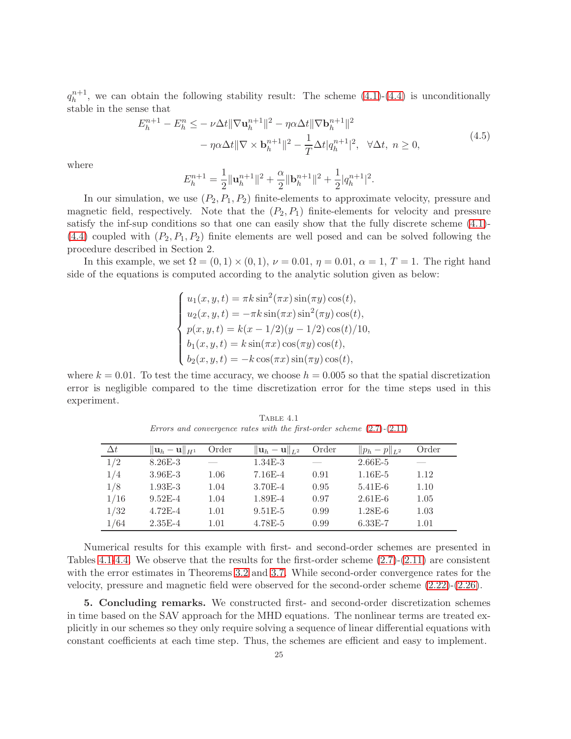$q_h^{n+1}$, we can obtain the following stability result: The scheme (4.1)-(4.4) is unconditionally stable in the sense that

$$
\begin{aligned}
E_h^{n+1} - E_h^n \leq & -\nu \Delta t \|\nabla \mathbf{u}_h^{n+1}\|^2 - \eta\alpha\Delta t \|\nabla \mathbf{b}_h^{n+1}\|^2 \\
& - \eta\alpha\Delta t \|\nabla \times \mathbf{b}_h^{n+1}\|^2 - \frac{1}{T}\Delta t |q_h^{n+1}|^2, \quad \forall \Delta t,\ n \geq 0,
\end{aligned} \tag{4.5}
$$

where

$$
E_h^{n+1} = \frac{1}{2}\|\mathbf{u}_h^{n+1}\|^2 + \frac{\alpha}{2}\|\mathbf{b}_h^{n+1}\|^2 + \frac{1}{2}|q_h^{n+1}|^2.
$$

In our simulation, we use $(P_2, P_1, P_2)$ finite-elements to approximate velocity, pressure and magnetic field, respectively. Note that the $(P_2, P_1)$ finite-elements for velocity and pressure satisfy the inf-sup conditions so that one can easily show that the fully discrete scheme (4.1)-(4.4) coupled with $(P_2, P_1, P_2)$ finite elements are well posed and can be solved following the procedure described in Section 2.

In this example, we set $\Omega = (0,1)\times(0,1)$, $\nu = 0.01$, $\eta = 0.01$, $\alpha = 1$, $T = 1$. The right hand side of the equations is computed according to the analytic solution given as below:

$$
\begin{cases}
u_1(x,y,t) = \pi k \sin^2(\pi x)\sin(\pi y)\cos(t), \\
u_2(x,y,t) = -\pi k \sin(\pi x)\sin^2(\pi y)\cos(t), \\
p(x,y,t) = k(x-1/2)(y-1/2)\cos(t)/10, \\
b_1(x,y,t) = k\sin(\pi x)\cos(\pi y)\cos(t), \\
b_2(x,y,t) = -k\cos(\pi x)\sin(\pi y)\cos(t),
\end{cases}
$$

where $k = 0.01$. To test the time accuracy, we choose $h = 0.005$ so that the spatial discretization error is negligible compared to the time discretization error for the time steps used in this experiment.

Table 4.1
*Errors and convergence rates with the first-order scheme (2.7)-(2.11)*

| $\Delta t$ | $\|\mathbf{u}_h - \mathbf{u}\|_{H^1}$ | Order | $\|\mathbf{u}_h - \mathbf{u}\|_{L^2}$ | Order | $\|p_h - p\|_{L^2}$ | Order |
|---|---|---|---|---|---|---|
| 1/2 | 8.26E-3 | — | 1.34E-3 | — | 2.66E-5 | — |
| 1/4 | 3.96E-3 | 1.06 | 7.16E-4 | 0.91 | 1.16E-5 | 1.12 |
| 1/8 | 1.93E-3 | 1.04 | 3.70E-4 | 0.95 | 5.41E-6 | 1.10 |
| 1/16 | 9.52E-4 | 1.04 | 1.89E-4 | 0.97 | 2.61E-6 | 1.05 |
| 1/32 | 4.72E-4 | 1.01 | 9.51E-5 | 0.99 | 1.28E-6 | 1.03 |
| 1/64 | 2.35E-4 | 1.01 | 4.78E-5 | 0.99 | 6.33E-7 | 1.01 |

Numerical results for this example with first- and second-order schemes are presented in Tables 4.1-4.4. We observe that the results for the first-order scheme (2.7)-(2.11) are consistent with the error estimates in Theorems 3.2 and 3.7. While second-order convergence rates for the velocity, pressure and magnetic field were observed for the second-order scheme (2.22)-(2.26).

**5. Concluding remarks.** We constructed first- and second-order discretization schemes in time based on the SAV approach for the MHD equations. The nonlinear terms are treated explicitly in our schemes so they only require solving a sequence of linear differential equations with constant coefficients at each time step. Thus, the schemes are efficient and easy to implement.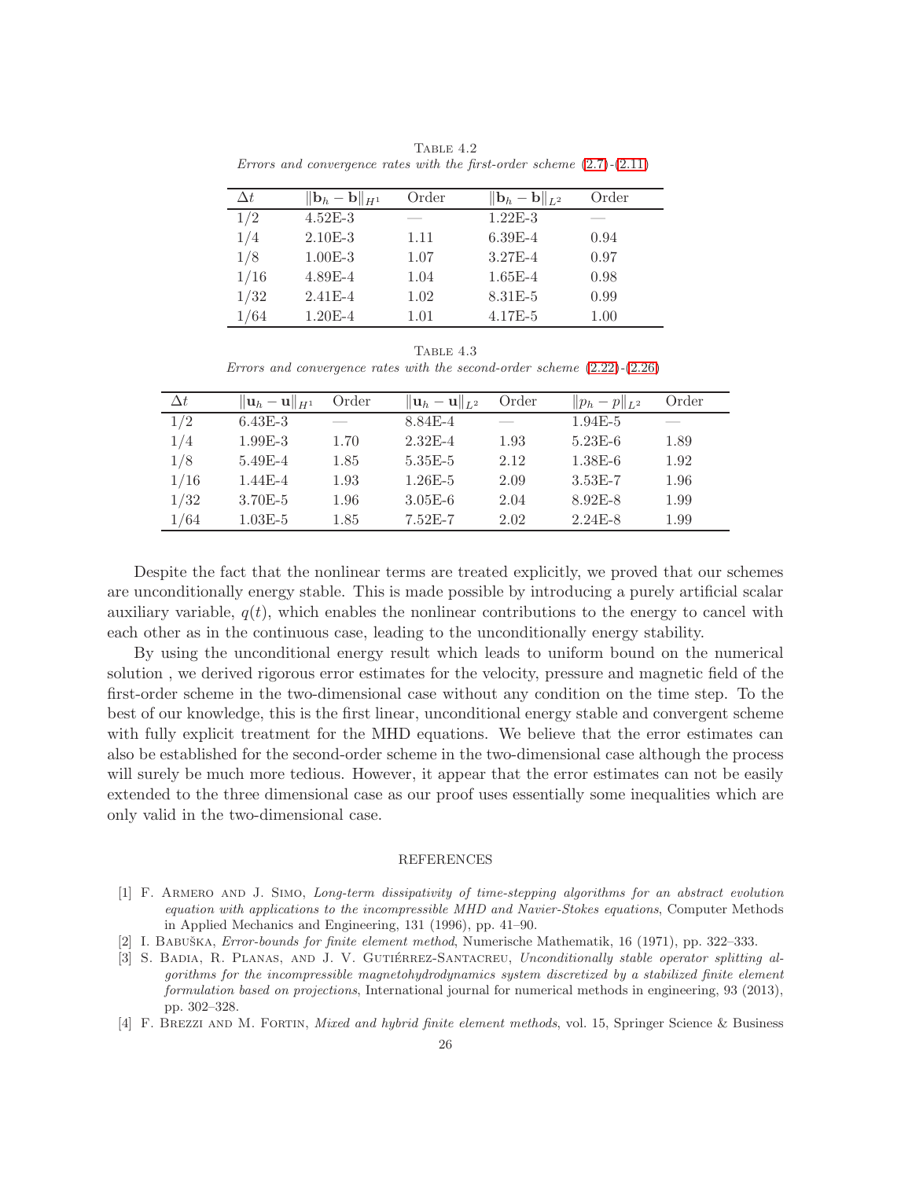TABLE 4.2
*Errors and convergence rates with the first-order scheme (2.7)-(2.11)*

| $\Delta t$ | $\Vert \mathbf{b}_h - \mathbf{b} \Vert_{H^1}$ | Order | $\Vert \mathbf{b}_h - \mathbf{b} \Vert_{L^2}$ | Order |
|---|---|---|---|---|
| 1/2 | 4.52E-3 | — | 1.22E-3 | — |
| 1/4 | 2.10E-3 | 1.11 | 6.39E-4 | 0.94 |
| 1/8 | 1.00E-3 | 1.07 | 3.27E-4 | 0.97 |
| 1/16 | 4.89E-4 | 1.04 | 1.65E-4 | 0.98 |
| 1/32 | 2.41E-4 | 1.02 | 8.31E-5 | 0.99 |
| 1/64 | 1.20E-4 | 1.01 | 4.17E-5 | 1.00 |

TABLE 4.3
*Errors and convergence rates with the second-order scheme (2.22)-(2.26)*

| $\Delta t$ | $\Vert \mathbf{u}_h - \mathbf{u} \Vert_{H^1}$ | Order | $\Vert \mathbf{u}_h - \mathbf{u} \Vert_{L^2}$ | Order | $\Vert p_h - p \Vert_{L^2}$ | Order |
|---|---|---|---|---|---|---|
| 1/2 | 6.43E-3 | — | 8.84E-4 | — | 1.94E-5 | — |
| 1/4 | 1.99E-3 | 1.70 | 2.32E-4 | 1.93 | 5.23E-6 | 1.89 |
| 1/8 | 5.49E-4 | 1.85 | 5.35E-5 | 2.12 | 1.38E-6 | 1.92 |
| 1/16 | 1.44E-4 | 1.93 | 1.26E-5 | 2.09 | 3.53E-7 | 1.96 |
| 1/32 | 3.70E-5 | 1.96 | 3.05E-6 | 2.04 | 8.92E-8 | 1.99 |
| 1/64 | 1.03E-5 | 1.85 | 7.52E-7 | 2.02 | 2.24E-8 | 1.99 |

Despite the fact that the nonlinear terms are treated explicitly, we proved that our schemes are unconditionally energy stable. This is made possible by introducing a purely artificial scalar auxiliary variable, $q(t)$, which enables the nonlinear contributions to the energy to cancel with each other as in the continuous case, leading to the unconditionally energy stability.

By using the unconditional energy result which leads to uniform bound on the numerical solution , we derived rigorous error estimates for the velocity, pressure and magnetic field of the first-order scheme in the two-dimensional case without any condition on the time step. To the best of our knowledge, this is the first linear, unconditional energy stable and convergent scheme with fully explicit treatment for the MHD equations. We believe that the error estimates can also be established for the second-order scheme in the two-dimensional case although the process will surely be much more tedious. However, it appear that the error estimates can not be easily extended to the three dimensional case as our proof uses essentially some inequalities which are only valid in the two-dimensional case.

## REFERENCES

[1] F. Armero and J. Simo, *Long-term dissipativity of time-stepping algorithms for an abstract evolution equation with applications to the incompressible MHD and Navier-Stokes equations*, Computer Methods in Applied Mechanics and Engineering, 131 (1996), pp. 41–90.

[2] I. Babuška, *Error-bounds for finite element method*, Numerische Mathematik, 16 (1971), pp. 322–333.

[3] S. Badia, R. Planas, and J. V. Gutiérrez-Santacreu, *Unconditionally stable operator splitting algorithms for the incompressible magnetohydrodynamics system discretized by a stabilized finite element formulation based on projections*, International journal for numerical methods in engineering, 93 (2013), pp. 302–328.

[4] F. Brezzi and M. Fortin, *Mixed and hybrid finite element methods*, vol. 15, Springer Science & Business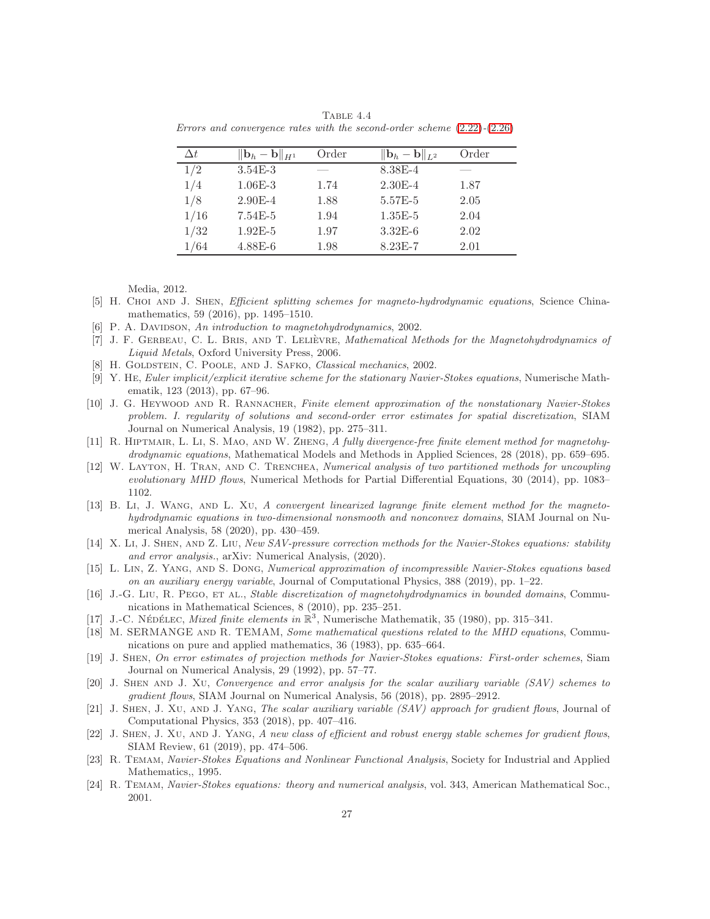TABLE 4.4
*Errors and convergence rates with the second-order scheme (2.22)-(2.26)*

| $\Delta t$ | $\|\mathbf{b}_h - \mathbf{b}\|_{H^1}$ | Order | $\|\mathbf{b}_h - \mathbf{b}\|_{L^2}$ | Order |
|---|---|---|---|---|
| $1/2$ | 3.54E-3 | — | 8.38E-4 | — |
| $1/4$ | 1.06E-3 | 1.74 | 2.30E-4 | 1.87 |
| $1/8$ | 2.90E-4 | 1.88 | 5.57E-5 | 2.05 |
| $1/16$ | 7.54E-5 | 1.94 | 1.35E-5 | 2.04 |
| $1/32$ | 1.92E-5 | 1.97 | 3.32E-6 | 2.02 |
| $1/64$ | 4.88E-6 | 1.98 | 8.23E-7 | 2.01 |

Media, 2012.

[5] H. Choi and J. Shen, *Efficient splitting schemes for magneto-hydrodynamic equations*, Science China-mathematics, 59 (2016), pp. 1495–1510.

[6] P. A. Davidson, *An introduction to magnetohydrodynamics*, 2002.

[7] J. F. Gerbeau, C. L. Bris, and T. Lelièvre, *Mathematical Methods for the Magnetohydrodynamics of Liquid Metals*, Oxford University Press, 2006.

[8] H. Goldstein, C. Poole, and J. Safko, *Classical mechanics*, 2002.

[9] Y. He, *Euler implicit/explicit iterative scheme for the stationary Navier-Stokes equations*, Numerische Mathematik, 123 (2013), pp. 67–96.

[10] J. G. Heywood and R. Rannacher, *Finite element approximation of the nonstationary Navier-Stokes problem. I. regularity of solutions and second-order error estimates for spatial discretization*, SIAM Journal on Numerical Analysis, 19 (1982), pp. 275–311.

[11] R. Hiptmair, L. Li, S. Mao, and W. Zheng, *A fully divergence-free finite element method for magnetohydrodynamic equations*, Mathematical Models and Methods in Applied Sciences, 28 (2018), pp. 659–695.

[12] W. Layton, H. Tran, and C. Trenchea, *Numerical analysis of two partitioned methods for uncoupling evolutionary MHD flows*, Numerical Methods for Partial Differential Equations, 30 (2014), pp. 1083–1102.

[13] B. Li, J. Wang, and L. Xu, *A convergent linearized lagrange finite element method for the magnetohydrodynamic equations in two-dimensional nonsmooth and nonconvex domains*, SIAM Journal on Numerical Analysis, 58 (2020), pp. 430–459.

[14] X. Li, J. Shen, and Z. Liu, *New SAV-pressure correction methods for the Navier-Stokes equations: stability and error analysis.*, arXiv: Numerical Analysis, (2020).

[15] L. Lin, Z. Yang, and S. Dong, *Numerical approximation of incompressible Navier-Stokes equations based on an auxiliary energy variable*, Journal of Computational Physics, 388 (2019), pp. 1–22.

[16] J.-G. Liu, R. Pego, et al., *Stable discretization of magnetohydrodynamics in bounded domains*, Communications in Mathematical Sciences, 8 (2010), pp. 235–251.

[17] J.-C. Nédélec, *Mixed finite elements in* $\mathbb{R}^3$, Numerische Mathematik, 35 (1980), pp. 315–341.

[18] M. SERMANGE and R. TEMAM, *Some mathematical questions related to the MHD equations*, Communications on pure and applied mathematics, 36 (1983), pp. 635–664.

[19] J. Shen, *On error estimates of projection methods for Navier-Stokes equations: First-order schemes*, Siam Journal on Numerical Analysis, 29 (1992), pp. 57–77.

[20] J. Shen and J. Xu, *Convergence and error analysis for the scalar auxiliary variable (SAV) schemes to gradient flows*, SIAM Journal on Numerical Analysis, 56 (2018), pp. 2895–2912.

[21] J. Shen, J. Xu, and J. Yang, *The scalar auxiliary variable (SAV) approach for gradient flows*, Journal of Computational Physics, 353 (2018), pp. 407–416.

[22] J. Shen, J. Xu, and J. Yang, *A new class of efficient and robust energy stable schemes for gradient flows*, SIAM Review, 61 (2019), pp. 474–506.

[23] R. Temam, *Navier-Stokes Equations and Nonlinear Functional Analysis*, Society for Industrial and Applied Mathematics,, 1995.

[24] R. Temam, *Navier-Stokes equations: theory and numerical analysis*, vol. 343, American Mathematical Soc., 2001.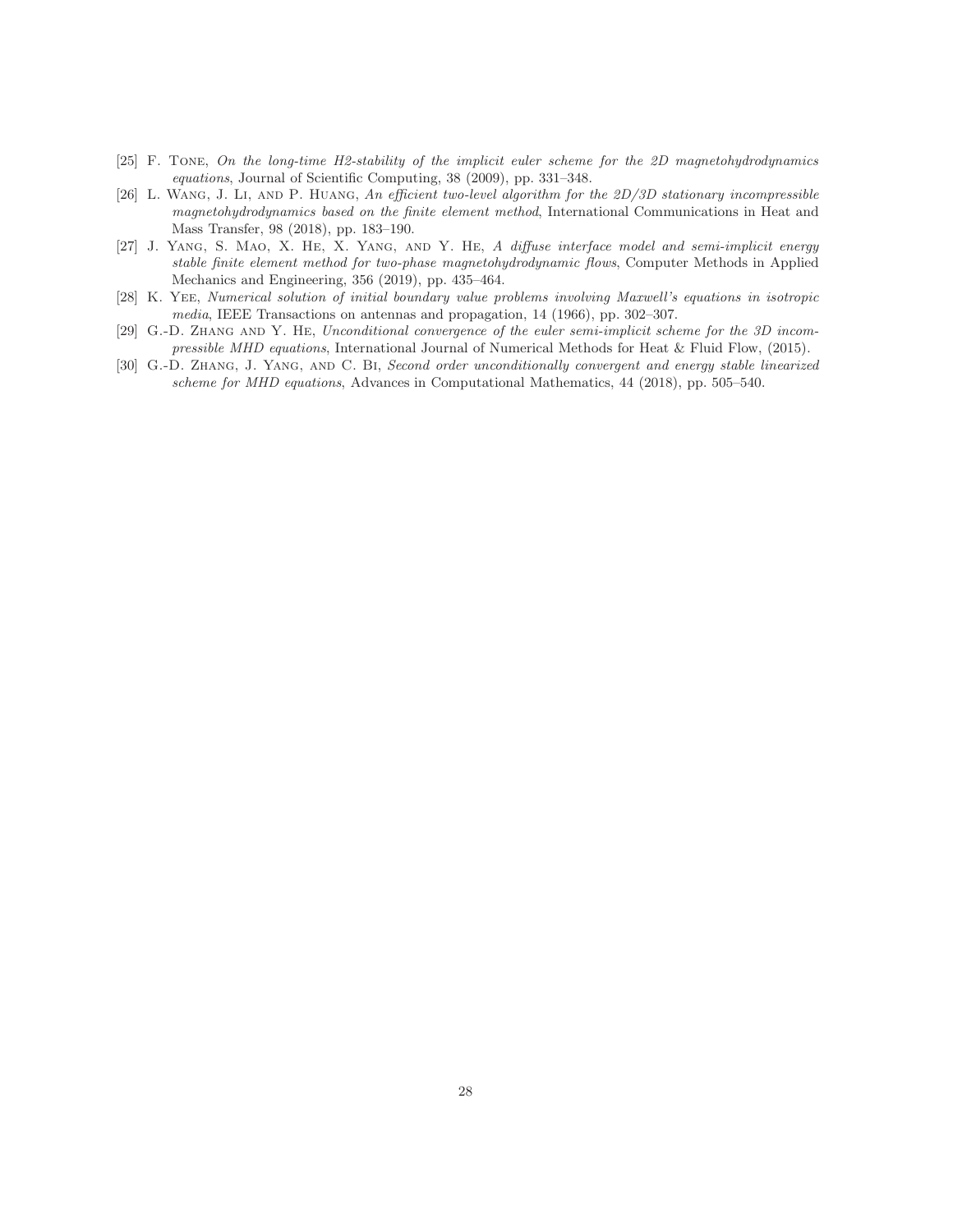[25] F. Tone, *On the long-time H2-stability of the implicit euler scheme for the 2D magnetohydrodynamics equations*, Journal of Scientific Computing, 38 (2009), pp. 331–348.

[26] L. Wang, J. Li, and P. Huang, *An efficient two-level algorithm for the 2D/3D stationary incompressible magnetohydrodynamics based on the finite element method*, International Communications in Heat and Mass Transfer, 98 (2018), pp. 183–190.

[27] J. Yang, S. Mao, X. He, X. Yang, and Y. He, *A diffuse interface model and semi-implicit energy stable finite element method for two-phase magnetohydrodynamic flows*, Computer Methods in Applied Mechanics and Engineering, 356 (2019), pp. 435–464.

[28] K. Yee, *Numerical solution of initial boundary value problems involving Maxwell's equations in isotropic media*, IEEE Transactions on antennas and propagation, 14 (1966), pp. 302–307.

[29] G.-D. Zhang and Y. He, *Unconditional convergence of the euler semi-implicit scheme for the 3D incompressible MHD equations*, International Journal of Numerical Methods for Heat & Fluid Flow, (2015).

[30] G.-D. Zhang, J. Yang, and C. Bi, *Second order unconditionally convergent and energy stable linearized scheme for MHD equations*, Advances in Computational Mathematics, 44 (2018), pp. 505–540.